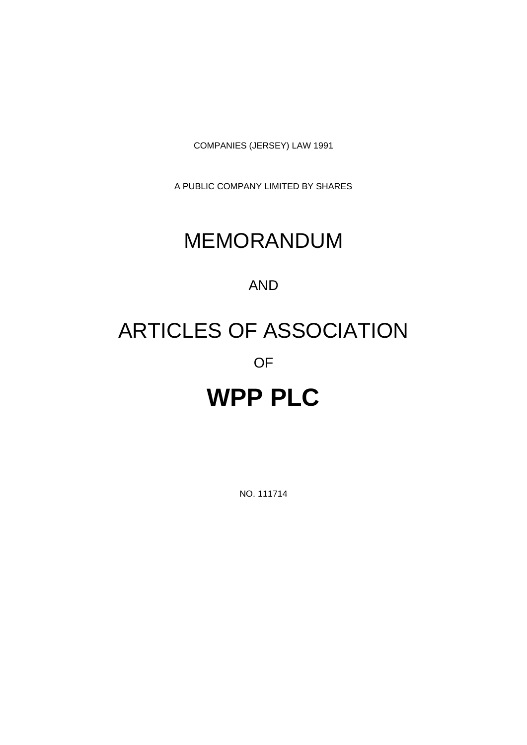COMPANIES (JERSEY) LAW 1991

A PUBLIC COMPANY LIMITED BY SHARES

# MEMORANDUM

AND

# ARTICLES OF ASSOCIATION

OF

# **WPP PLC**

NO. 111714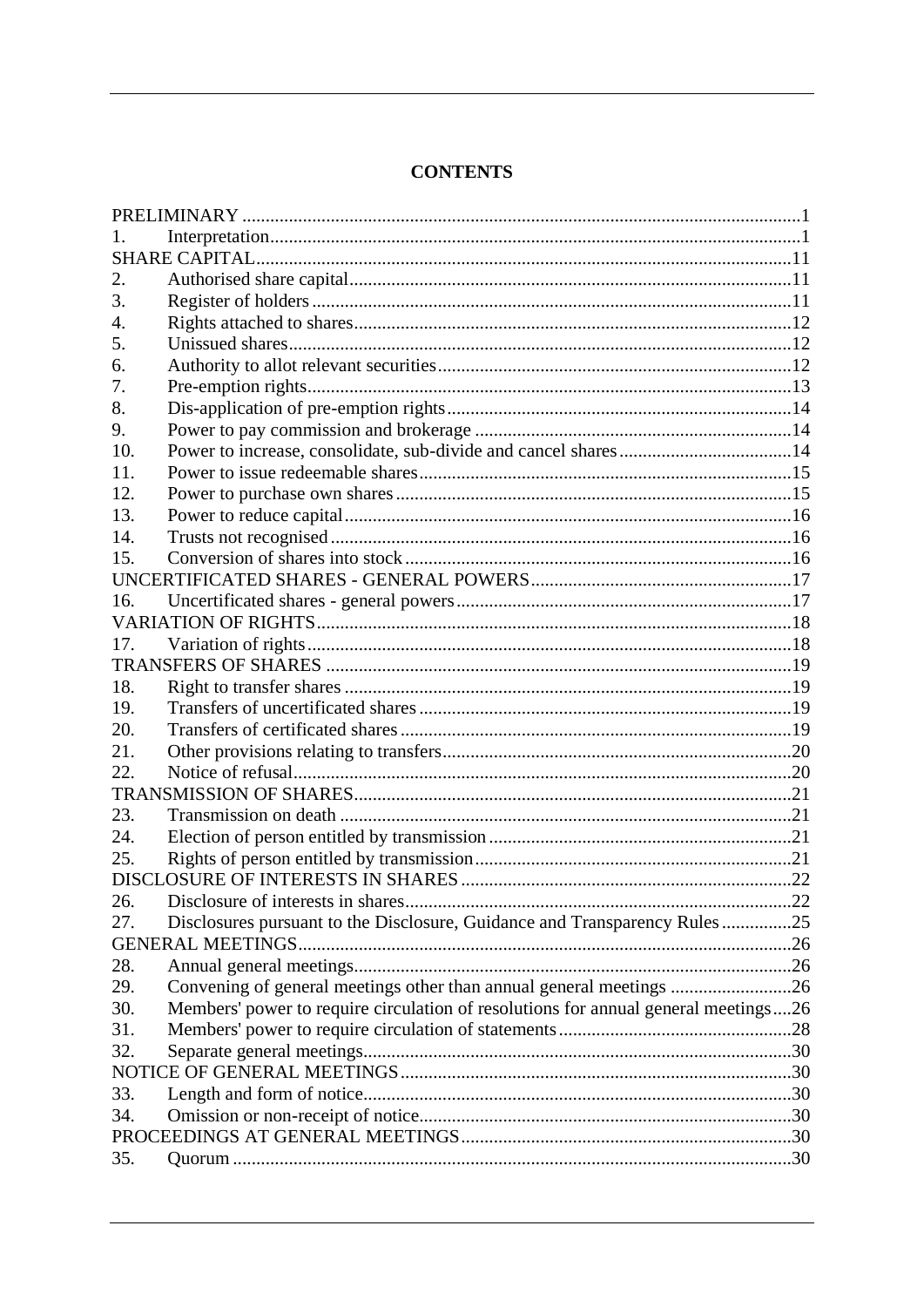**CONTENTS**

| | | |
|---|---|---|
| PRELIMINARY | | 1 |
| 1. | Interpretation | 1 |
| SHARE CAPITAL | | 11 |
| 2. | Authorised share capital | 11 |
| 3. | Register of holders | 11 |
| 4. | Rights attached to shares | 12 |
| 5. | Unissued shares | 12 |
| 6. | Authority to allot relevant securities | 12 |
| 7. | Pre-emption rights | 13 |
| 8. | Dis-application of pre-emption rights | 14 |
| 9. | Power to pay commission and brokerage | 14 |
| 10. | Power to increase, consolidate, sub-divide and cancel shares | 14 |
| 11. | Power to issue redeemable shares | 15 |
| 12. | Power to purchase own shares | 15 |
| 13. | Power to reduce capital | 16 |
| 14. | Trusts not recognised | 16 |
| 15. | Conversion of shares into stock | 16 |
| UNCERTIFICATED SHARES - GENERAL POWERS | | 17 |
| 16. | Uncertificated shares - general powers | 17 |
| VARIATION OF RIGHTS | | 18 |
| 17. | Variation of rights | 18 |
| TRANSFERS OF SHARES | | 19 |
| 18. | Right to transfer shares | 19 |
| 19. | Transfers of uncertificated shares | 19 |
| 20. | Transfers of certificated shares | 19 |
| 21. | Other provisions relating to transfers | 20 |
| 22. | Notice of refusal | 20 |
| TRANSMISSION OF SHARES | | 21 |
| 23. | Transmission on death | 21 |
| 24. | Election of person entitled by transmission | 21 |
| 25. | Rights of person entitled by transmission | 21 |
| DISCLOSURE OF INTERESTS IN SHARES | | 22 |
| 26. | Disclosure of interests in shares | 22 |
| 27. | Disclosures pursuant to the Disclosure, Guidance and Transparency Rules | 25 |
| GENERAL MEETINGS | | 26 |
| 28. | Annual general meetings | 26 |
| 29. | Convening of general meetings other than annual general meetings | 26 |
| 30. | Members' power to require circulation of resolutions for annual general meetings | 26 |
| 31. | Members' power to require circulation of statements | 28 |
| 32. | Separate general meetings | 30 |
| NOTICE OF GENERAL MEETINGS | | 30 |
| 33. | Length and form of notice | 30 |
| 34. | Omission or non-receipt of notice | 30 |
| PROCEEDINGS AT GENERAL MEETINGS | | 30 |
| 35. | Quorum | 30 |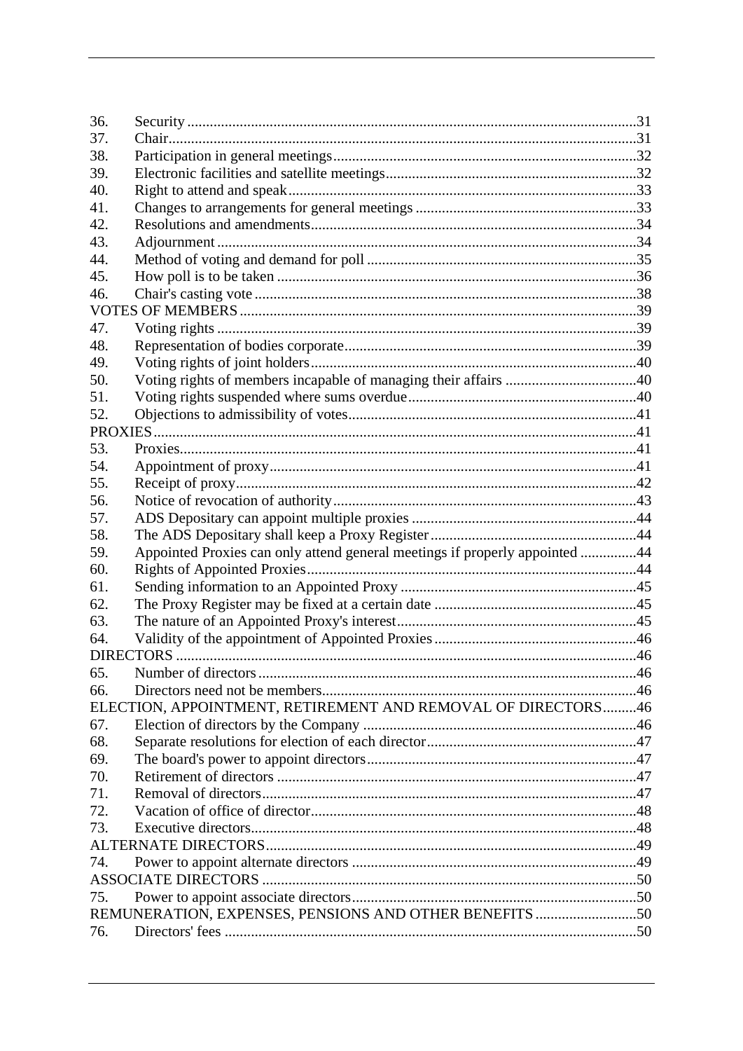| | | |
|---|---|---|
| 36. | Security | 31 |
| 37. | Chair | 31 |
| 38. | Participation in general meetings | 32 |
| 39. | Electronic facilities and satellite meetings | 32 |
| 40. | Right to attend and speak | 33 |
| 41. | Changes to arrangements for general meetings | 33 |
| 42. | Resolutions and amendments | 34 |
| 43. | Adjournment | 34 |
| 44. | Method of voting and demand for poll | 35 |
| 45. | How poll is to be taken | 36 |
| 46. | Chair's casting vote | 38 |
| VOTES OF MEMBERS | | 39 |
| 47. | Voting rights | 39 |
| 48. | Representation of bodies corporate | 39 |
| 49. | Voting rights of joint holders | 40 |
| 50. | Voting rights of members incapable of managing their affairs | 40 |
| 51. | Voting rights suspended where sums overdue | 40 |
| 52. | Objections to admissibility of votes | 41 |
| PROXIES | | 41 |
| 53. | Proxies | 41 |
| 54. | Appointment of proxy | 41 |
| 55. | Receipt of proxy | 42 |
| 56. | Notice of revocation of authority | 43 |
| 57. | ADS Depositary can appoint multiple proxies | 44 |
| 58. | The ADS Depositary shall keep a Proxy Register | 44 |
| 59. | Appointed Proxies can only attend general meetings if properly appointed | 44 |
| 60. | Rights of Appointed Proxies | 44 |
| 61. | Sending information to an Appointed Proxy | 45 |
| 62. | The Proxy Register may be fixed at a certain date | 45 |
| 63. | The nature of an Appointed Proxy's interest | 45 |
| 64. | Validity of the appointment of Appointed Proxies | 46 |
| DIRECTORS | | 46 |
| 65. | Number of directors | 46 |
| 66. | Directors need not be members | 46 |
| ELECTION, APPOINTMENT, RETIREMENT AND REMOVAL OF DIRECTORS | | 46 |
| 67. | Election of directors by the Company | 46 |
| 68. | Separate resolutions for election of each director | 47 |
| 69. | The board's power to appoint directors | 47 |
| 70. | Retirement of directors | 47 |
| 71. | Removal of directors | 47 |
| 72. | Vacation of office of director | 48 |
| 73. | Executive directors | 48 |
| ALTERNATE DIRECTORS | | 49 |
| 74. | Power to appoint alternate directors | 49 |
| ASSOCIATE DIRECTORS | | 50 |
| 75. | Power to appoint associate directors | 50 |
| REMUNERATION, EXPENSES, PENSIONS AND OTHER BENEFITS | | 50 |
| 76. | Directors' fees | 50 |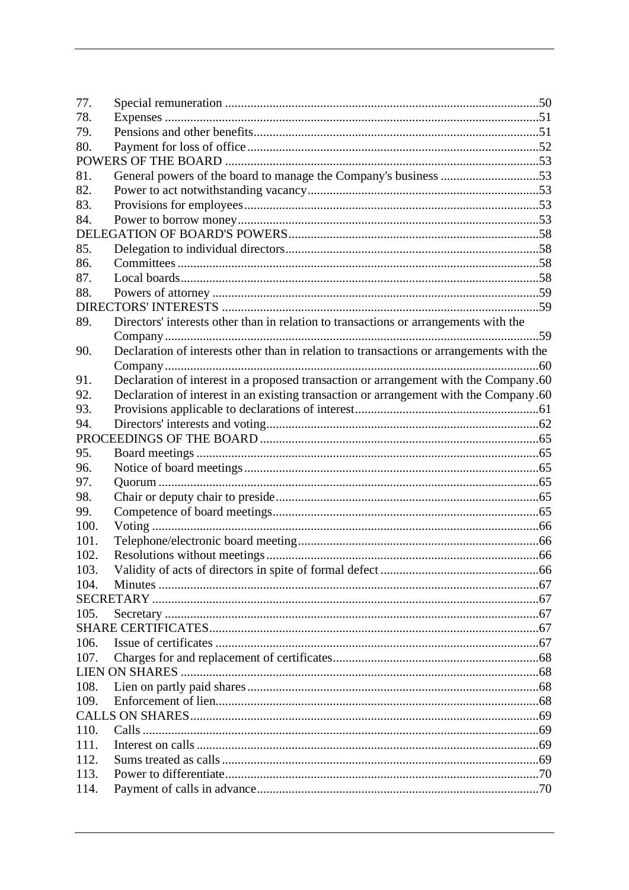| | | |
|---|---|---|
| 77. | Special remuneration | 50 |
| 78. | Expenses | 51 |
| 79. | Pensions and other benefits | 51 |
| 80. | Payment for loss of office | 52 |
| POWERS OF THE BOARD | | 53 |
| 81. | General powers of the board to manage the Company's business | 53 |
| 82. | Power to act notwithstanding vacancy | 53 |
| 83. | Provisions for employees | 53 |
| 84. | Power to borrow money | 53 |
| DELEGATION OF BOARD'S POWERS | | 58 |
| 85. | Delegation to individual directors | 58 |
| 86. | Committees | 58 |
| 87. | Local boards | 58 |
| 88. | Powers of attorney | 59 |
| DIRECTORS' INTERESTS | | 59 |
| 89. | Directors' interests other than in relation to transactions or arrangements with the Company | 59 |
| 90. | Declaration of interests other than in relation to transactions or arrangements with the Company | 60 |
| 91. | Declaration of interest in a proposed transaction or arrangement with the Company | 60 |
| 92. | Declaration of interest in an existing transaction or arrangement with the Company | 60 |
| 93. | Provisions applicable to declarations of interest | 61 |
| 94. | Directors' interests and voting | 62 |
| PROCEEDINGS OF THE BOARD | | 65 |
| 95. | Board meetings | 65 |
| 96. | Notice of board meetings | 65 |
| 97. | Quorum | 65 |
| 98. | Chair or deputy chair to preside | 65 |
| 99. | Competence of board meetings | 65 |
| 100. | Voting | 66 |
| 101. | Telephone/electronic board meeting | 66 |
| 102. | Resolutions without meetings | 66 |
| 103. | Validity of acts of directors in spite of formal defect | 66 |
| 104. | Minutes | 67 |
| SECRETARY | | 67 |
| 105. | Secretary | 67 |
| SHARE CERTIFICATES | | 67 |
| 106. | Issue of certificates | 67 |
| 107. | Charges for and replacement of certificates | 68 |
| LIEN ON SHARES | | 68 |
| 108. | Lien on partly paid shares | 68 |
| 109. | Enforcement of lien | 68 |
| CALLS ON SHARES | | 69 |
| 110. | Calls | 69 |
| 111. | Interest on calls | 69 |
| 112. | Sums treated as calls | 69 |
| 113. | Power to differentiate | 70 |
| 114. | Payment of calls in advance | 70 |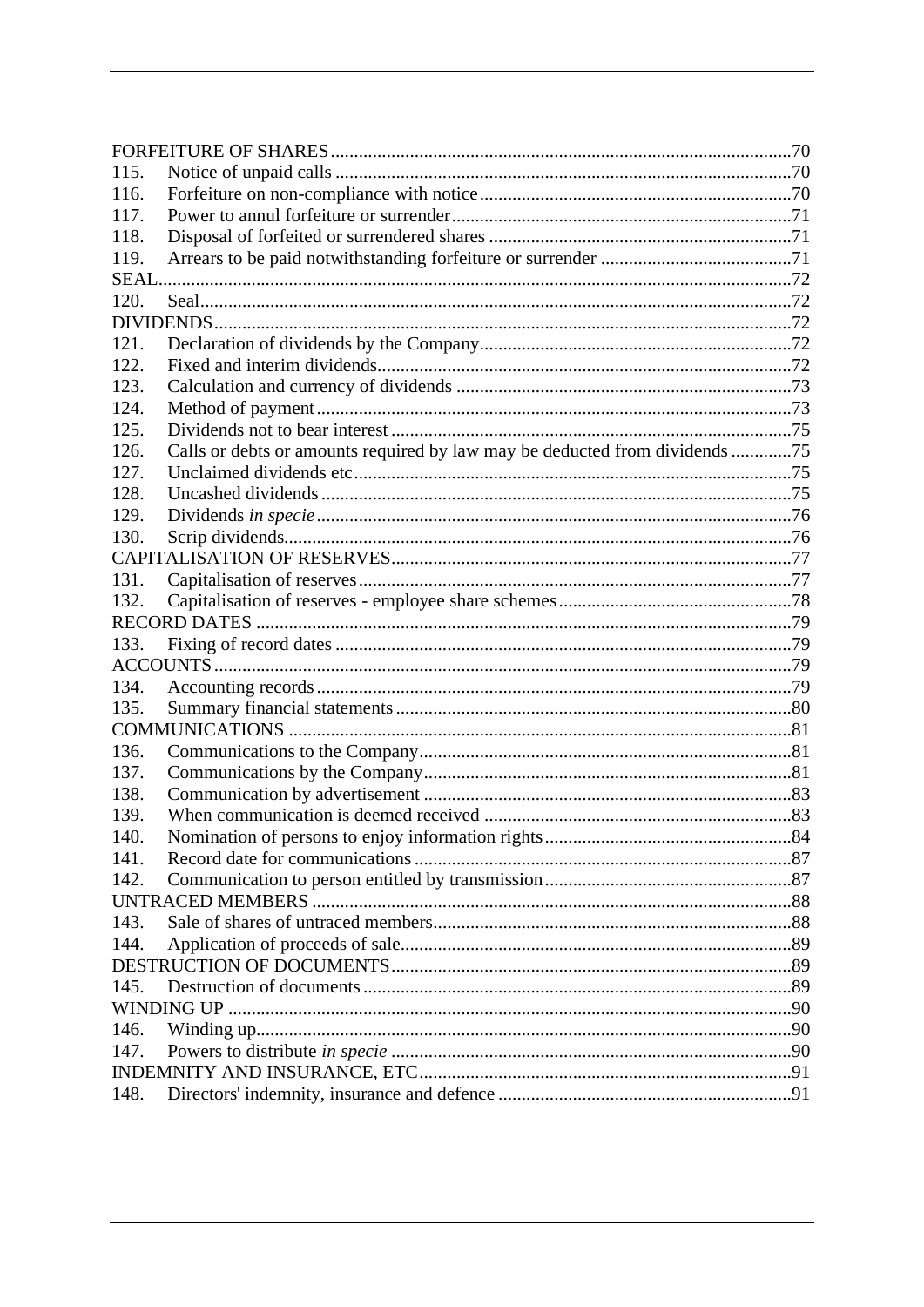| | | |
|---|---|---|
| FORFEITURE OF SHARES | | 70 |
| 115. | Notice of unpaid calls | 70 |
| 116. | Forfeiture on non-compliance with notice | 70 |
| 117. | Power to annul forfeiture or surrender | 71 |
| 118. | Disposal of forfeited or surrendered shares | 71 |
| 119. | Arrears to be paid notwithstanding forfeiture or surrender | 71 |
| SEAL | | 72 |
| 120. | Seal | 72 |
| DIVIDENDS | | 72 |
| 121. | Declaration of dividends by the Company | 72 |
| 122. | Fixed and interim dividends | 72 |
| 123. | Calculation and currency of dividends | 73 |
| 124. | Method of payment | 73 |
| 125. | Dividends not to bear interest | 75 |
| 126. | Calls or debts or amounts required by law may be deducted from dividends | 75 |
| 127. | Unclaimed dividends etc | 75 |
| 128. | Uncashed dividends | 75 |
| 129. | Dividends *in specie* | 76 |
| 130. | Scrip dividends | 76 |
| CAPITALISATION OF RESERVES | | 77 |
| 131. | Capitalisation of reserves | 77 |
| 132. | Capitalisation of reserves - employee share schemes | 78 |
| RECORD DATES | | 79 |
| 133. | Fixing of record dates | 79 |
| ACCOUNTS | | 79 |
| 134. | Accounting records | 79 |
| 135. | Summary financial statements | 80 |
| COMMUNICATIONS | | 81 |
| 136. | Communications to the Company | 81 |
| 137. | Communications by the Company | 81 |
| 138. | Communication by advertisement | 83 |
| 139. | When communication is deemed received | 83 |
| 140. | Nomination of persons to enjoy information rights | 84 |
| 141. | Record date for communications | 87 |
| 142. | Communication to person entitled by transmission | 87 |
| UNTRACED MEMBERS | | 88 |
| 143. | Sale of shares of untraced members | 88 |
| 144. | Application of proceeds of sale | 89 |
| DESTRUCTION OF DOCUMENTS | | 89 |
| 145. | Destruction of documents | 89 |
| WINDING UP | | 90 |
| 146. | Winding up | 90 |
| 147. | Powers to distribute *in specie* | 90 |
| INDEMNITY AND INSURANCE, ETC | | 91 |
| 148. | Directors' indemnity, insurance and defence | 91 |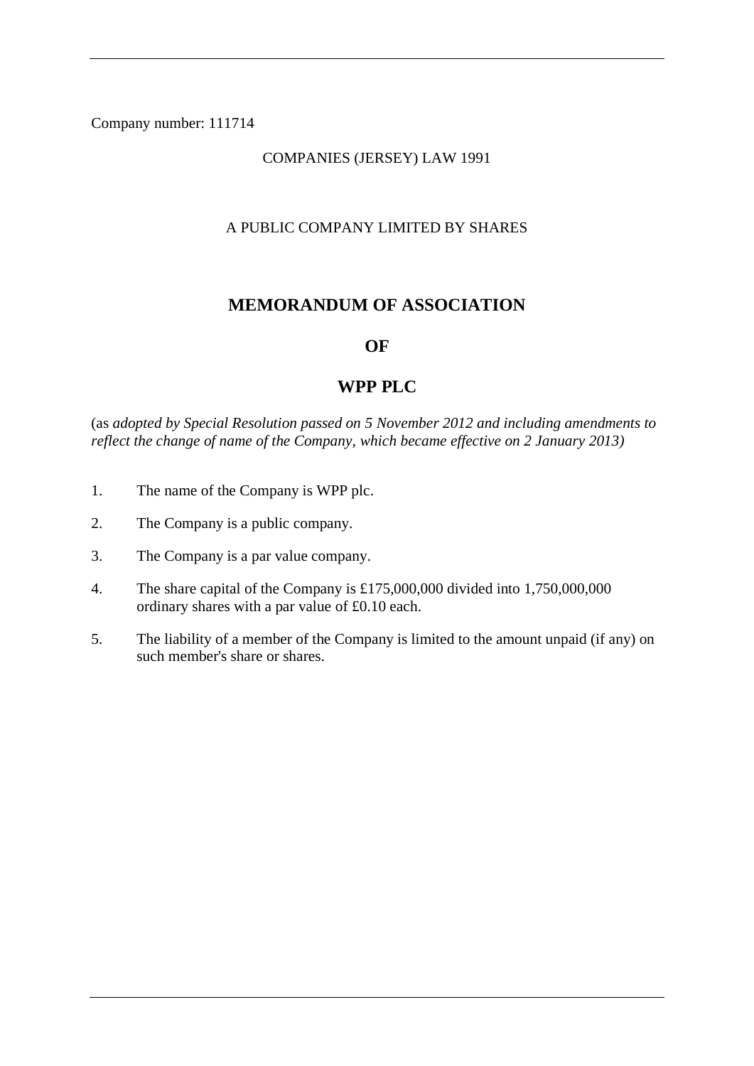Company number: 111714

COMPANIES (JERSEY) LAW 1991

A PUBLIC COMPANY LIMITED BY SHARES

# MEMORANDUM OF ASSOCIATION

# OF

# WPP PLC

(as *adopted by Special Resolution passed on 5 November 2012 and including amendments to reflect the change of name of the Company, which became effective on 2 January 2013)*

1. The name of the Company is WPP plc.
2. The Company is a public company.
3. The Company is a par value company.
4. The share capital of the Company is £175,000,000 divided into 1,750,000,000 ordinary shares with a par value of £0.10 each.
5. The liability of a member of the Company is limited to the amount unpaid (if any) on such member's share or shares.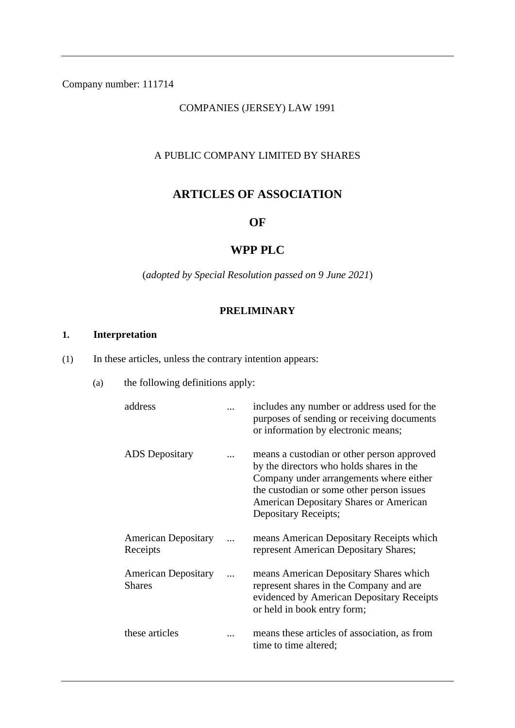Company number: 111714

COMPANIES (JERSEY) LAW 1991

A PUBLIC COMPANY LIMITED BY SHARES

# ARTICLES OF ASSOCIATION

# OF

# WPP PLC

(*adopted by Special Resolution passed on 9 June 2021*)

## PRELIMINARY

### 1. Interpretation

(1) In these articles, unless the contrary intention appears:

(a) the following definitions apply:

| | | |
|---|---|---|
| address | ... | includes any number or address used for the purposes of sending or receiving documents or information by electronic means; |
| ADS Depositary | ... | means a custodian or other person approved by the directors who holds shares in the Company under arrangements where either the custodian or some other person issues American Depositary Shares or American Depositary Receipts; |
| American Depositary Receipts | ... | means American Depositary Receipts which represent American Depositary Shares; |
| American Depositary Shares | ... | means American Depositary Shares which represent shares in the Company and are evidenced by American Depositary Receipts or held in book entry form; |
| these articles | ... | means these articles of association, as from time to time altered; |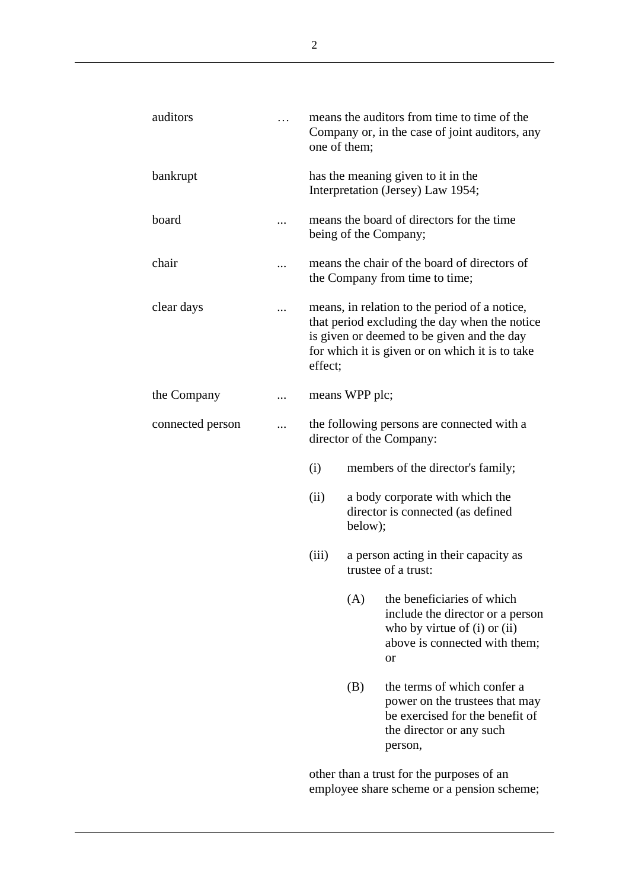| | | |
|---|---|---|
| auditors | … | means the auditors from time to time of the Company or, in the case of joint auditors, any one of them; |
| bankrupt | | has the meaning given to it in the Interpretation (Jersey) Law 1954; |
| board | ... | means the board of directors for the time being of the Company; |
| chair | ... | means the chair of the board of directors of the Company from time to time; |
| clear days | ... | means, in relation to the period of a notice, that period excluding the day when the notice is given or deemed to be given and the day for which it is given or on which it is to take effect; |
| the Company | ... | means WPP plc; |
| connected person | ... | the following persons are connected with a director of the Company: |

(i) members of the director's family;

(ii) a body corporate with which the director is connected (as defined below);

(iii) a person acting in their capacity as trustee of a trust:

(A) the beneficiaries of which include the director or a person who by virtue of (i) or (ii) above is connected with them; or

(B) the terms of which confer a power on the trustees that may be exercised for the benefit of the director or any such person,

other than a trust for the purposes of an employee share scheme or a pension scheme;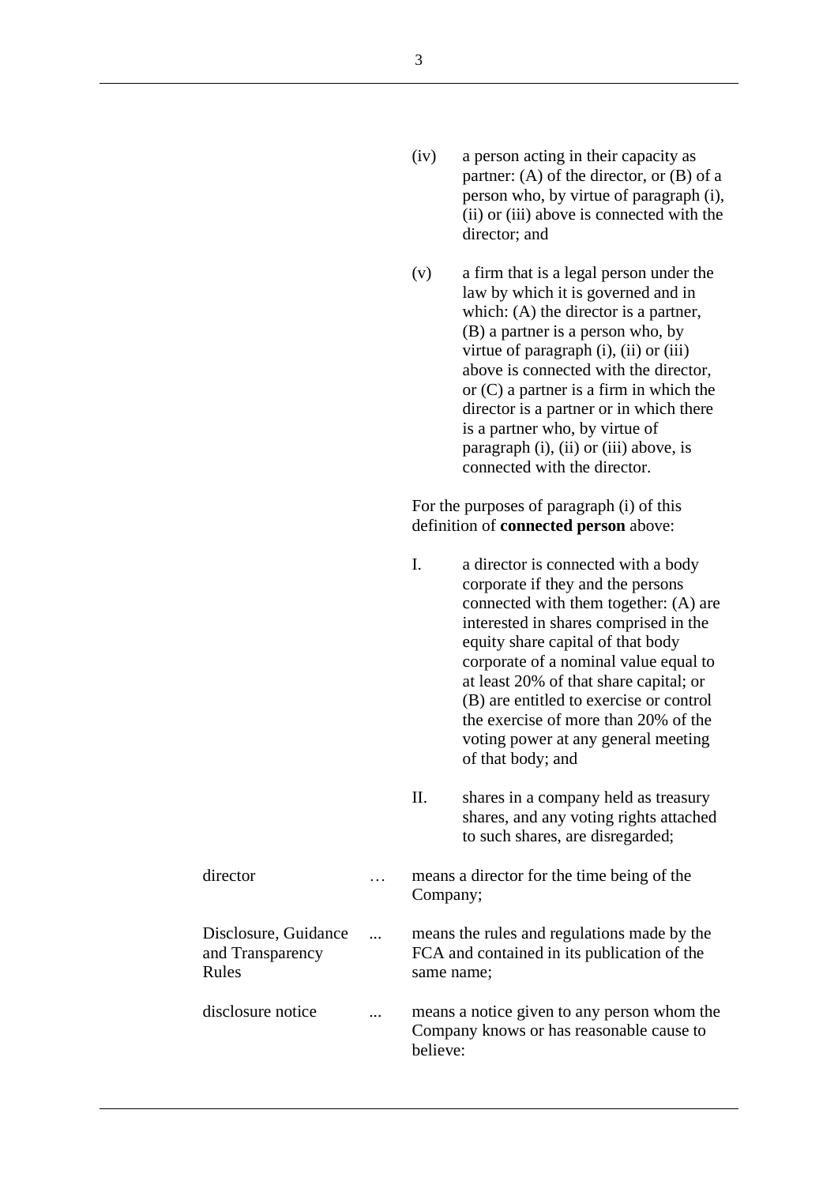(iv) a person acting in their capacity as partner: (A) of the director, or (B) of a person who, by virtue of paragraph (i), (ii) or (iii) above is connected with the director; and

(v) a firm that is a legal person under the law by which it is governed and in which: (A) the director is a partner, (B) a partner is a person who, by virtue of paragraph (i), (ii) or (iii) above is connected with the director, or (C) a partner is a firm in which the director is a partner or in which there is a partner who, by virtue of paragraph (i), (ii) or (iii) above, is connected with the director.

For the purposes of paragraph (i) of this definition of **connected person** above:

I. a director is connected with a body corporate if they and the persons connected with them together: (A) are interested in shares comprised in the equity share capital of that body corporate of a nominal value equal to at least 20% of that share capital; or (B) are entitled to exercise or control the exercise of more than 20% of the voting power at any general meeting of that body; and

II. shares in a company held as treasury shares, and any voting rights attached to such shares, are disregarded;

| | | |
|---|---|---|
| director | … | means a director for the time being of the Company; |
| Disclosure, Guidance and Transparency Rules | ... | means the rules and regulations made by the FCA and contained in its publication of the same name; |
| disclosure notice | ... | means a notice given to any person whom the Company knows or has reasonable cause to believe: |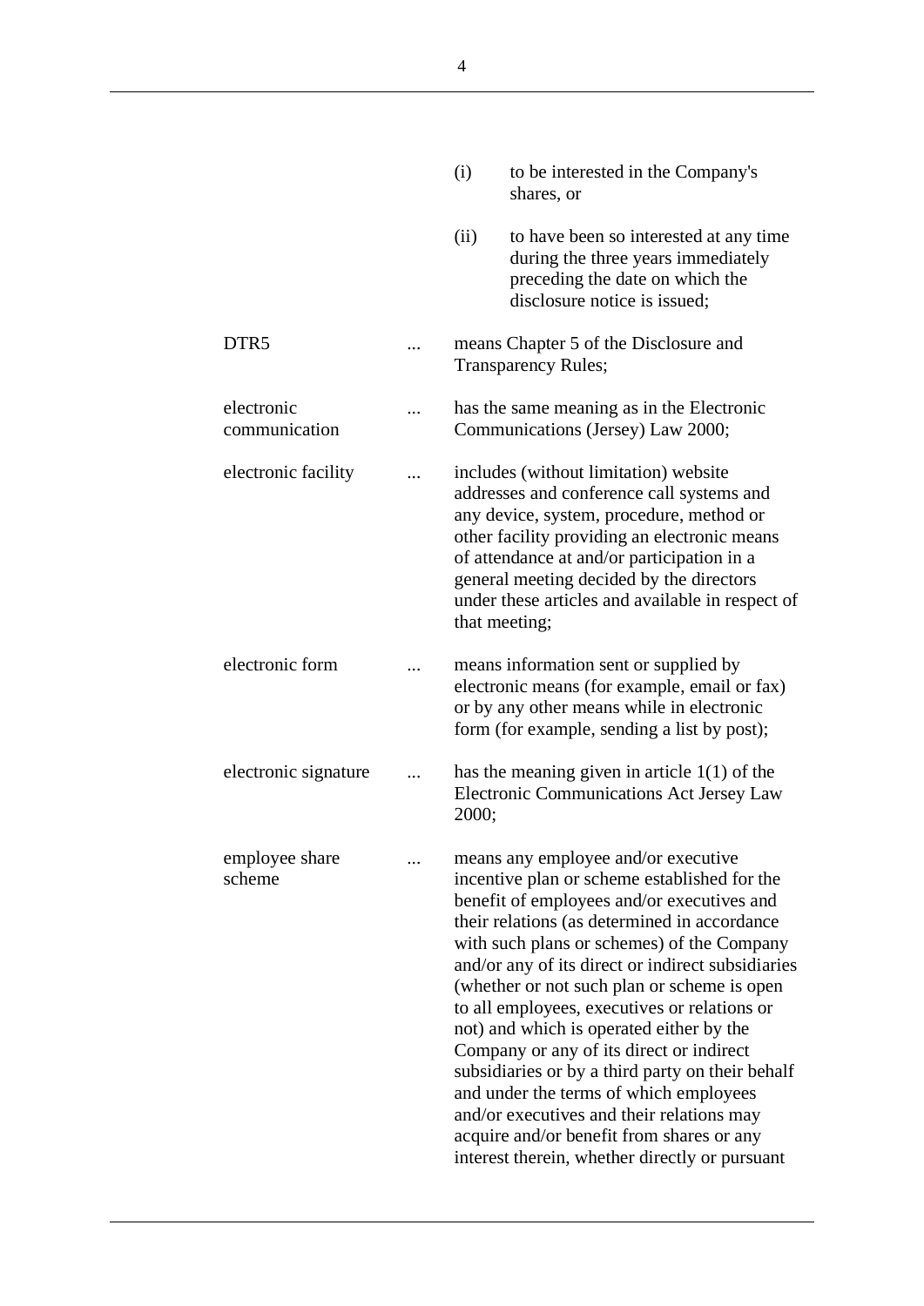(i) to be interested in the Company's shares, or

(ii) to have been so interested at any time during the three years immediately preceding the date on which the disclosure notice is issued;

| | | |
|---|---|---|
| DTR5 | ... | means Chapter 5 of the Disclosure and Transparency Rules; |
| electronic communication | ... | has the same meaning as in the Electronic Communications (Jersey) Law 2000; |
| electronic facility | ... | includes (without limitation) website addresses and conference call systems and any device, system, procedure, method or other facility providing an electronic means of attendance at and/or participation in a general meeting decided by the directors under these articles and available in respect of that meeting; |
| electronic form | ... | means information sent or supplied by electronic means (for example, email or fax) or by any other means while in electronic form (for example, sending a list by post); |
| electronic signature | ... | has the meaning given in article 1(1) of the Electronic Communications Act Jersey Law 2000; |
| employee share scheme | ... | means any employee and/or executive incentive plan or scheme established for the benefit of employees and/or executives and their relations (as determined in accordance with such plans or schemes) of the Company and/or any of its direct or indirect subsidiaries (whether or not such plan or scheme is open to all employees, executives or relations or not) and which is operated either by the Company or any of its direct or indirect subsidiaries or by a third party on their behalf and under the terms of which employees and/or executives and their relations may acquire and/or benefit from shares or any interest therein, whether directly or pursuant |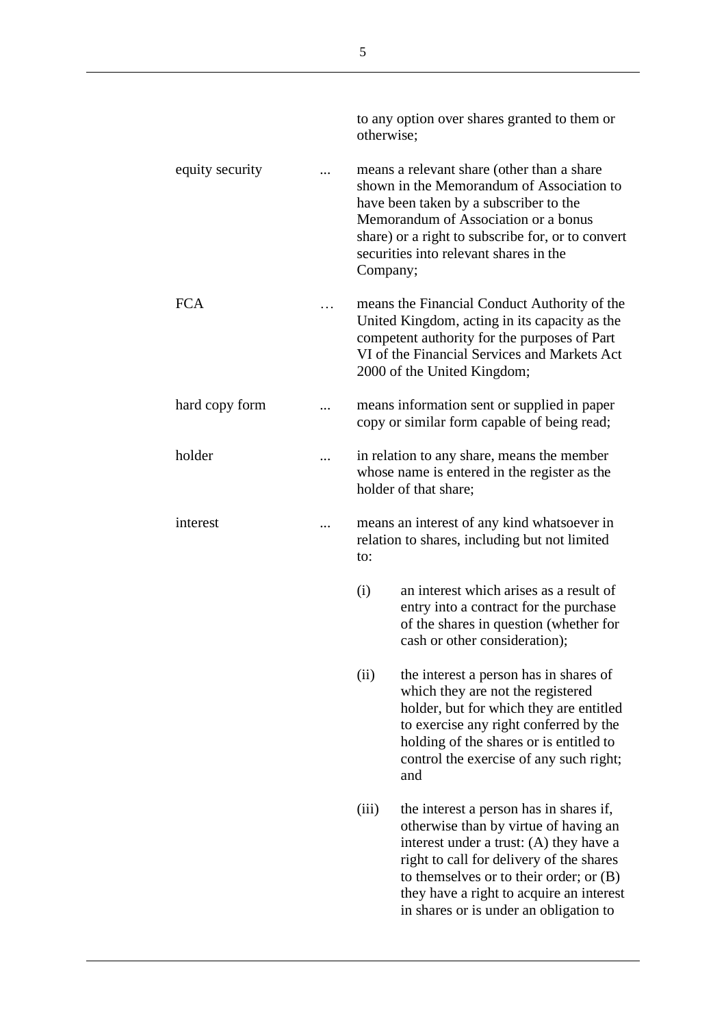to any option over shares granted to them or otherwise;

| | | |
|---|---|---|
| equity security | ... | means a relevant share (other than a share shown in the Memorandum of Association to have been taken by a subscriber to the Memorandum of Association or a bonus share) or a right to subscribe for, or to convert securities into relevant shares in the Company; |
| FCA | … | means the Financial Conduct Authority of the United Kingdom, acting in its capacity as the competent authority for the purposes of Part VI of the Financial Services and Markets Act 2000 of the United Kingdom; |
| hard copy form | ... | means information sent or supplied in paper copy or similar form capable of being read; |
| holder | ... | in relation to any share, means the member whose name is entered in the register as the holder of that share; |
| interest | ... | means an interest of any kind whatsoever in relation to shares, including but not limited to: |

(i) an interest which arises as a result of entry into a contract for the purchase of the shares in question (whether for cash or other consideration);

(ii) the interest a person has in shares of which they are not the registered holder, but for which they are entitled to exercise any right conferred by the holding of the shares or is entitled to control the exercise of any such right; and

(iii) the interest a person has in shares if, otherwise than by virtue of having an interest under a trust: (A) they have a right to call for delivery of the shares to themselves or to their order; or (B) they have a right to acquire an interest in shares or is under an obligation to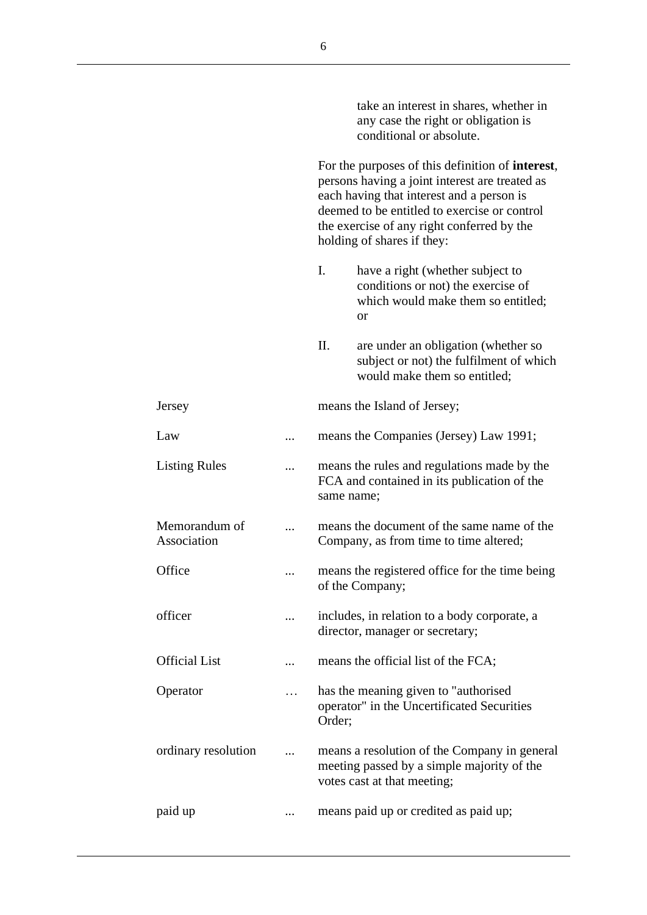take an interest in shares, whether in any case the right or obligation is conditional or absolute.

For the purposes of this definition of **interest**, persons having a joint interest are treated as each having that interest and a person is deemed to be entitled to exercise or control the exercise of any right conferred by the holding of shares if they:

I. have a right (whether subject to conditions or not) the exercise of which would make them so entitled; or

II. are under an obligation (whether so subject or not) the fulfilment of which would make them so entitled;

| | | |
|---|---|---|
| Jersey | | means the Island of Jersey; |
| Law | ... | means the Companies (Jersey) Law 1991; |
| Listing Rules | ... | means the rules and regulations made by the FCA and contained in its publication of the same name; |
| Memorandum of Association | ... | means the document of the same name of the Company, as from time to time altered; |
| Office | ... | means the registered office for the time being of the Company; |
| officer | ... | includes, in relation to a body corporate, a director, manager or secretary; |
| Official List | ... | means the official list of the FCA; |
| Operator | … | has the meaning given to "authorised operator" in the Uncertificated Securities Order; |
| ordinary resolution | ... | means a resolution of the Company in general meeting passed by a simple majority of the votes cast at that meeting; |
| paid up | ... | means paid up or credited as paid up; |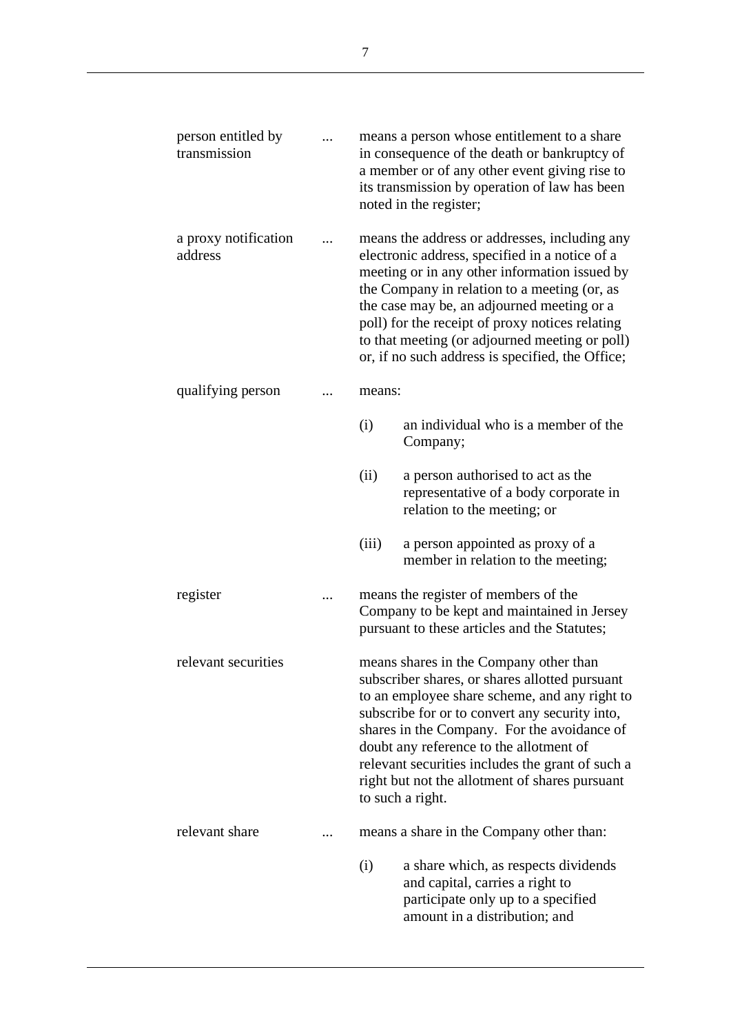| | | |
|---|---|---|
| person entitled by transmission | ... | means a person whose entitlement to a share in consequence of the death or bankruptcy of a member or of any other event giving rise to its transmission by operation of law has been noted in the register; |
| a proxy notification address | ... | means the address or addresses, including any electronic address, specified in a notice of a meeting or in any other information issued by the Company in relation to a meeting (or, as the case may be, an adjourned meeting or a poll) for the receipt of proxy notices relating to that meeting (or adjourned meeting or poll) or, if no such address is specified, the Office; |
| qualifying person | ... | means:<br>(i) an individual who is a member of the Company;<br>(ii) a person authorised to act as the representative of a body corporate in relation to the meeting; or<br>(iii) a person appointed as proxy of a member in relation to the meeting; |
| register | ... | means the register of members of the Company to be kept and maintained in Jersey pursuant to these articles and the Statutes; |
| relevant securities | | means shares in the Company other than subscriber shares, or shares allotted pursuant to an employee share scheme, and any right to subscribe for or to convert any security into, shares in the Company. For the avoidance of doubt any reference to the allotment of relevant securities includes the grant of such a right but not the allotment of shares pursuant to such a right. |
| relevant share | ... | means a share in the Company other than:<br>(i) a share which, as respects dividends and capital, carries a right to participate only up to a specified amount in a distribution; and |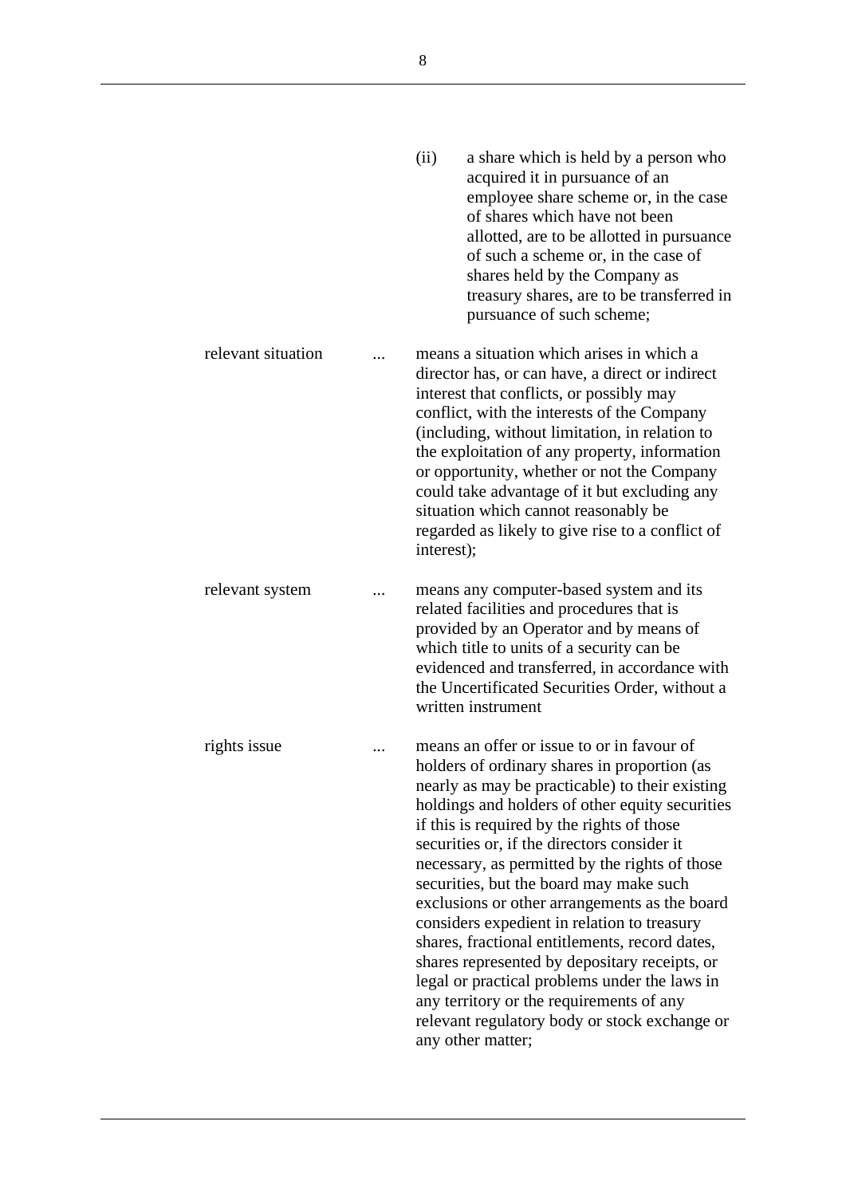(ii) a share which is held by a person who acquired it in pursuance of an employee share scheme or, in the case of shares which have not been allotted, are to be allotted in pursuance of such a scheme or, in the case of shares held by the Company as treasury shares, are to be transferred in pursuance of such scheme;

relevant situation ... means a situation which arises in which a director has, or can have, a direct or indirect interest that conflicts, or possibly may conflict, with the interests of the Company (including, without limitation, in relation to the exploitation of any property, information or opportunity, whether or not the Company could take advantage of it but excluding any situation which cannot reasonably be regarded as likely to give rise to a conflict of interest);

relevant system ... means any computer-based system and its related facilities and procedures that is provided by an Operator and by means of which title to units of a security can be evidenced and transferred, in accordance with the Uncertificated Securities Order, without a written instrument

rights issue ... means an offer or issue to or in favour of holders of ordinary shares in proportion (as nearly as may be practicable) to their existing holdings and holders of other equity securities if this is required by the rights of those securities or, if the directors consider it necessary, as permitted by the rights of those securities, but the board may make such exclusions or other arrangements as the board considers expedient in relation to treasury shares, fractional entitlements, record dates, shares represented by depositary receipts, or legal or practical problems under the laws in any territory or the requirements of any relevant regulatory body or stock exchange or any other matter;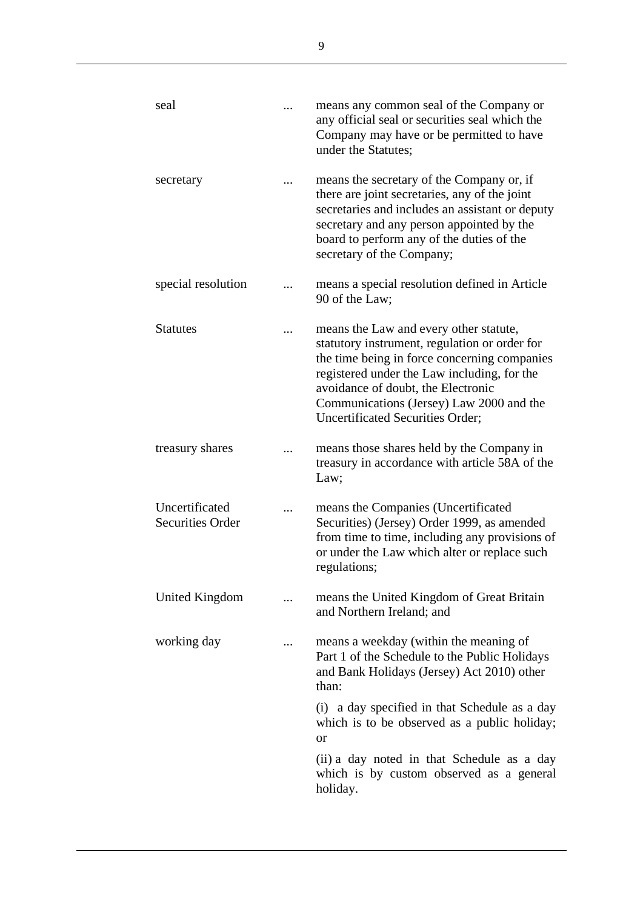| | | |
|---|---|---|
| seal | ... | means any common seal of the Company or any official seal or securities seal which the Company may have or be permitted to have under the Statutes; |
| secretary | ... | means the secretary of the Company or, if there are joint secretaries, any of the joint secretaries and includes an assistant or deputy secretary and any person appointed by the board to perform any of the duties of the secretary of the Company; |
| special resolution | ... | means a special resolution defined in Article 90 of the Law; |
| Statutes | ... | means the Law and every other statute, statutory instrument, regulation or order for the time being in force concerning companies registered under the Law including, for the avoidance of doubt, the Electronic Communications (Jersey) Law 2000 and the Uncertificated Securities Order; |
| treasury shares | ... | means those shares held by the Company in treasury in accordance with article 58A of the Law; |
| Uncertificated Securities Order | ... | means the Companies (Uncertificated Securities) (Jersey) Order 1999, as amended from time to time, including any provisions of or under the Law which alter or replace such regulations; |
| United Kingdom | ... | means the United Kingdom of Great Britain and Northern Ireland; and |
| working day | ... | means a weekday (within the meaning of Part 1 of the Schedule to the Public Holidays and Bank Holidays (Jersey) Act 2010) other than:<br><br>(i) a day specified in that Schedule as a day which is to be observed as a public holiday; or<br><br>(ii) a day noted in that Schedule as a day which is by custom observed as a general holiday. |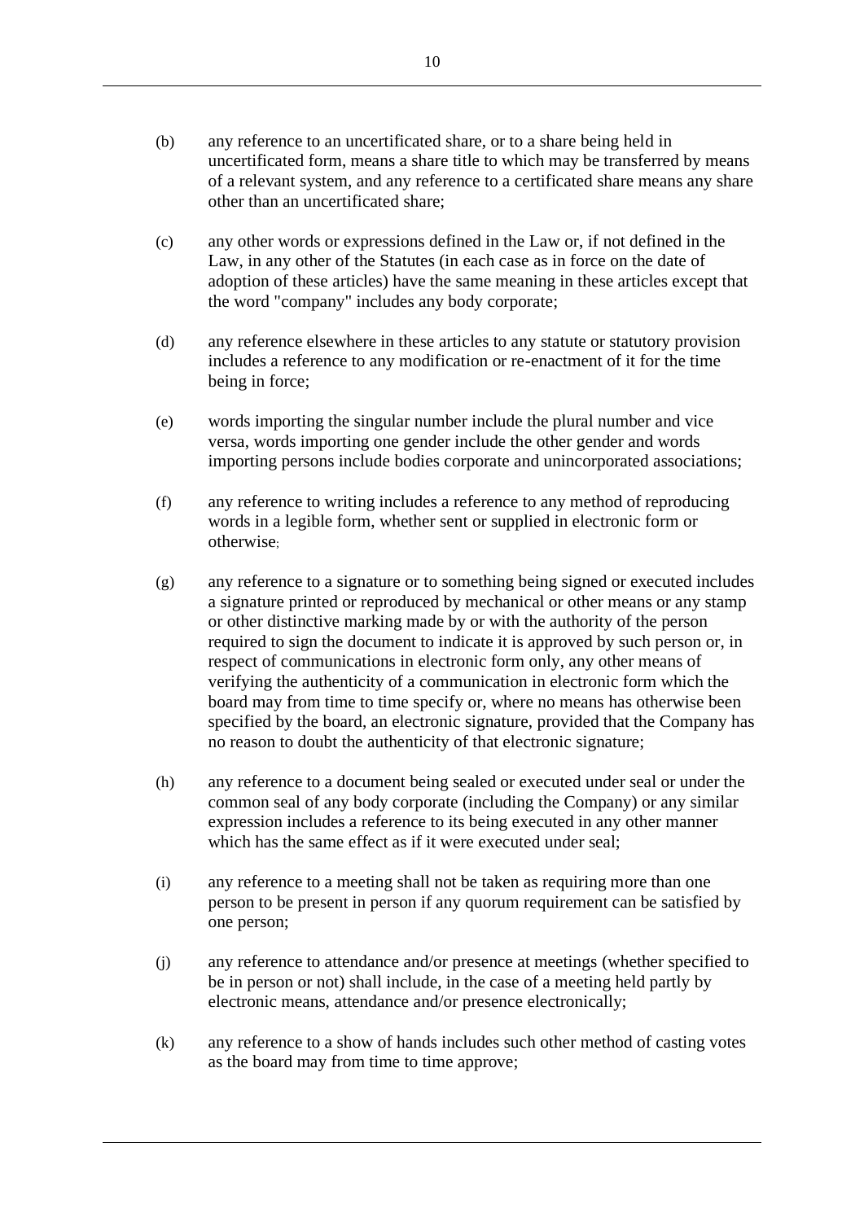(b) any reference to an uncertificated share, or to a share being held in uncertificated form, means a share title to which may be transferred by means of a relevant system, and any reference to a certificated share means any share other than an uncertificated share;

(c) any other words or expressions defined in the Law or, if not defined in the Law, in any other of the Statutes (in each case as in force on the date of adoption of these articles) have the same meaning in these articles except that the word "company" includes any body corporate;

(d) any reference elsewhere in these articles to any statute or statutory provision includes a reference to any modification or re-enactment of it for the time being in force;

(e) words importing the singular number include the plural number and vice versa, words importing one gender include the other gender and words importing persons include bodies corporate and unincorporated associations;

(f) any reference to writing includes a reference to any method of reproducing words in a legible form, whether sent or supplied in electronic form or otherwise;

(g) any reference to a signature or to something being signed or executed includes a signature printed or reproduced by mechanical or other means or any stamp or other distinctive marking made by or with the authority of the person required to sign the document to indicate it is approved by such person or, in respect of communications in electronic form only, any other means of verifying the authenticity of a communication in electronic form which the board may from time to time specify or, where no means has otherwise been specified by the board, an electronic signature, provided that the Company has no reason to doubt the authenticity of that electronic signature;

(h) any reference to a document being sealed or executed under seal or under the common seal of any body corporate (including the Company) or any similar expression includes a reference to its being executed in any other manner which has the same effect as if it were executed under seal;

(i) any reference to a meeting shall not be taken as requiring more than one person to be present in person if any quorum requirement can be satisfied by one person;

(j) any reference to attendance and/or presence at meetings (whether specified to be in person or not) shall include, in the case of a meeting held partly by electronic means, attendance and/or presence electronically;

(k) any reference to a show of hands includes such other method of casting votes as the board may from time to time approve;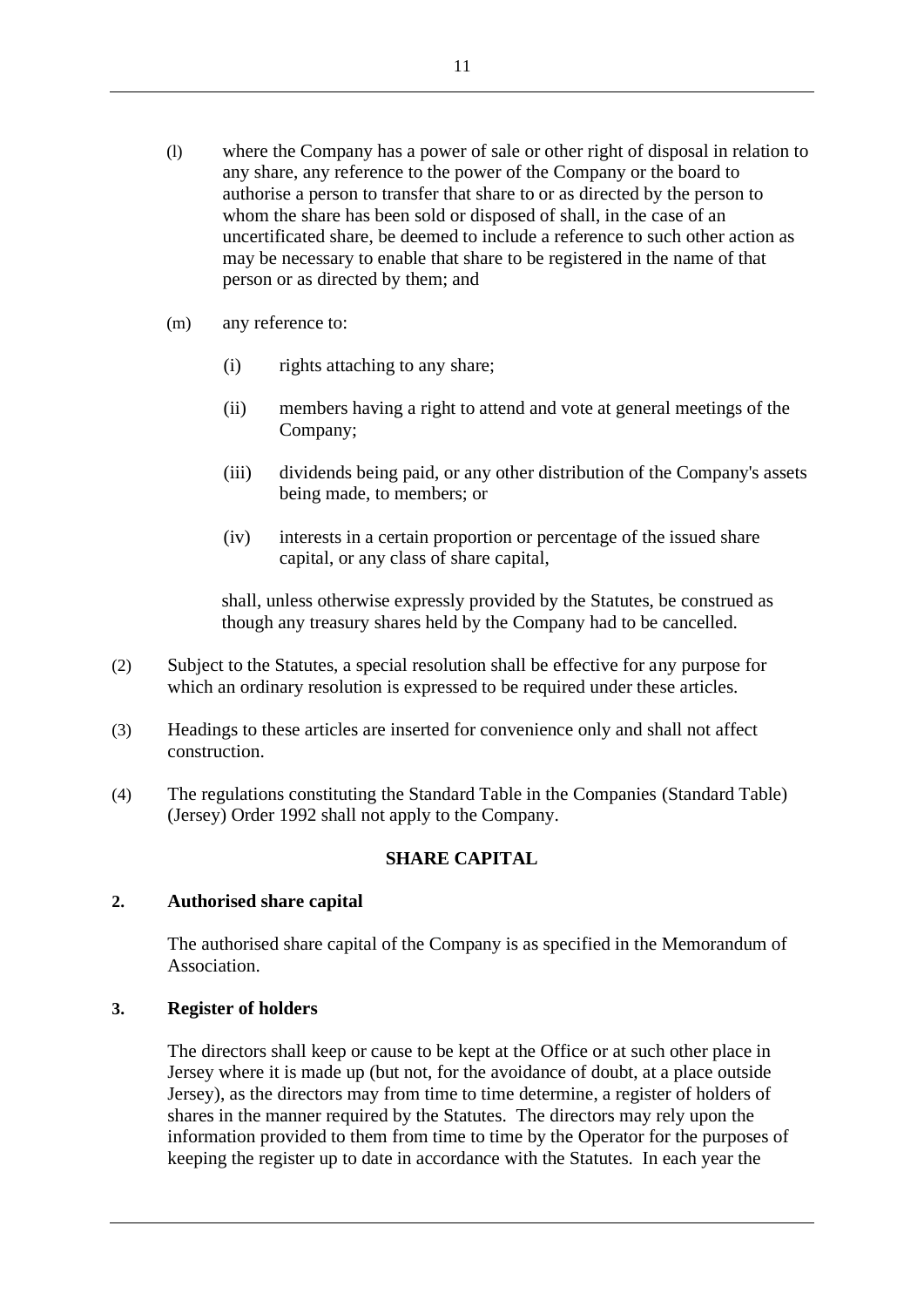(l) where the Company has a power of sale or other right of disposal in relation to any share, any reference to the power of the Company or the board to authorise a person to transfer that share to or as directed by the person to whom the share has been sold or disposed of shall, in the case of an uncertificated share, be deemed to include a reference to such other action as may be necessary to enable that share to be registered in the name of that person or as directed by them; and

(m) any reference to:

  (i) rights attaching to any share;

  (ii) members having a right to attend and vote at general meetings of the Company;

  (iii) dividends being paid, or any other distribution of the Company's assets being made, to members; or

  (iv) interests in a certain proportion or percentage of the issued share capital, or any class of share capital,

shall, unless otherwise expressly provided by the Statutes, be construed as though any treasury shares held by the Company had to be cancelled.

(2) Subject to the Statutes, a special resolution shall be effective for any purpose for which an ordinary resolution is expressed to be required under these articles.

(3) Headings to these articles are inserted for convenience only and shall not affect construction.

(4) The regulations constituting the Standard Table in the Companies (Standard Table) (Jersey) Order 1992 shall not apply to the Company.

## SHARE CAPITAL

### 2. Authorised share capital

The authorised share capital of the Company is as specified in the Memorandum of Association.

### 3. Register of holders

The directors shall keep or cause to be kept at the Office or at such other place in Jersey where it is made up (but not, for the avoidance of doubt, at a place outside Jersey), as the directors may from time to time determine, a register of holders of shares in the manner required by the Statutes. The directors may rely upon the information provided to them from time to time by the Operator for the purposes of keeping the register up to date in accordance with the Statutes. In each year the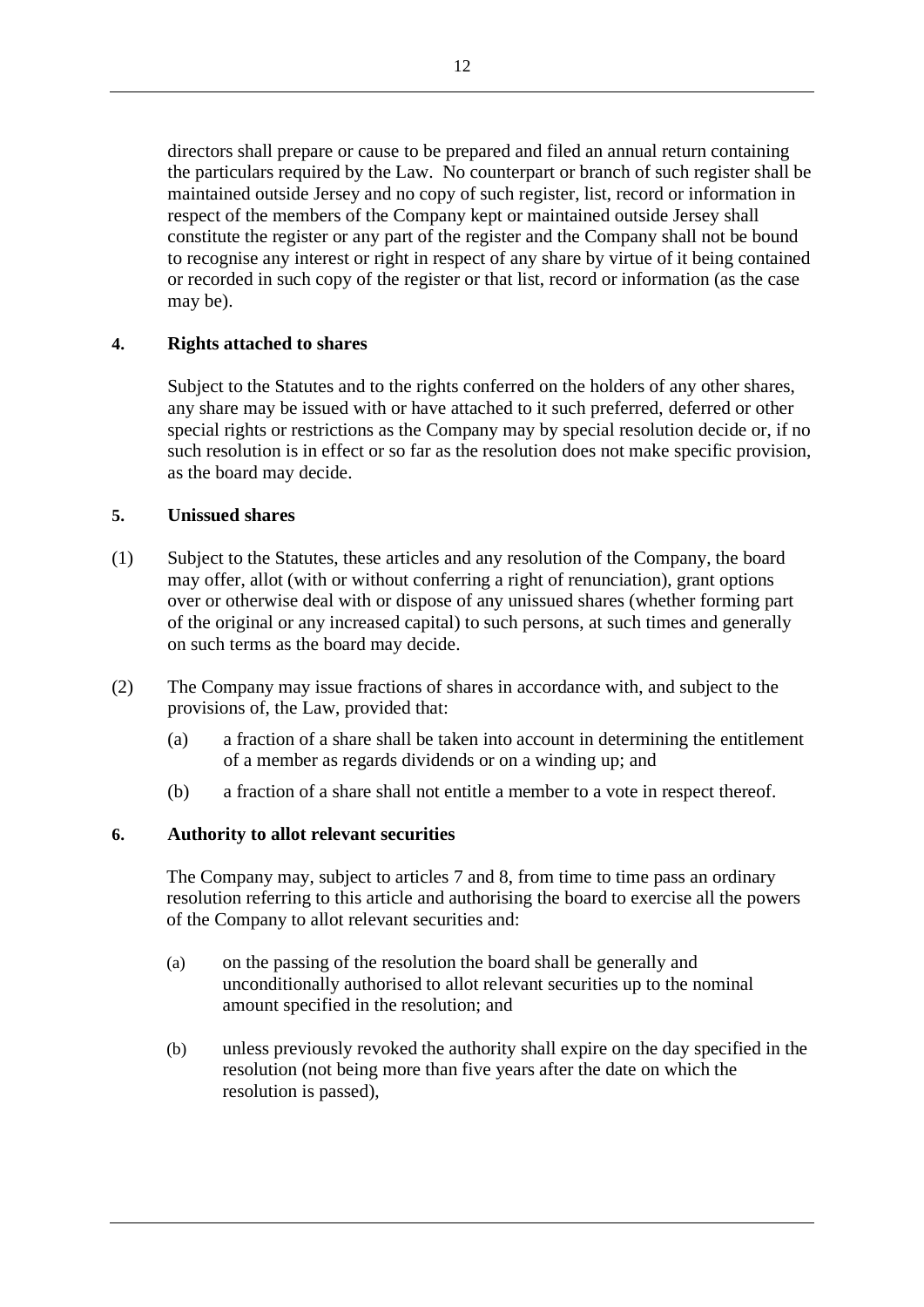directors shall prepare or cause to be prepared and filed an annual return containing the particulars required by the Law. No counterpart or branch of such register shall be maintained outside Jersey and no copy of such register, list, record or information in respect of the members of the Company kept or maintained outside Jersey shall constitute the register or any part of the register and the Company shall not be bound to recognise any interest or right in respect of any share by virtue of it being contained or recorded in such copy of the register or that list, record or information (as the case may be).

**4. Rights attached to shares**

Subject to the Statutes and to the rights conferred on the holders of any other shares, any share may be issued with or have attached to it such preferred, deferred or other special rights or restrictions as the Company may by special resolution decide or, if no such resolution is in effect or so far as the resolution does not make specific provision, as the board may decide.

**5. Unissued shares**

(1) Subject to the Statutes, these articles and any resolution of the Company, the board may offer, allot (with or without conferring a right of renunciation), grant options over or otherwise deal with or dispose of any unissued shares (whether forming part of the original or any increased capital) to such persons, at such times and generally on such terms as the board may decide.

(2) The Company may issue fractions of shares in accordance with, and subject to the provisions of, the Law, provided that:

(a) a fraction of a share shall be taken into account in determining the entitlement of a member as regards dividends or on a winding up; and

(b) a fraction of a share shall not entitle a member to a vote in respect thereof.

**6. Authority to allot relevant securities**

The Company may, subject to articles 7 and 8, from time to time pass an ordinary resolution referring to this article and authorising the board to exercise all the powers of the Company to allot relevant securities and:

(a) on the passing of the resolution the board shall be generally and unconditionally authorised to allot relevant securities up to the nominal amount specified in the resolution; and

(b) unless previously revoked the authority shall expire on the day specified in the resolution (not being more than five years after the date on which the resolution is passed),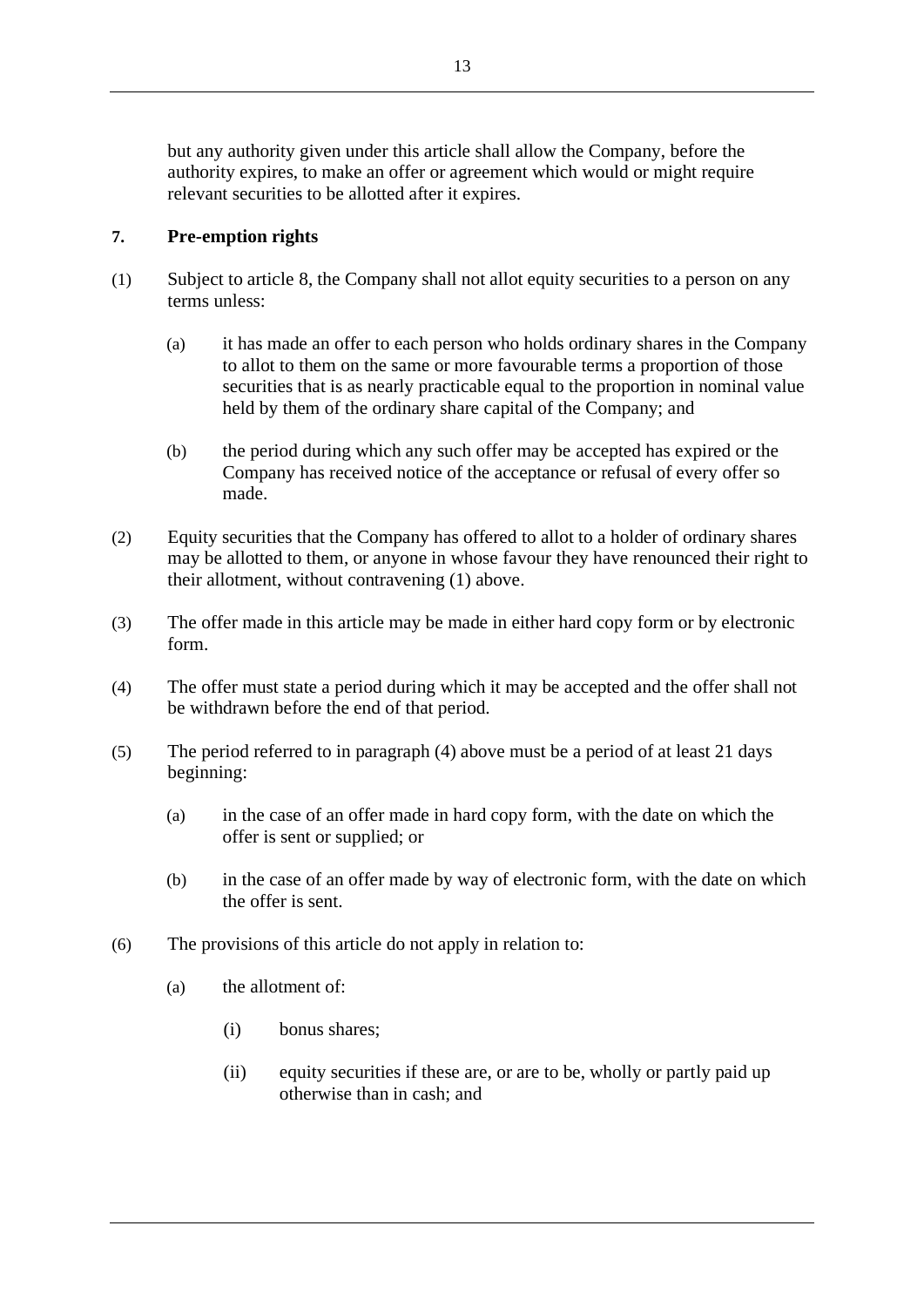but any authority given under this article shall allow the Company, before the authority expires, to make an offer or agreement which would or might require relevant securities to be allotted after it expires.

**7. Pre-emption rights**

(1) Subject to article 8, the Company shall not allot equity securities to a person on any terms unless:

(a) it has made an offer to each person who holds ordinary shares in the Company to allot to them on the same or more favourable terms a proportion of those securities that is as nearly practicable equal to the proportion in nominal value held by them of the ordinary share capital of the Company; and

(b) the period during which any such offer may be accepted has expired or the Company has received notice of the acceptance or refusal of every offer so made.

(2) Equity securities that the Company has offered to allot to a holder of ordinary shares may be allotted to them, or anyone in whose favour they have renounced their right to their allotment, without contravening (1) above.

(3) The offer made in this article may be made in either hard copy form or by electronic form.

(4) The offer must state a period during which it may be accepted and the offer shall not be withdrawn before the end of that period.

(5) The period referred to in paragraph (4) above must be a period of at least 21 days beginning:

(a) in the case of an offer made in hard copy form, with the date on which the offer is sent or supplied; or

(b) in the case of an offer made by way of electronic form, with the date on which the offer is sent.

(6) The provisions of this article do not apply in relation to:

(a) the allotment of:

(i) bonus shares;

(ii) equity securities if these are, or are to be, wholly or partly paid up otherwise than in cash; and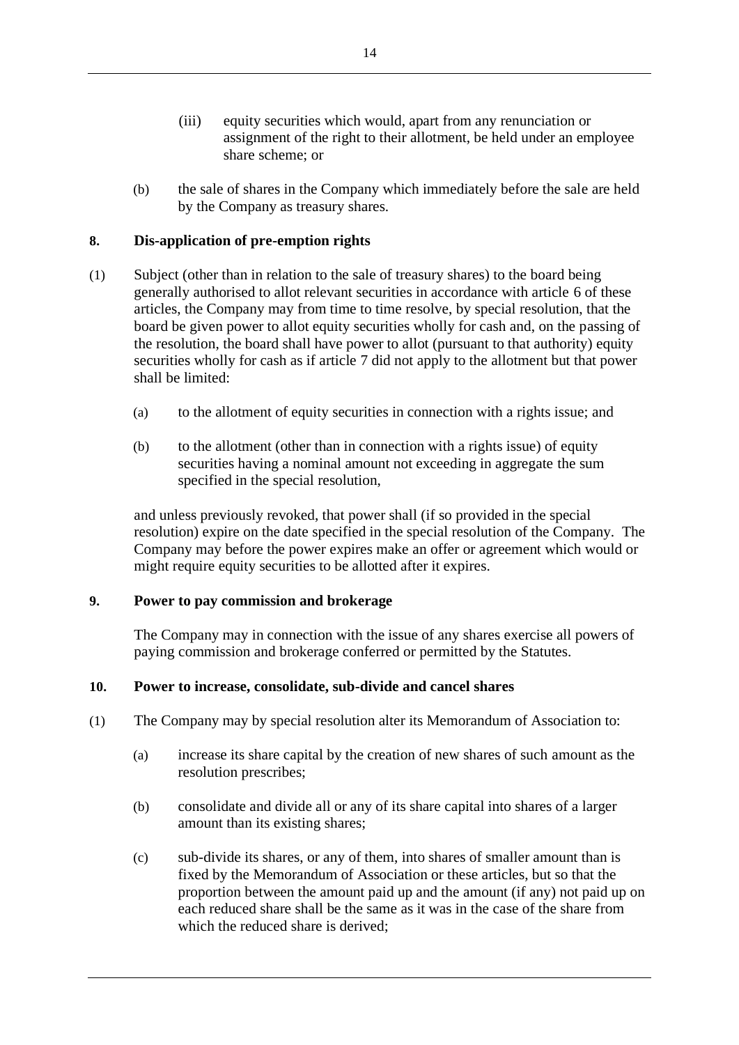(iii) equity securities which would, apart from any renunciation or assignment of the right to their allotment, be held under an employee share scheme; or

(b) the sale of shares in the Company which immediately before the sale are held by the Company as treasury shares.

**8. Dis-application of pre-emption rights**

(1) Subject (other than in relation to the sale of treasury shares) to the board being generally authorised to allot relevant securities in accordance with article 6 of these articles, the Company may from time to time resolve, by special resolution, that the board be given power to allot equity securities wholly for cash and, on the passing of the resolution, the board shall have power to allot (pursuant to that authority) equity securities wholly for cash as if article 7 did not apply to the allotment but that power shall be limited:

(a) to the allotment of equity securities in connection with a rights issue; and

(b) to the allotment (other than in connection with a rights issue) of equity securities having a nominal amount not exceeding in aggregate the sum specified in the special resolution,

and unless previously revoked, that power shall (if so provided in the special resolution) expire on the date specified in the special resolution of the Company. The Company may before the power expires make an offer or agreement which would or might require equity securities to be allotted after it expires.

**9. Power to pay commission and brokerage**

The Company may in connection with the issue of any shares exercise all powers of paying commission and brokerage conferred or permitted by the Statutes.

**10. Power to increase, consolidate, sub-divide and cancel shares**

(1) The Company may by special resolution alter its Memorandum of Association to:

(a) increase its share capital by the creation of new shares of such amount as the resolution prescribes;

(b) consolidate and divide all or any of its share capital into shares of a larger amount than its existing shares;

(c) sub-divide its shares, or any of them, into shares of smaller amount than is fixed by the Memorandum of Association or these articles, but so that the proportion between the amount paid up and the amount (if any) not paid up on each reduced share shall be the same as it was in the case of the share from which the reduced share is derived;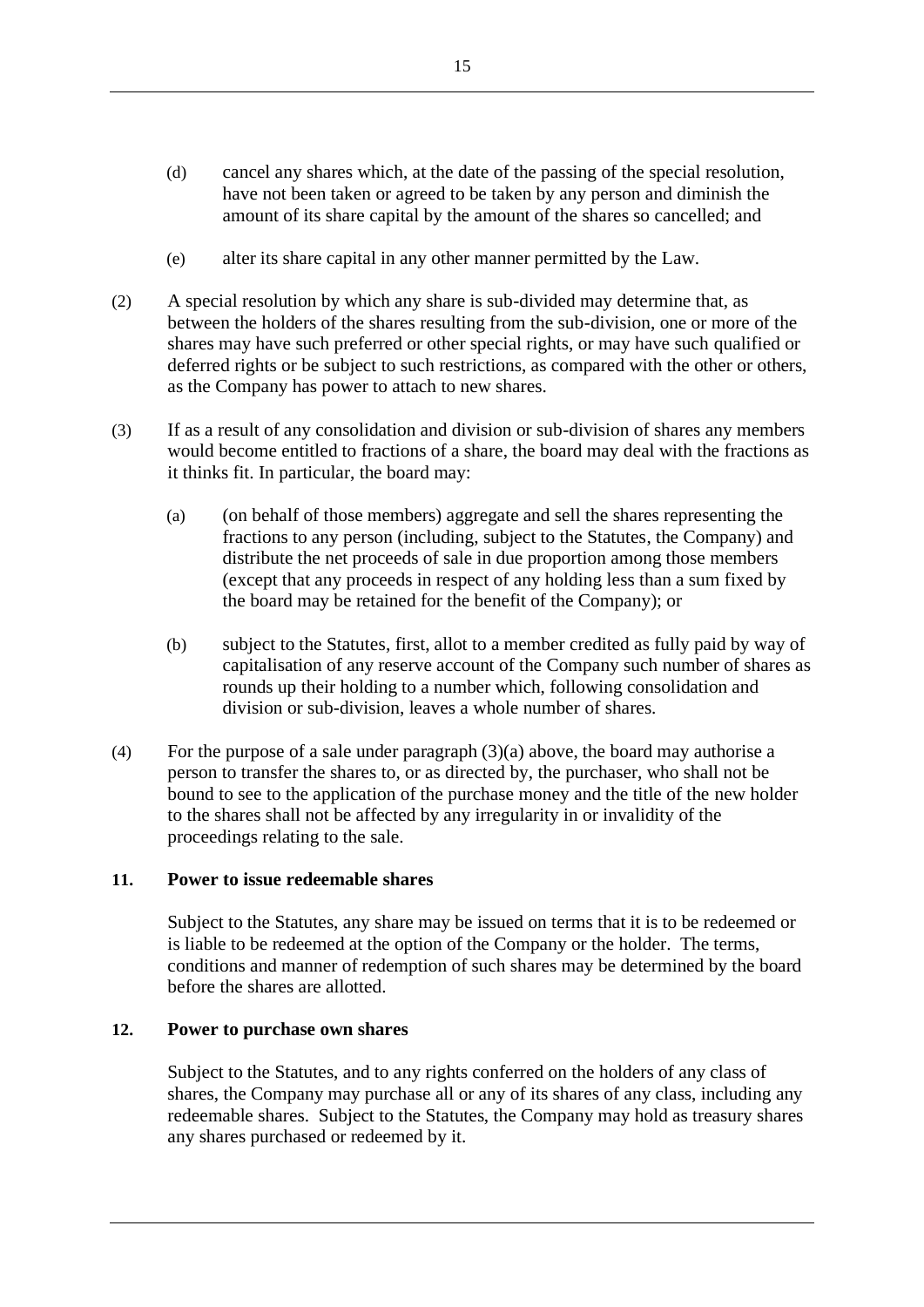(d) cancel any shares which, at the date of the passing of the special resolution, have not been taken or agreed to be taken by any person and diminish the amount of its share capital by the amount of the shares so cancelled; and

(e) alter its share capital in any other manner permitted by the Law.

(2) A special resolution by which any share is sub-divided may determine that, as between the holders of the shares resulting from the sub-division, one or more of the shares may have such preferred or other special rights, or may have such qualified or deferred rights or be subject to such restrictions, as compared with the other or others, as the Company has power to attach to new shares.

(3) If as a result of any consolidation and division or sub-division of shares any members would become entitled to fractions of a share, the board may deal with the fractions as it thinks fit. In particular, the board may:

(a) (on behalf of those members) aggregate and sell the shares representing the fractions to any person (including, subject to the Statutes, the Company) and distribute the net proceeds of sale in due proportion among those members (except that any proceeds in respect of any holding less than a sum fixed by the board may be retained for the benefit of the Company); or

(b) subject to the Statutes, first, allot to a member credited as fully paid by way of capitalisation of any reserve account of the Company such number of shares as rounds up their holding to a number which, following consolidation and division or sub-division, leaves a whole number of shares.

(4) For the purpose of a sale under paragraph (3)(a) above, the board may authorise a person to transfer the shares to, or as directed by, the purchaser, who shall not be bound to see to the application of the purchase money and the title of the new holder to the shares shall not be affected by any irregularity in or invalidity of the proceedings relating to the sale.

**11. Power to issue redeemable shares**

Subject to the Statutes, any share may be issued on terms that it is to be redeemed or is liable to be redeemed at the option of the Company or the holder. The terms, conditions and manner of redemption of such shares may be determined by the board before the shares are allotted.

**12. Power to purchase own shares**

Subject to the Statutes, and to any rights conferred on the holders of any class of shares, the Company may purchase all or any of its shares of any class, including any redeemable shares. Subject to the Statutes, the Company may hold as treasury shares any shares purchased or redeemed by it.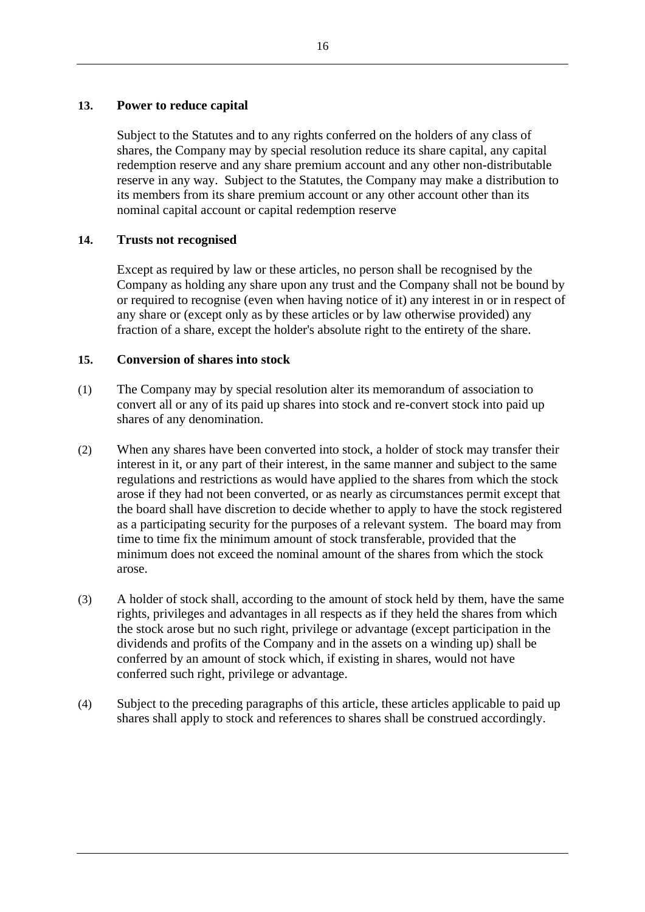**13. Power to reduce capital**

Subject to the Statutes and to any rights conferred on the holders of any class of shares, the Company may by special resolution reduce its share capital, any capital redemption reserve and any share premium account and any other non-distributable reserve in any way. Subject to the Statutes, the Company may make a distribution to its members from its share premium account or any other account other than its nominal capital account or capital redemption reserve

**14. Trusts not recognised**

Except as required by law or these articles, no person shall be recognised by the Company as holding any share upon any trust and the Company shall not be bound by or required to recognise (even when having notice of it) any interest in or in respect of any share or (except only as by these articles or by law otherwise provided) any fraction of a share, except the holder's absolute right to the entirety of the share.

**15. Conversion of shares into stock**

(1) The Company may by special resolution alter its memorandum of association to convert all or any of its paid up shares into stock and re-convert stock into paid up shares of any denomination.

(2) When any shares have been converted into stock, a holder of stock may transfer their interest in it, or any part of their interest, in the same manner and subject to the same regulations and restrictions as would have applied to the shares from which the stock arose if they had not been converted, or as nearly as circumstances permit except that the board shall have discretion to decide whether to apply to have the stock registered as a participating security for the purposes of a relevant system. The board may from time to time fix the minimum amount of stock transferable, provided that the minimum does not exceed the nominal amount of the shares from which the stock arose.

(3) A holder of stock shall, according to the amount of stock held by them, have the same rights, privileges and advantages in all respects as if they held the shares from which the stock arose but no such right, privilege or advantage (except participation in the dividends and profits of the Company and in the assets on a winding up) shall be conferred by an amount of stock which, if existing in shares, would not have conferred such right, privilege or advantage.

(4) Subject to the preceding paragraphs of this article, these articles applicable to paid up shares shall apply to stock and references to shares shall be construed accordingly.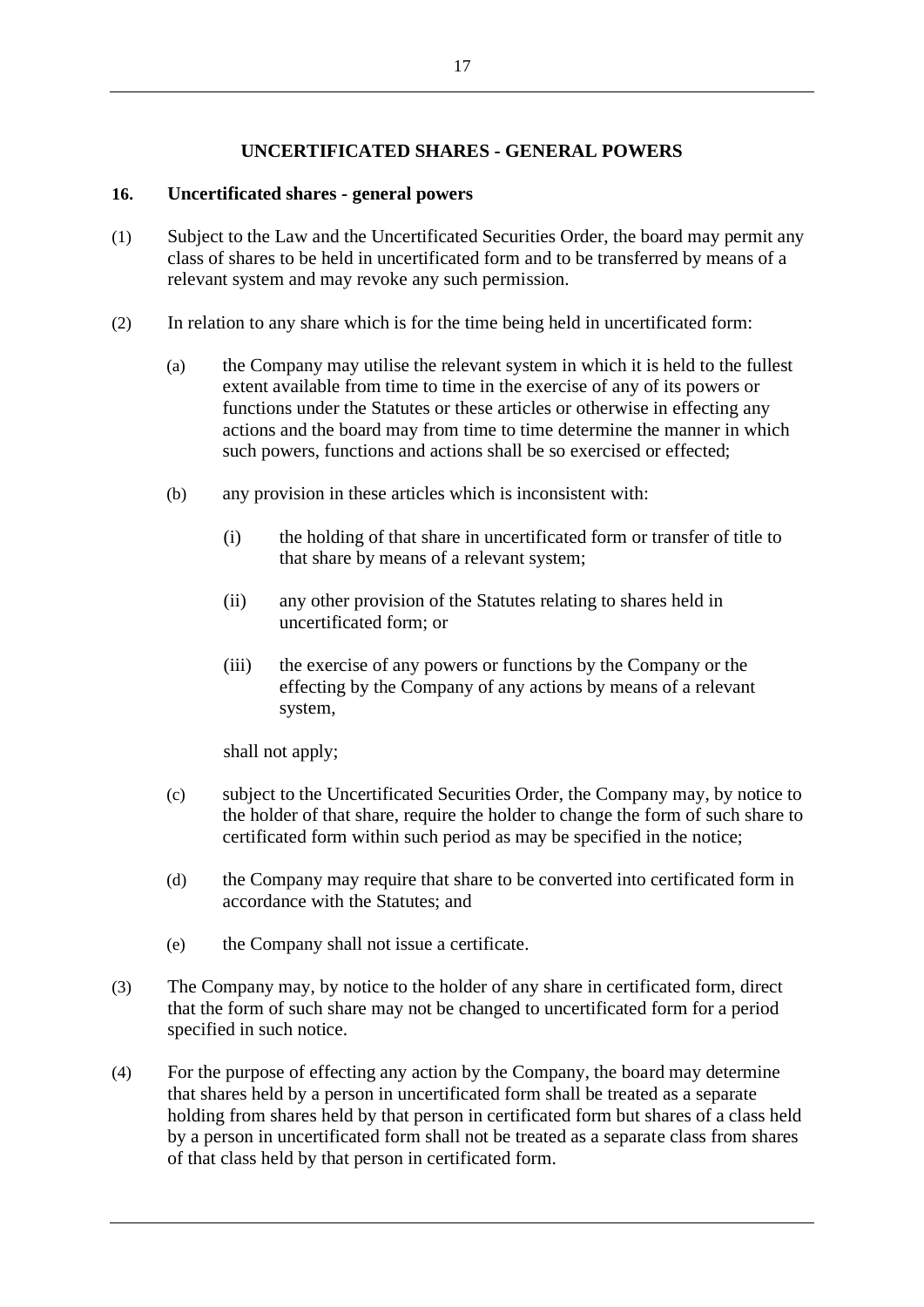## UNCERTIFICATED SHARES - GENERAL POWERS

### 16. Uncertificated shares - general powers

(1) Subject to the Law and the Uncertificated Securities Order, the board may permit any class of shares to be held in uncertificated form and to be transferred by means of a relevant system and may revoke any such permission.

(2) In relation to any share which is for the time being held in uncertificated form:

(a) the Company may utilise the relevant system in which it is held to the fullest extent available from time to time in the exercise of any of its powers or functions under the Statutes or these articles or otherwise in effecting any actions and the board may from time to time determine the manner in which such powers, functions and actions shall be so exercised or effected;

(b) any provision in these articles which is inconsistent with:

(i) the holding of that share in uncertificated form or transfer of title to that share by means of a relevant system;

(ii) any other provision of the Statutes relating to shares held in uncertificated form; or

(iii) the exercise of any powers or functions by the Company or the effecting by the Company of any actions by means of a relevant system,

shall not apply;

(c) subject to the Uncertificated Securities Order, the Company may, by notice to the holder of that share, require the holder to change the form of such share to certificated form within such period as may be specified in the notice;

(d) the Company may require that share to be converted into certificated form in accordance with the Statutes; and

(e) the Company shall not issue a certificate.

(3) The Company may, by notice to the holder of any share in certificated form, direct that the form of such share may not be changed to uncertificated form for a period specified in such notice.

(4) For the purpose of effecting any action by the Company, the board may determine that shares held by a person in uncertificated form shall be treated as a separate holding from shares held by that person in certificated form but shares of a class held by a person in uncertificated form shall not be treated as a separate class from shares of that class held by that person in certificated form.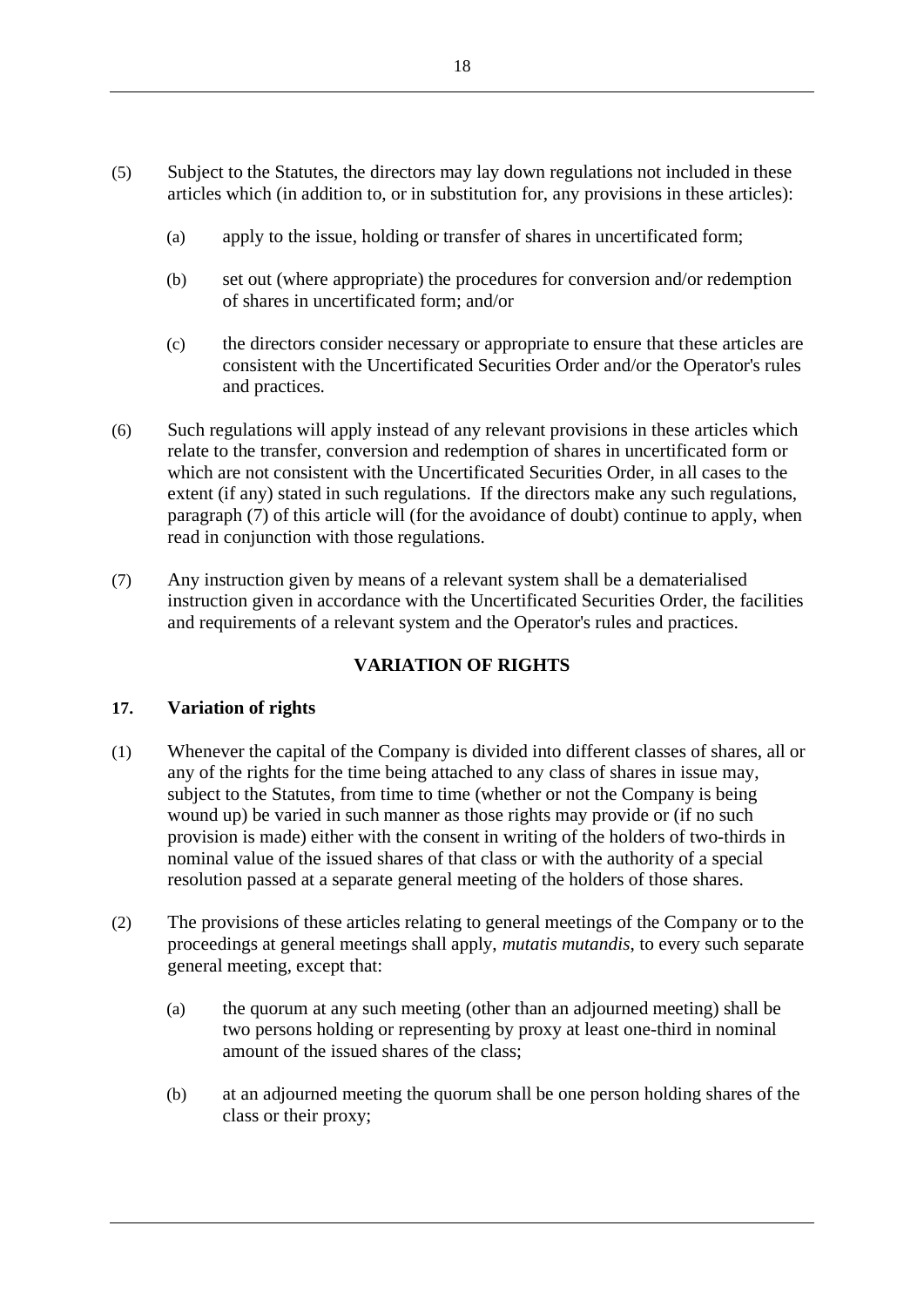(5) Subject to the Statutes, the directors may lay down regulations not included in these articles which (in addition to, or in substitution for, any provisions in these articles):

   (a) apply to the issue, holding or transfer of shares in uncertificated form;

   (b) set out (where appropriate) the procedures for conversion and/or redemption of shares in uncertificated form; and/or

   (c) the directors consider necessary or appropriate to ensure that these articles are consistent with the Uncertificated Securities Order and/or the Operator's rules and practices.

(6) Such regulations will apply instead of any relevant provisions in these articles which relate to the transfer, conversion and redemption of shares in uncertificated form or which are not consistent with the Uncertificated Securities Order, in all cases to the extent (if any) stated in such regulations. If the directors make any such regulations, paragraph (7) of this article will (for the avoidance of doubt) continue to apply, when read in conjunction with those regulations.

(7) Any instruction given by means of a relevant system shall be a dematerialised instruction given in accordance with the Uncertificated Securities Order, the facilities and requirements of a relevant system and the Operator's rules and practices.

## VARIATION OF RIGHTS

### 17. Variation of rights

(1) Whenever the capital of the Company is divided into different classes of shares, all or any of the rights for the time being attached to any class of shares in issue may, subject to the Statutes, from time to time (whether or not the Company is being wound up) be varied in such manner as those rights may provide or (if no such provision is made) either with the consent in writing of the holders of two-thirds in nominal value of the issued shares of that class or with the authority of a special resolution passed at a separate general meeting of the holders of those shares.

(2) The provisions of these articles relating to general meetings of the Company or to the proceedings at general meetings shall apply, *mutatis mutandis*, to every such separate general meeting, except that:

   (a) the quorum at any such meeting (other than an adjourned meeting) shall be two persons holding or representing by proxy at least one-third in nominal amount of the issued shares of the class;

   (b) at an adjourned meeting the quorum shall be one person holding shares of the class or their proxy;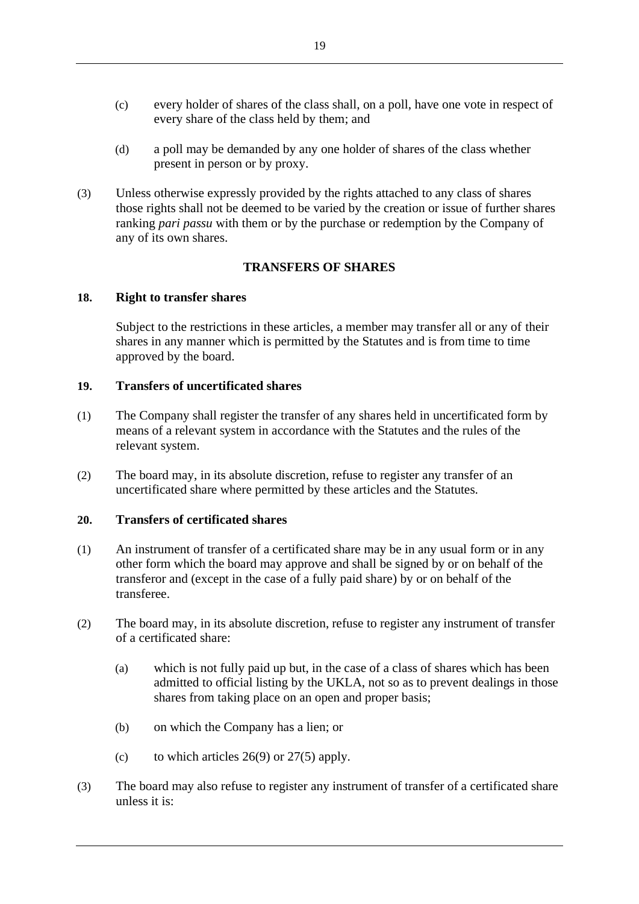(c) every holder of shares of the class shall, on a poll, have one vote in respect of every share of the class held by them; and

(d) a poll may be demanded by any one holder of shares of the class whether present in person or by proxy.

(3) Unless otherwise expressly provided by the rights attached to any class of shares those rights shall not be deemed to be varied by the creation or issue of further shares ranking *pari passu* with them or by the purchase or redemption by the Company of any of its own shares.

## TRANSFERS OF SHARES

### 18. Right to transfer shares

Subject to the restrictions in these articles, a member may transfer all or any of their shares in any manner which is permitted by the Statutes and is from time to time approved by the board.

### 19. Transfers of uncertificated shares

(1) The Company shall register the transfer of any shares held in uncertificated form by means of a relevant system in accordance with the Statutes and the rules of the relevant system.

(2) The board may, in its absolute discretion, refuse to register any transfer of an uncertificated share where permitted by these articles and the Statutes.

### 20. Transfers of certificated shares

(1) An instrument of transfer of a certificated share may be in any usual form or in any other form which the board may approve and shall be signed by or on behalf of the transferor and (except in the case of a fully paid share) by or on behalf of the transferee.

(2) The board may, in its absolute discretion, refuse to register any instrument of transfer of a certificated share:

(a) which is not fully paid up but, in the case of a class of shares which has been admitted to official listing by the UKLA, not so as to prevent dealings in those shares from taking place on an open and proper basis;

(b) on which the Company has a lien; or

(c) to which articles 26(9) or 27(5) apply.

(3) The board may also refuse to register any instrument of transfer of a certificated share unless it is: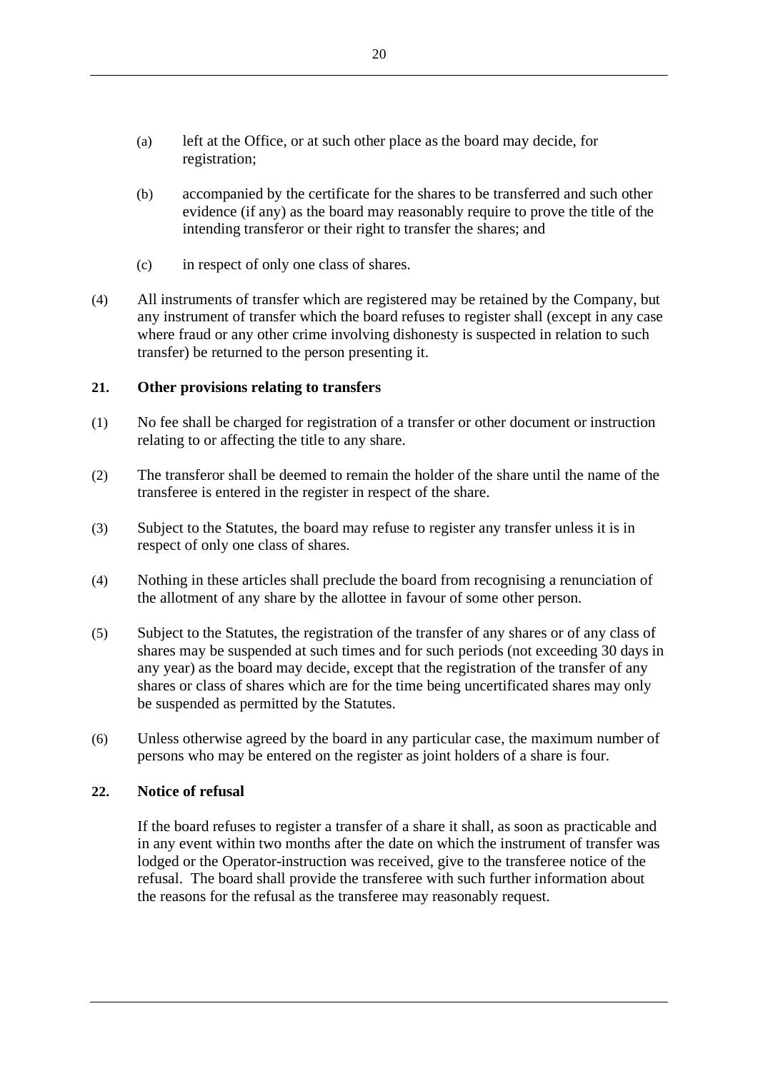(a) left at the Office, or at such other place as the board may decide, for registration;

(b) accompanied by the certificate for the shares to be transferred and such other evidence (if any) as the board may reasonably require to prove the title of the intending transferor or their right to transfer the shares; and

(c) in respect of only one class of shares.

(4) All instruments of transfer which are registered may be retained by the Company, but any instrument of transfer which the board refuses to register shall (except in any case where fraud or any other crime involving dishonesty is suspected in relation to such transfer) be returned to the person presenting it.

**21. Other provisions relating to transfers**

(1) No fee shall be charged for registration of a transfer or other document or instruction relating to or affecting the title to any share.

(2) The transferor shall be deemed to remain the holder of the share until the name of the transferee is entered in the register in respect of the share.

(3) Subject to the Statutes, the board may refuse to register any transfer unless it is in respect of only one class of shares.

(4) Nothing in these articles shall preclude the board from recognising a renunciation of the allotment of any share by the allottee in favour of some other person.

(5) Subject to the Statutes, the registration of the transfer of any shares or of any class of shares may be suspended at such times and for such periods (not exceeding 30 days in any year) as the board may decide, except that the registration of the transfer of any shares or class of shares which are for the time being uncertificated shares may only be suspended as permitted by the Statutes.

(6) Unless otherwise agreed by the board in any particular case, the maximum number of persons who may be entered on the register as joint holders of a share is four.

**22. Notice of refusal**

If the board refuses to register a transfer of a share it shall, as soon as practicable and in any event within two months after the date on which the instrument of transfer was lodged or the Operator-instruction was received, give to the transferee notice of the refusal. The board shall provide the transferee with such further information about the reasons for the refusal as the transferee may reasonably request.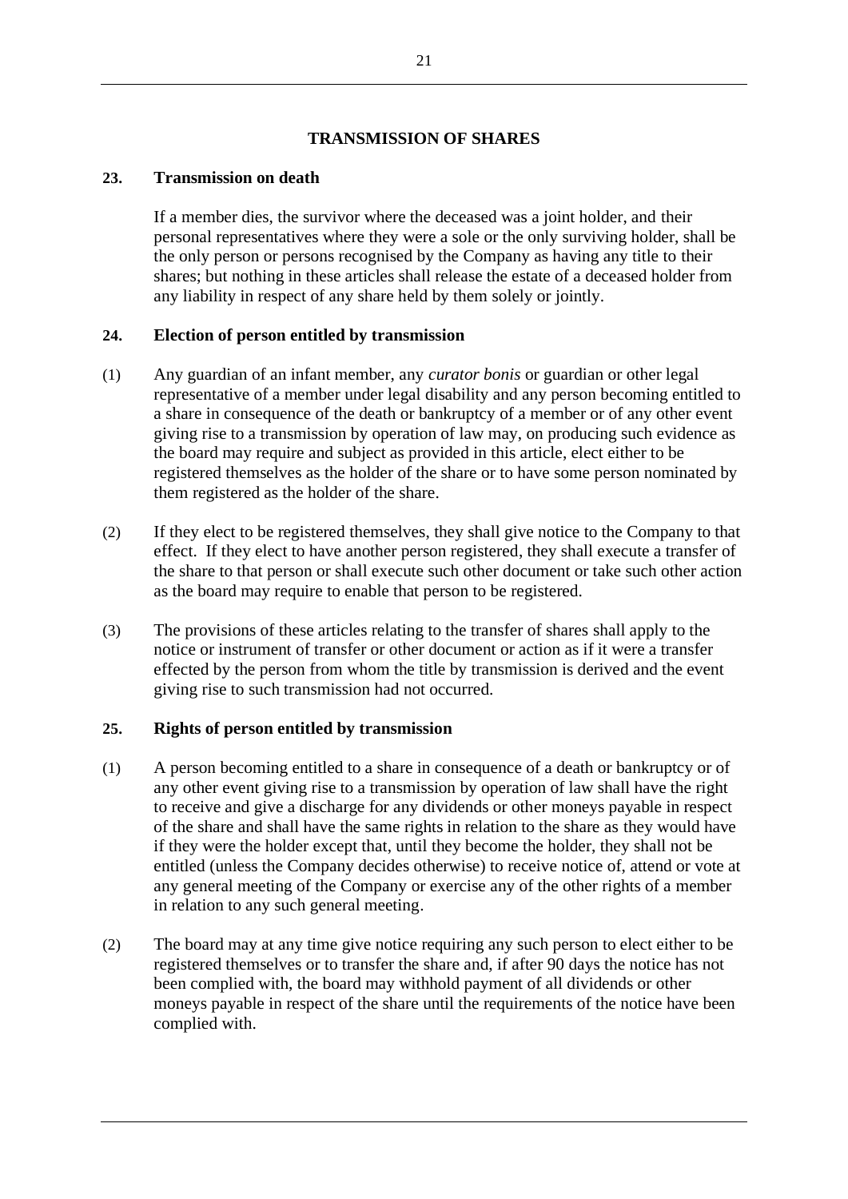## TRANSMISSION OF SHARES

### 23. Transmission on death

If a member dies, the survivor where the deceased was a joint holder, and their personal representatives where they were a sole or the only surviving holder, shall be the only person or persons recognised by the Company as having any title to their shares; but nothing in these articles shall release the estate of a deceased holder from any liability in respect of any share held by them solely or jointly.

### 24. Election of person entitled by transmission

(1) Any guardian of an infant member, any *curator bonis* or guardian or other legal representative of a member under legal disability and any person becoming entitled to a share in consequence of the death or bankruptcy of a member or of any other event giving rise to a transmission by operation of law may, on producing such evidence as the board may require and subject as provided in this article, elect either to be registered themselves as the holder of the share or to have some person nominated by them registered as the holder of the share.

(2) If they elect to be registered themselves, they shall give notice to the Company to that effect. If they elect to have another person registered, they shall execute a transfer of the share to that person or shall execute such other document or take such other action as the board may require to enable that person to be registered.

(3) The provisions of these articles relating to the transfer of shares shall apply to the notice or instrument of transfer or other document or action as if it were a transfer effected by the person from whom the title by transmission is derived and the event giving rise to such transmission had not occurred.

### 25. Rights of person entitled by transmission

(1) A person becoming entitled to a share in consequence of a death or bankruptcy or of any other event giving rise to a transmission by operation of law shall have the right to receive and give a discharge for any dividends or other moneys payable in respect of the share and shall have the same rights in relation to the share as they would have if they were the holder except that, until they become the holder, they shall not be entitled (unless the Company decides otherwise) to receive notice of, attend or vote at any general meeting of the Company or exercise any of the other rights of a member in relation to any such general meeting.

(2) The board may at any time give notice requiring any such person to elect either to be registered themselves or to transfer the share and, if after 90 days the notice has not been complied with, the board may withhold payment of all dividends or other moneys payable in respect of the share until the requirements of the notice have been complied with.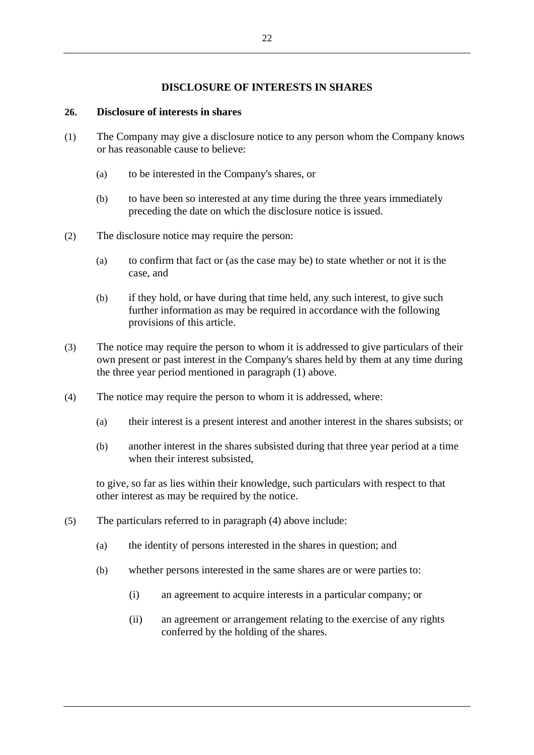## DISCLOSURE OF INTERESTS IN SHARES

### 26. Disclosure of interests in shares

(1) The Company may give a disclosure notice to any person whom the Company knows or has reasonable cause to believe:

  (a) to be interested in the Company's shares, or

  (b) to have been so interested at any time during the three years immediately preceding the date on which the disclosure notice is issued.

(2) The disclosure notice may require the person:

  (a) to confirm that fact or (as the case may be) to state whether or not it is the case, and

  (b) if they hold, or have during that time held, any such interest, to give such further information as may be required in accordance with the following provisions of this article.

(3) The notice may require the person to whom it is addressed to give particulars of their own present or past interest in the Company's shares held by them at any time during the three year period mentioned in paragraph (1) above.

(4) The notice may require the person to whom it is addressed, where:

  (a) their interest is a present interest and another interest in the shares subsists; or

  (b) another interest in the shares subsisted during that three year period at a time when their interest subsisted,

to give, so far as lies within their knowledge, such particulars with respect to that other interest as may be required by the notice.

(5) The particulars referred to in paragraph (4) above include:

  (a) the identity of persons interested in the shares in question; and

  (b) whether persons interested in the same shares are or were parties to:

    (i) an agreement to acquire interests in a particular company; or

    (ii) an agreement or arrangement relating to the exercise of any rights conferred by the holding of the shares.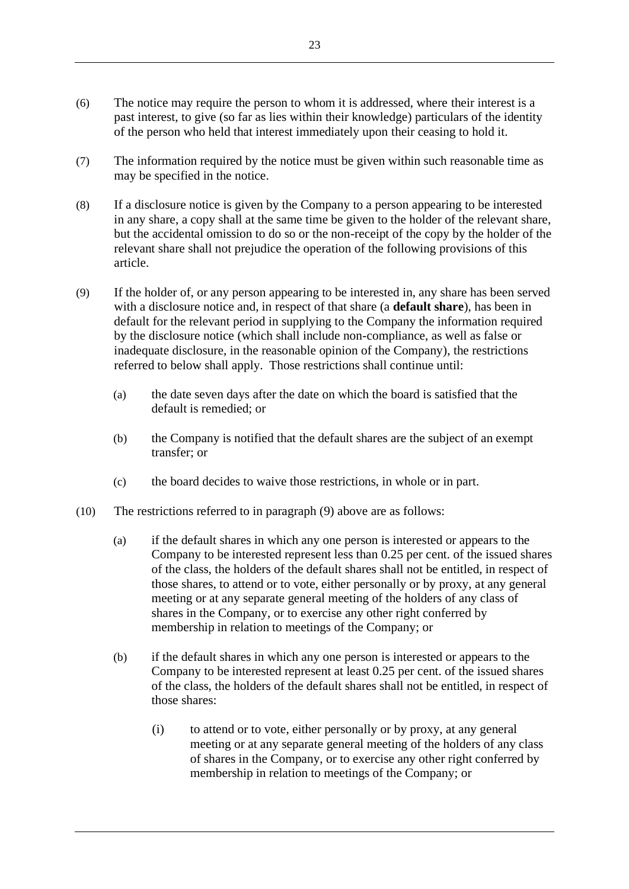(6) The notice may require the person to whom it is addressed, where their interest is a past interest, to give (so far as lies within their knowledge) particulars of the identity of the person who held that interest immediately upon their ceasing to hold it.

(7) The information required by the notice must be given within such reasonable time as may be specified in the notice.

(8) If a disclosure notice is given by the Company to a person appearing to be interested in any share, a copy shall at the same time be given to the holder of the relevant share, but the accidental omission to do so or the non-receipt of the copy by the holder of the relevant share shall not prejudice the operation of the following provisions of this article.

(9) If the holder of, or any person appearing to be interested in, any share has been served with a disclosure notice and, in respect of that share (a **default share**), has been in default for the relevant period in supplying to the Company the information required by the disclosure notice (which shall include non-compliance, as well as false or inadequate disclosure, in the reasonable opinion of the Company), the restrictions referred to below shall apply. Those restrictions shall continue until:

(a) the date seven days after the date on which the board is satisfied that the default is remedied; or

(b) the Company is notified that the default shares are the subject of an exempt transfer; or

(c) the board decides to waive those restrictions, in whole or in part.

(10) The restrictions referred to in paragraph (9) above are as follows:

(a) if the default shares in which any one person is interested or appears to the Company to be interested represent less than 0.25 per cent. of the issued shares of the class, the holders of the default shares shall not be entitled, in respect of those shares, to attend or to vote, either personally or by proxy, at any general meeting or at any separate general meeting of the holders of any class of shares in the Company, or to exercise any other right conferred by membership in relation to meetings of the Company; or

(b) if the default shares in which any one person is interested or appears to the Company to be interested represent at least 0.25 per cent. of the issued shares of the class, the holders of the default shares shall not be entitled, in respect of those shares:

(i) to attend or to vote, either personally or by proxy, at any general meeting or at any separate general meeting of the holders of any class of shares in the Company, or to exercise any other right conferred by membership in relation to meetings of the Company; or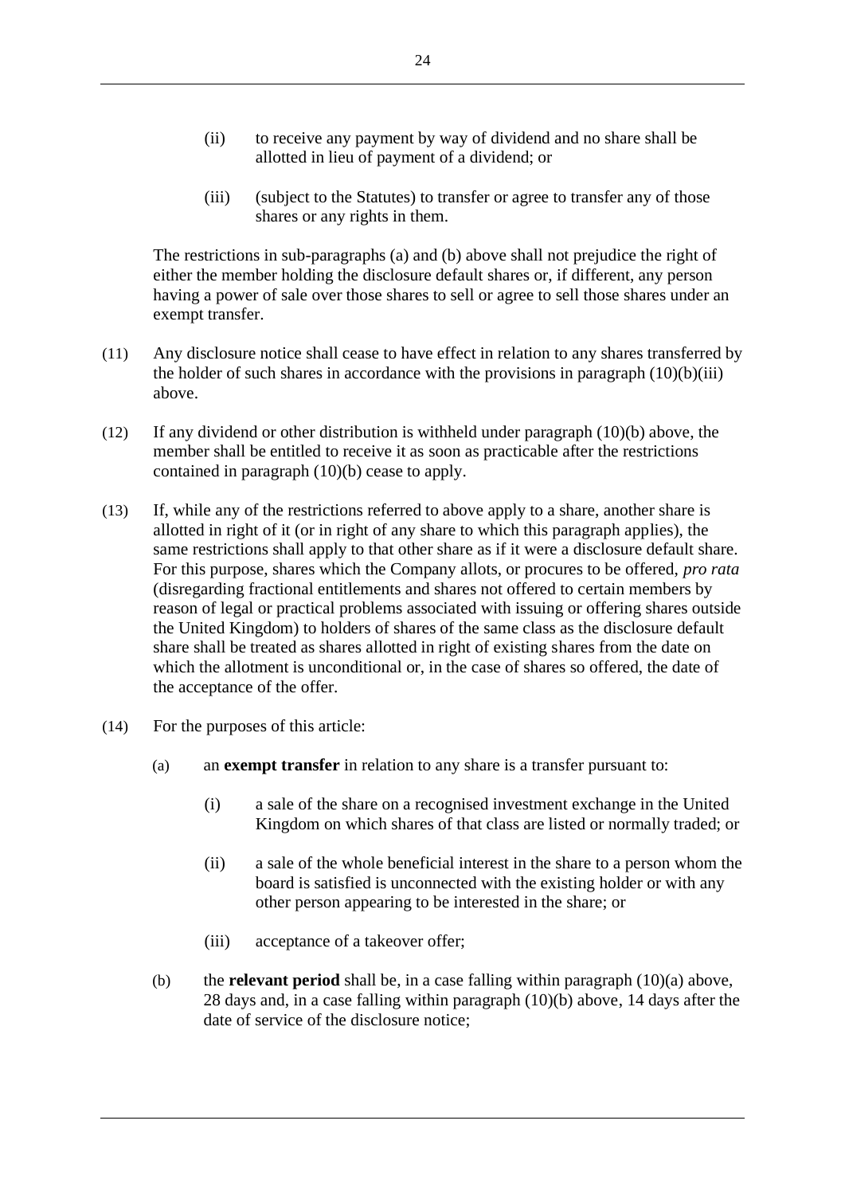(ii) to receive any payment by way of dividend and no share shall be allotted in lieu of payment of a dividend; or

(iii) (subject to the Statutes) to transfer or agree to transfer any of those shares or any rights in them.

The restrictions in sub-paragraphs (a) and (b) above shall not prejudice the right of either the member holding the disclosure default shares or, if different, any person having a power of sale over those shares to sell or agree to sell those shares under an exempt transfer.

(11) Any disclosure notice shall cease to have effect in relation to any shares transferred by the holder of such shares in accordance with the provisions in paragraph (10)(b)(iii) above.

(12) If any dividend or other distribution is withheld under paragraph (10)(b) above, the member shall be entitled to receive it as soon as practicable after the restrictions contained in paragraph (10)(b) cease to apply.

(13) If, while any of the restrictions referred to above apply to a share, another share is allotted in right of it (or in right of any share to which this paragraph applies), the same restrictions shall apply to that other share as if it were a disclosure default share. For this purpose, shares which the Company allots, or procures to be offered, *pro rata* (disregarding fractional entitlements and shares not offered to certain members by reason of legal or practical problems associated with issuing or offering shares outside the United Kingdom) to holders of shares of the same class as the disclosure default share shall be treated as shares allotted in right of existing shares from the date on which the allotment is unconditional or, in the case of shares so offered, the date of the acceptance of the offer.

(14) For the purposes of this article:

(a) an **exempt transfer** in relation to any share is a transfer pursuant to:

(i) a sale of the share on a recognised investment exchange in the United Kingdom on which shares of that class are listed or normally traded; or

(ii) a sale of the whole beneficial interest in the share to a person whom the board is satisfied is unconnected with the existing holder or with any other person appearing to be interested in the share; or

(iii) acceptance of a takeover offer;

(b) the **relevant period** shall be, in a case falling within paragraph (10)(a) above, 28 days and, in a case falling within paragraph (10)(b) above, 14 days after the date of service of the disclosure notice;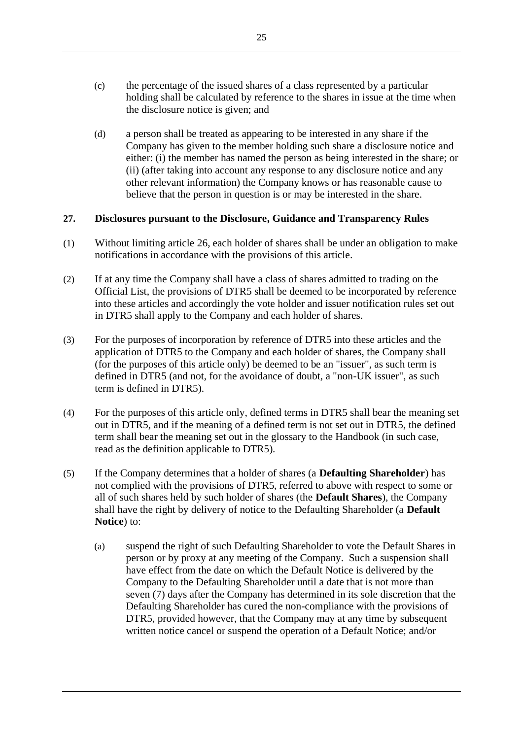(c) the percentage of the issued shares of a class represented by a particular holding shall be calculated by reference to the shares in issue at the time when the disclosure notice is given; and

(d) a person shall be treated as appearing to be interested in any share if the Company has given to the member holding such share a disclosure notice and either: (i) the member has named the person as being interested in the share; or (ii) (after taking into account any response to any disclosure notice and any other relevant information) the Company knows or has reasonable cause to believe that the person in question is or may be interested in the share.

## 27. Disclosures pursuant to the Disclosure, Guidance and Transparency Rules

(1) Without limiting article 26, each holder of shares shall be under an obligation to make notifications in accordance with the provisions of this article.

(2) If at any time the Company shall have a class of shares admitted to trading on the Official List, the provisions of DTR5 shall be deemed to be incorporated by reference into these articles and accordingly the vote holder and issuer notification rules set out in DTR5 shall apply to the Company and each holder of shares.

(3) For the purposes of incorporation by reference of DTR5 into these articles and the application of DTR5 to the Company and each holder of shares, the Company shall (for the purposes of this article only) be deemed to be an "issuer", as such term is defined in DTR5 (and not, for the avoidance of doubt, a "non-UK issuer", as such term is defined in DTR5).

(4) For the purposes of this article only, defined terms in DTR5 shall bear the meaning set out in DTR5, and if the meaning of a defined term is not set out in DTR5, the defined term shall bear the meaning set out in the glossary to the Handbook (in such case, read as the definition applicable to DTR5).

(5) If the Company determines that a holder of shares (a **Defaulting Shareholder**) has not complied with the provisions of DTR5, referred to above with respect to some or all of such shares held by such holder of shares (the **Default Shares**), the Company shall have the right by delivery of notice to the Defaulting Shareholder (a **Default Notice**) to:

(a) suspend the right of such Defaulting Shareholder to vote the Default Shares in person or by proxy at any meeting of the Company. Such a suspension shall have effect from the date on which the Default Notice is delivered by the Company to the Defaulting Shareholder until a date that is not more than seven (7) days after the Company has determined in its sole discretion that the Defaulting Shareholder has cured the non-compliance with the provisions of DTR5, provided however, that the Company may at any time by subsequent written notice cancel or suspend the operation of a Default Notice; and/or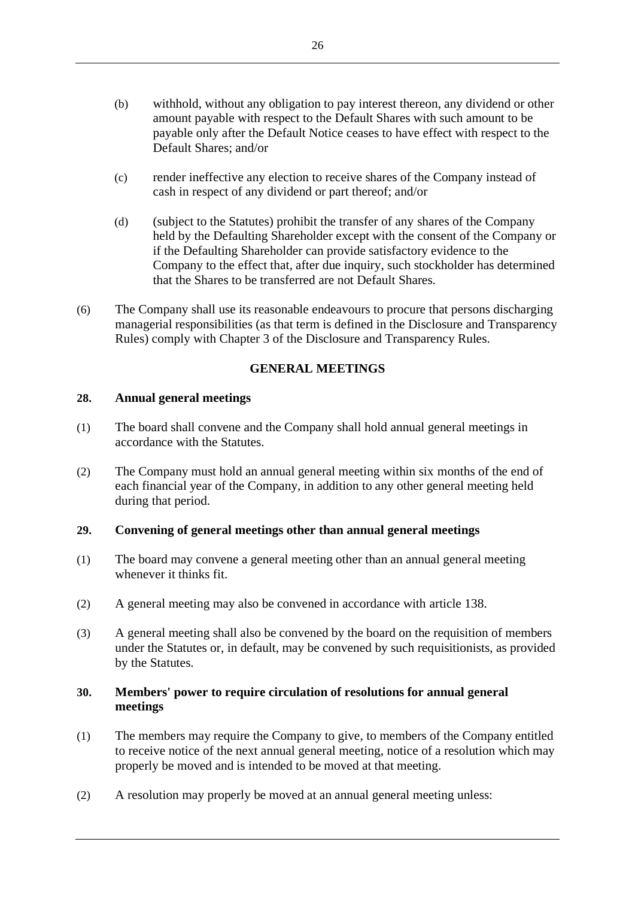(b) withhold, without any obligation to pay interest thereon, any dividend or other amount payable with respect to the Default Shares with such amount to be payable only after the Default Notice ceases to have effect with respect to the Default Shares; and/or

(c) render ineffective any election to receive shares of the Company instead of cash in respect of any dividend or part thereof; and/or

(d) (subject to the Statutes) prohibit the transfer of any shares of the Company held by the Defaulting Shareholder except with the consent of the Company or if the Defaulting Shareholder can provide satisfactory evidence to the Company to the effect that, after due inquiry, such stockholder has determined that the Shares to be transferred are not Default Shares.

(6) The Company shall use its reasonable endeavours to procure that persons discharging managerial responsibilities (as that term is defined in the Disclosure and Transparency Rules) comply with Chapter 3 of the Disclosure and Transparency Rules.

## GENERAL MEETINGS

### 28. Annual general meetings

(1) The board shall convene and the Company shall hold annual general meetings in accordance with the Statutes.

(2) The Company must hold an annual general meeting within six months of the end of each financial year of the Company, in addition to any other general meeting held during that period.

### 29. Convening of general meetings other than annual general meetings

(1) The board may convene a general meeting other than an annual general meeting whenever it thinks fit.

(2) A general meeting may also be convened in accordance with article 138.

(3) A general meeting shall also be convened by the board on the requisition of members under the Statutes or, in default, may be convened by such requisitionists, as provided by the Statutes.

### 30. Members' power to require circulation of resolutions for annual general meetings

(1) The members may require the Company to give, to members of the Company entitled to receive notice of the next annual general meeting, notice of a resolution which may properly be moved and is intended to be moved at that meeting.

(2) A resolution may properly be moved at an annual general meeting unless: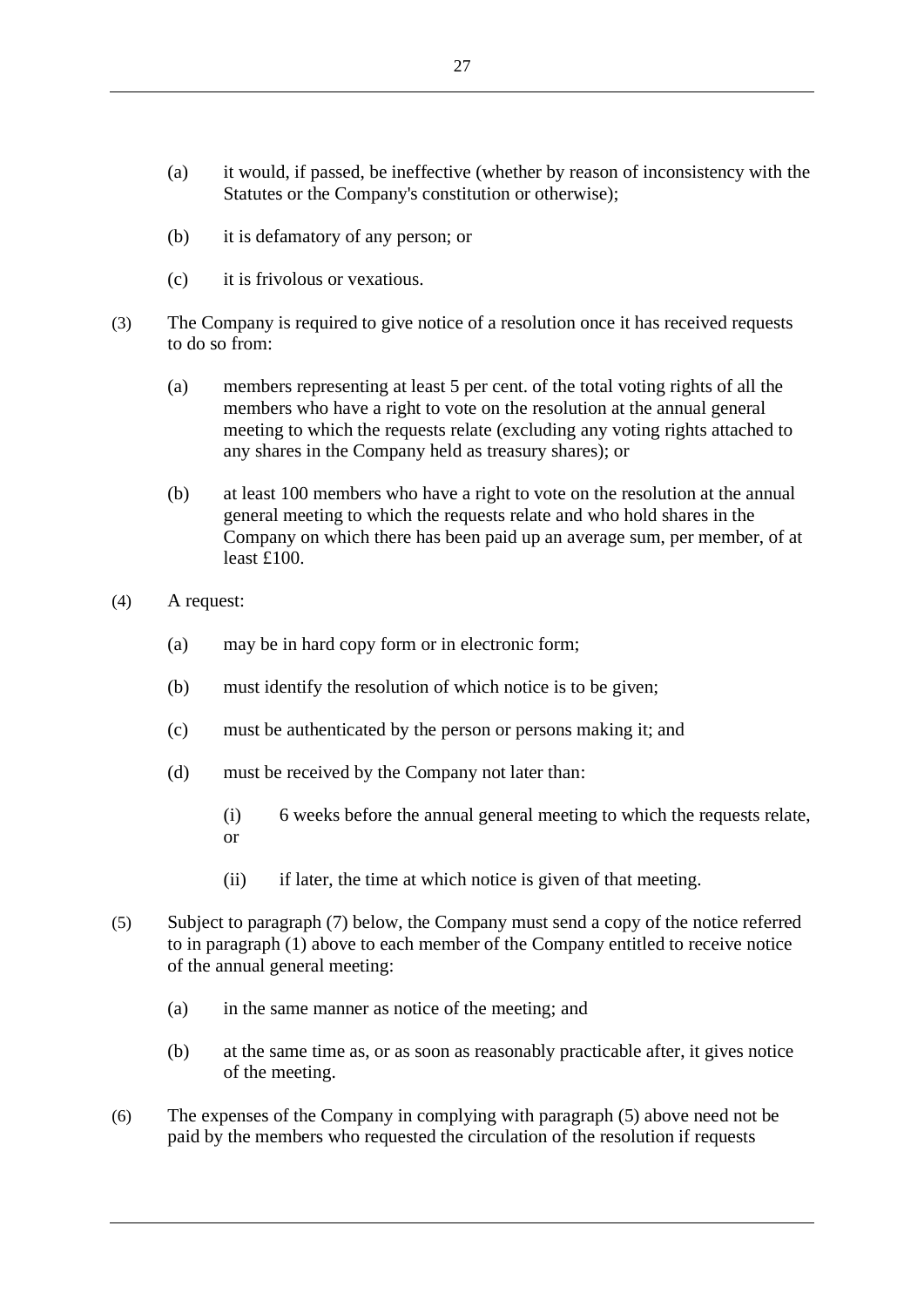(a) it would, if passed, be ineffective (whether by reason of inconsistency with the Statutes or the Company's constitution or otherwise);

(b) it is defamatory of any person; or

(c) it is frivolous or vexatious.

(3) The Company is required to give notice of a resolution once it has received requests to do so from:

(a) members representing at least 5 per cent. of the total voting rights of all the members who have a right to vote on the resolution at the annual general meeting to which the requests relate (excluding any voting rights attached to any shares in the Company held as treasury shares); or

(b) at least 100 members who have a right to vote on the resolution at the annual general meeting to which the requests relate and who hold shares in the Company on which there has been paid up an average sum, per member, of at least £100.

(4) A request:

(a) may be in hard copy form or in electronic form;

(b) must identify the resolution of which notice is to be given;

(c) must be authenticated by the person or persons making it; and

(d) must be received by the Company not later than:

(i) 6 weeks before the annual general meeting to which the requests relate, or

(ii) if later, the time at which notice is given of that meeting.

(5) Subject to paragraph (7) below, the Company must send a copy of the notice referred to in paragraph (1) above to each member of the Company entitled to receive notice of the annual general meeting:

(a) in the same manner as notice of the meeting; and

(b) at the same time as, or as soon as reasonably practicable after, it gives notice of the meeting.

(6) The expenses of the Company in complying with paragraph (5) above need not be paid by the members who requested the circulation of the resolution if requests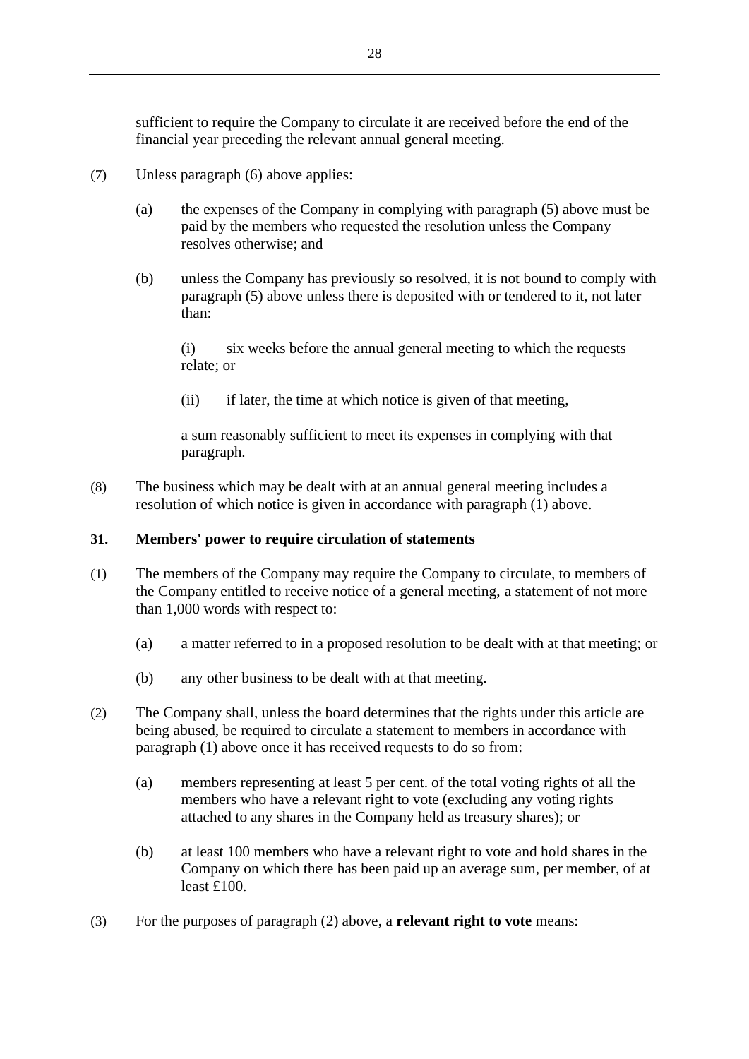sufficient to require the Company to circulate it are received before the end of the financial year preceding the relevant annual general meeting.

(7) Unless paragraph (6) above applies:

(a) the expenses of the Company in complying with paragraph (5) above must be paid by the members who requested the resolution unless the Company resolves otherwise; and

(b) unless the Company has previously so resolved, it is not bound to comply with paragraph (5) above unless there is deposited with or tendered to it, not later than:

(i) six weeks before the annual general meeting to which the requests relate; or

(ii) if later, the time at which notice is given of that meeting,

a sum reasonably sufficient to meet its expenses in complying with that paragraph.

(8) The business which may be dealt with at an annual general meeting includes a resolution of which notice is given in accordance with paragraph (1) above.

**31. Members' power to require circulation of statements**

(1) The members of the Company may require the Company to circulate, to members of the Company entitled to receive notice of a general meeting, a statement of not more than 1,000 words with respect to:

(a) a matter referred to in a proposed resolution to be dealt with at that meeting; or

(b) any other business to be dealt with at that meeting.

(2) The Company shall, unless the board determines that the rights under this article are being abused, be required to circulate a statement to members in accordance with paragraph (1) above once it has received requests to do so from:

(a) members representing at least 5 per cent. of the total voting rights of all the members who have a relevant right to vote (excluding any voting rights attached to any shares in the Company held as treasury shares); or

(b) at least 100 members who have a relevant right to vote and hold shares in the Company on which there has been paid up an average sum, per member, of at least £100.

(3) For the purposes of paragraph (2) above, a **relevant right to vote** means: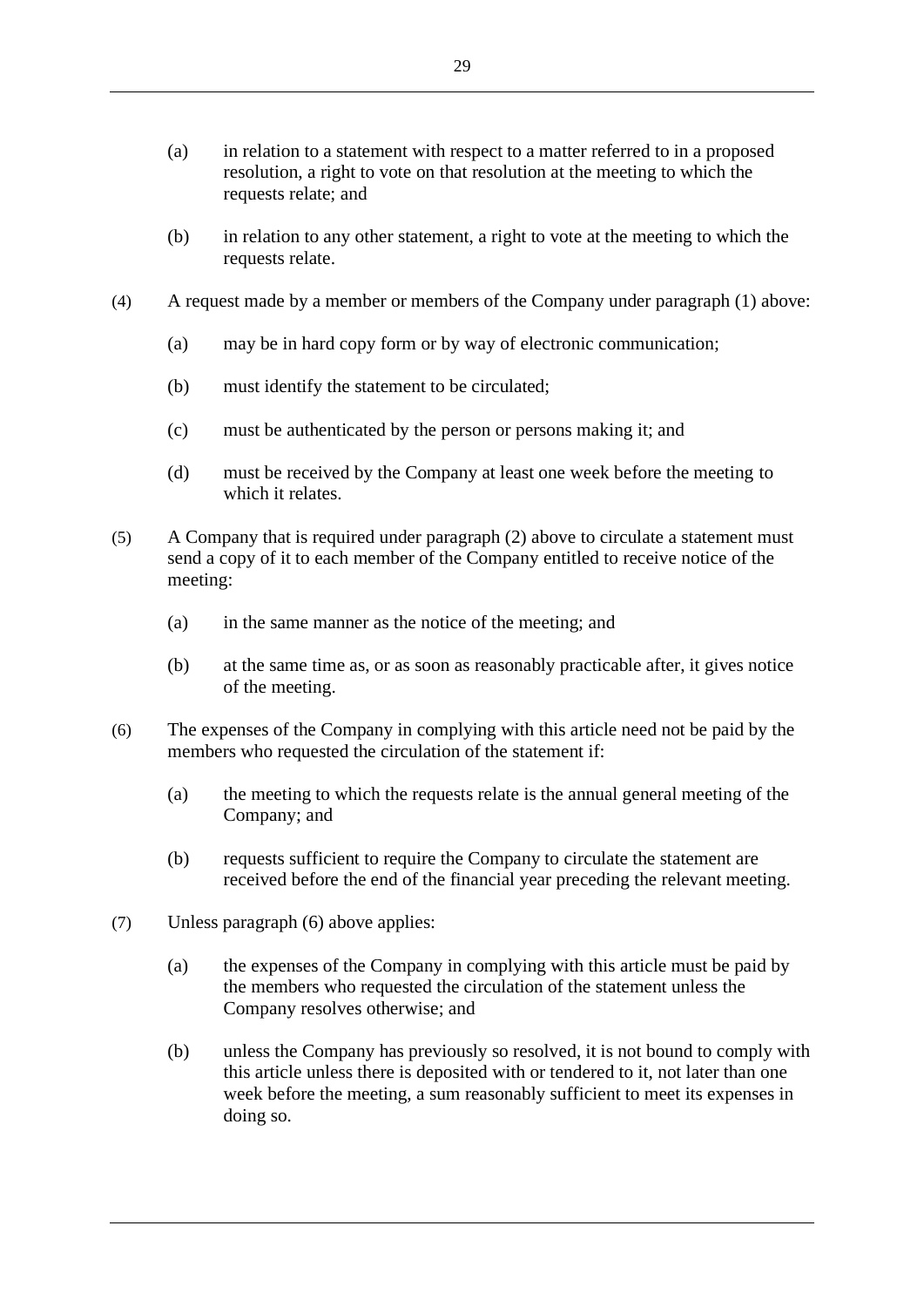(a) in relation to a statement with respect to a matter referred to in a proposed resolution, a right to vote on that resolution at the meeting to which the requests relate; and

(b) in relation to any other statement, a right to vote at the meeting to which the requests relate.

(4) A request made by a member or members of the Company under paragraph (1) above:

(a) may be in hard copy form or by way of electronic communication;

(b) must identify the statement to be circulated;

(c) must be authenticated by the person or persons making it; and

(d) must be received by the Company at least one week before the meeting to which it relates.

(5) A Company that is required under paragraph (2) above to circulate a statement must send a copy of it to each member of the Company entitled to receive notice of the meeting:

(a) in the same manner as the notice of the meeting; and

(b) at the same time as, or as soon as reasonably practicable after, it gives notice of the meeting.

(6) The expenses of the Company in complying with this article need not be paid by the members who requested the circulation of the statement if:

(a) the meeting to which the requests relate is the annual general meeting of the Company; and

(b) requests sufficient to require the Company to circulate the statement are received before the end of the financial year preceding the relevant meeting.

(7) Unless paragraph (6) above applies:

(a) the expenses of the Company in complying with this article must be paid by the members who requested the circulation of the statement unless the Company resolves otherwise; and

(b) unless the Company has previously so resolved, it is not bound to comply with this article unless there is deposited with or tendered to it, not later than one week before the meeting, a sum reasonably sufficient to meet its expenses in doing so.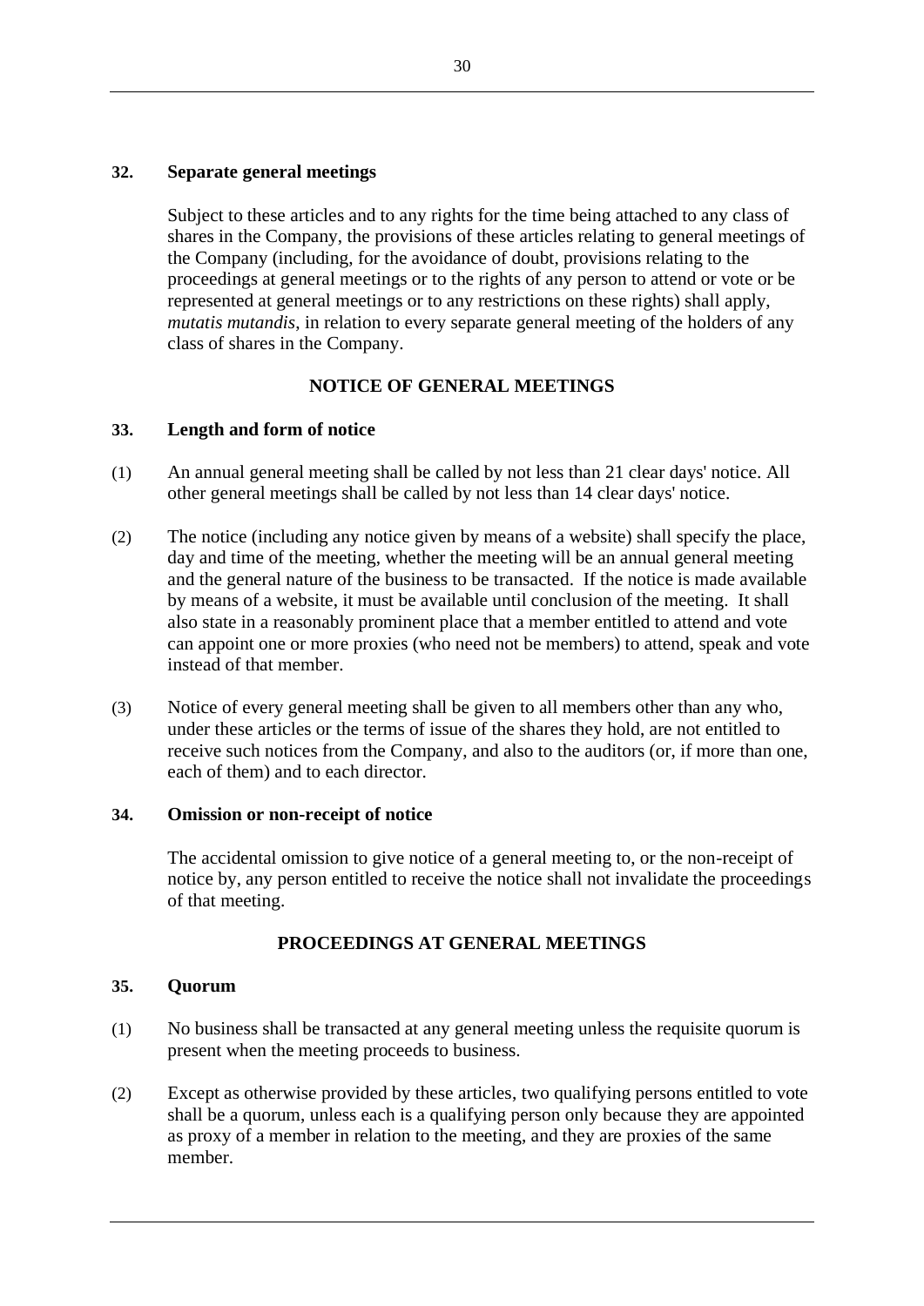### 32. Separate general meetings

Subject to these articles and to any rights for the time being attached to any class of shares in the Company, the provisions of these articles relating to general meetings of the Company (including, for the avoidance of doubt, provisions relating to the proceedings at general meetings or to the rights of any person to attend or vote or be represented at general meetings or to any restrictions on these rights) shall apply, *mutatis mutandis*, in relation to every separate general meeting of the holders of any class of shares in the Company.

## NOTICE OF GENERAL MEETINGS

### 33. Length and form of notice

(1) An annual general meeting shall be called by not less than 21 clear days' notice. All other general meetings shall be called by not less than 14 clear days' notice.

(2) The notice (including any notice given by means of a website) shall specify the place, day and time of the meeting, whether the meeting will be an annual general meeting and the general nature of the business to be transacted. If the notice is made available by means of a website, it must be available until conclusion of the meeting. It shall also state in a reasonably prominent place that a member entitled to attend and vote can appoint one or more proxies (who need not be members) to attend, speak and vote instead of that member.

(3) Notice of every general meeting shall be given to all members other than any who, under these articles or the terms of issue of the shares they hold, are not entitled to receive such notices from the Company, and also to the auditors (or, if more than one, each of them) and to each director.

### 34. Omission or non-receipt of notice

The accidental omission to give notice of a general meeting to, or the non-receipt of notice by, any person entitled to receive the notice shall not invalidate the proceedings of that meeting.

## PROCEEDINGS AT GENERAL MEETINGS

### 35. Quorum

(1) No business shall be transacted at any general meeting unless the requisite quorum is present when the meeting proceeds to business.

(2) Except as otherwise provided by these articles, two qualifying persons entitled to vote shall be a quorum, unless each is a qualifying person only because they are appointed as proxy of a member in relation to the meeting, and they are proxies of the same member.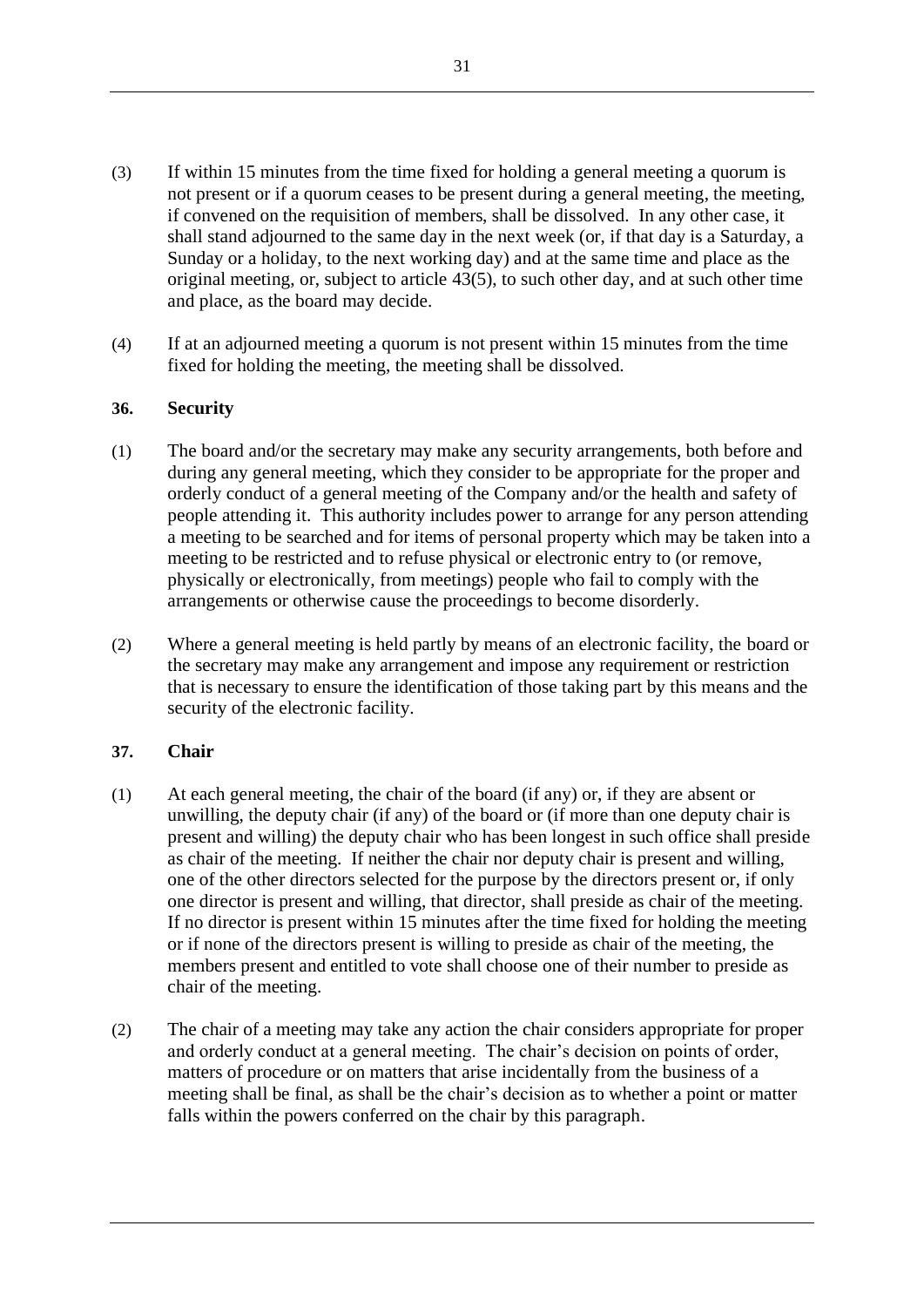(3) If within 15 minutes from the time fixed for holding a general meeting a quorum is not present or if a quorum ceases to be present during a general meeting, the meeting, if convened on the requisition of members, shall be dissolved. In any other case, it shall stand adjourned to the same day in the next week (or, if that day is a Saturday, a Sunday or a holiday, to the next working day) and at the same time and place as the original meeting, or, subject to article 43(5), to such other day, and at such other time and place, as the board may decide.

(4) If at an adjourned meeting a quorum is not present within 15 minutes from the time fixed for holding the meeting, the meeting shall be dissolved.

### 36. Security

(1) The board and/or the secretary may make any security arrangements, both before and during any general meeting, which they consider to be appropriate for the proper and orderly conduct of a general meeting of the Company and/or the health and safety of people attending it. This authority includes power to arrange for any person attending a meeting to be searched and for items of personal property which may be taken into a meeting to be restricted and to refuse physical or electronic entry to (or remove, physically or electronically, from meetings) people who fail to comply with the arrangements or otherwise cause the proceedings to become disorderly.

(2) Where a general meeting is held partly by means of an electronic facility, the board or the secretary may make any arrangement and impose any requirement or restriction that is necessary to ensure the identification of those taking part by this means and the security of the electronic facility.

### 37. Chair

(1) At each general meeting, the chair of the board (if any) or, if they are absent or unwilling, the deputy chair (if any) of the board or (if more than one deputy chair is present and willing) the deputy chair who has been longest in such office shall preside as chair of the meeting. If neither the chair nor deputy chair is present and willing, one of the other directors selected for the purpose by the directors present or, if only one director is present and willing, that director, shall preside as chair of the meeting. If no director is present within 15 minutes after the time fixed for holding the meeting or if none of the directors present is willing to preside as chair of the meeting, the members present and entitled to vote shall choose one of their number to preside as chair of the meeting.

(2) The chair of a meeting may take any action the chair considers appropriate for proper and orderly conduct at a general meeting. The chair's decision on points of order, matters of procedure or on matters that arise incidentally from the business of a meeting shall be final, as shall be the chair's decision as to whether a point or matter falls within the powers conferred on the chair by this paragraph.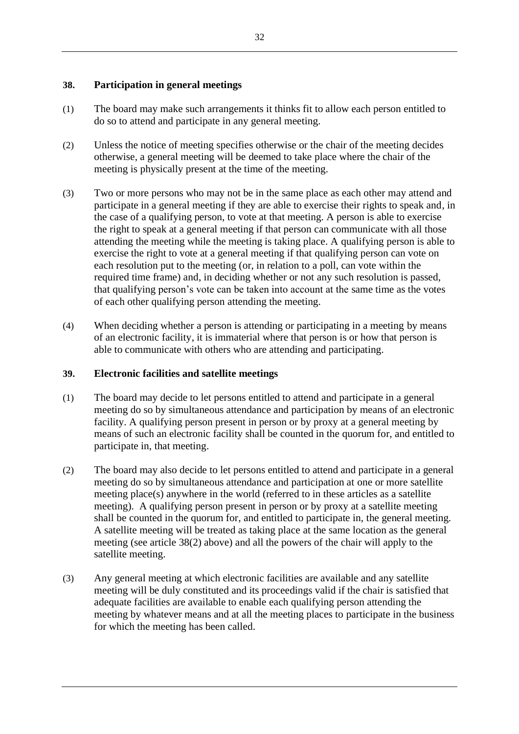## 38. Participation in general meetings

(1) The board may make such arrangements it thinks fit to allow each person entitled to do so to attend and participate in any general meeting.

(2) Unless the notice of meeting specifies otherwise or the chair of the meeting decides otherwise, a general meeting will be deemed to take place where the chair of the meeting is physically present at the time of the meeting.

(3) Two or more persons who may not be in the same place as each other may attend and participate in a general meeting if they are able to exercise their rights to speak and, in the case of a qualifying person, to vote at that meeting. A person is able to exercise the right to speak at a general meeting if that person can communicate with all those attending the meeting while the meeting is taking place. A qualifying person is able to exercise the right to vote at a general meeting if that qualifying person can vote on each resolution put to the meeting (or, in relation to a poll, can vote within the required time frame) and, in deciding whether or not any such resolution is passed, that qualifying person's vote can be taken into account at the same time as the votes of each other qualifying person attending the meeting.

(4) When deciding whether a person is attending or participating in a meeting by means of an electronic facility, it is immaterial where that person is or how that person is able to communicate with others who are attending and participating.

## 39. Electronic facilities and satellite meetings

(1) The board may decide to let persons entitled to attend and participate in a general meeting do so by simultaneous attendance and participation by means of an electronic facility. A qualifying person present in person or by proxy at a general meeting by means of such an electronic facility shall be counted in the quorum for, and entitled to participate in, that meeting.

(2) The board may also decide to let persons entitled to attend and participate in a general meeting do so by simultaneous attendance and participation at one or more satellite meeting place(s) anywhere in the world (referred to in these articles as a satellite meeting). A qualifying person present in person or by proxy at a satellite meeting shall be counted in the quorum for, and entitled to participate in, the general meeting. A satellite meeting will be treated as taking place at the same location as the general meeting (see article 38(2) above) and all the powers of the chair will apply to the satellite meeting.

(3) Any general meeting at which electronic facilities are available and any satellite meeting will be duly constituted and its proceedings valid if the chair is satisfied that adequate facilities are available to enable each qualifying person attending the meeting by whatever means and at all the meeting places to participate in the business for which the meeting has been called.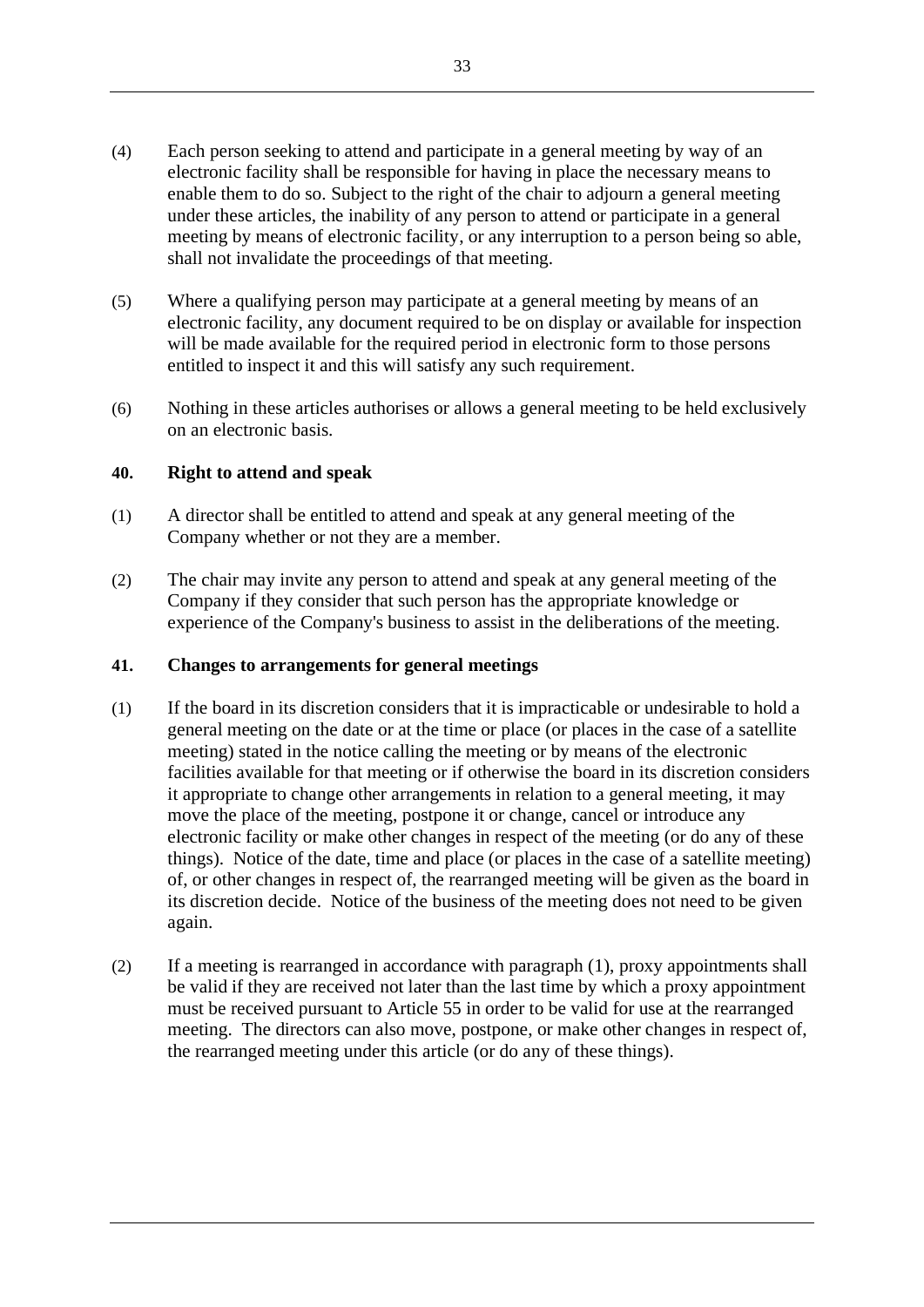(4) Each person seeking to attend and participate in a general meeting by way of an electronic facility shall be responsible for having in place the necessary means to enable them to do so. Subject to the right of the chair to adjourn a general meeting under these articles, the inability of any person to attend or participate in a general meeting by means of electronic facility, or any interruption to a person being so able, shall not invalidate the proceedings of that meeting.

(5) Where a qualifying person may participate at a general meeting by means of an electronic facility, any document required to be on display or available for inspection will be made available for the required period in electronic form to those persons entitled to inspect it and this will satisfy any such requirement.

(6) Nothing in these articles authorises or allows a general meeting to be held exclusively on an electronic basis.

**40. Right to attend and speak**

(1) A director shall be entitled to attend and speak at any general meeting of the Company whether or not they are a member.

(2) The chair may invite any person to attend and speak at any general meeting of the Company if they consider that such person has the appropriate knowledge or experience of the Company's business to assist in the deliberations of the meeting.

**41. Changes to arrangements for general meetings**

(1) If the board in its discretion considers that it is impracticable or undesirable to hold a general meeting on the date or at the time or place (or places in the case of a satellite meeting) stated in the notice calling the meeting or by means of the electronic facilities available for that meeting or if otherwise the board in its discretion considers it appropriate to change other arrangements in relation to a general meeting, it may move the place of the meeting, postpone it or change, cancel or introduce any electronic facility or make other changes in respect of the meeting (or do any of these things). Notice of the date, time and place (or places in the case of a satellite meeting) of, or other changes in respect of, the rearranged meeting will be given as the board in its discretion decide. Notice of the business of the meeting does not need to be given again.

(2) If a meeting is rearranged in accordance with paragraph (1), proxy appointments shall be valid if they are received not later than the last time by which a proxy appointment must be received pursuant to Article 55 in order to be valid for use at the rearranged meeting. The directors can also move, postpone, or make other changes in respect of, the rearranged meeting under this article (or do any of these things).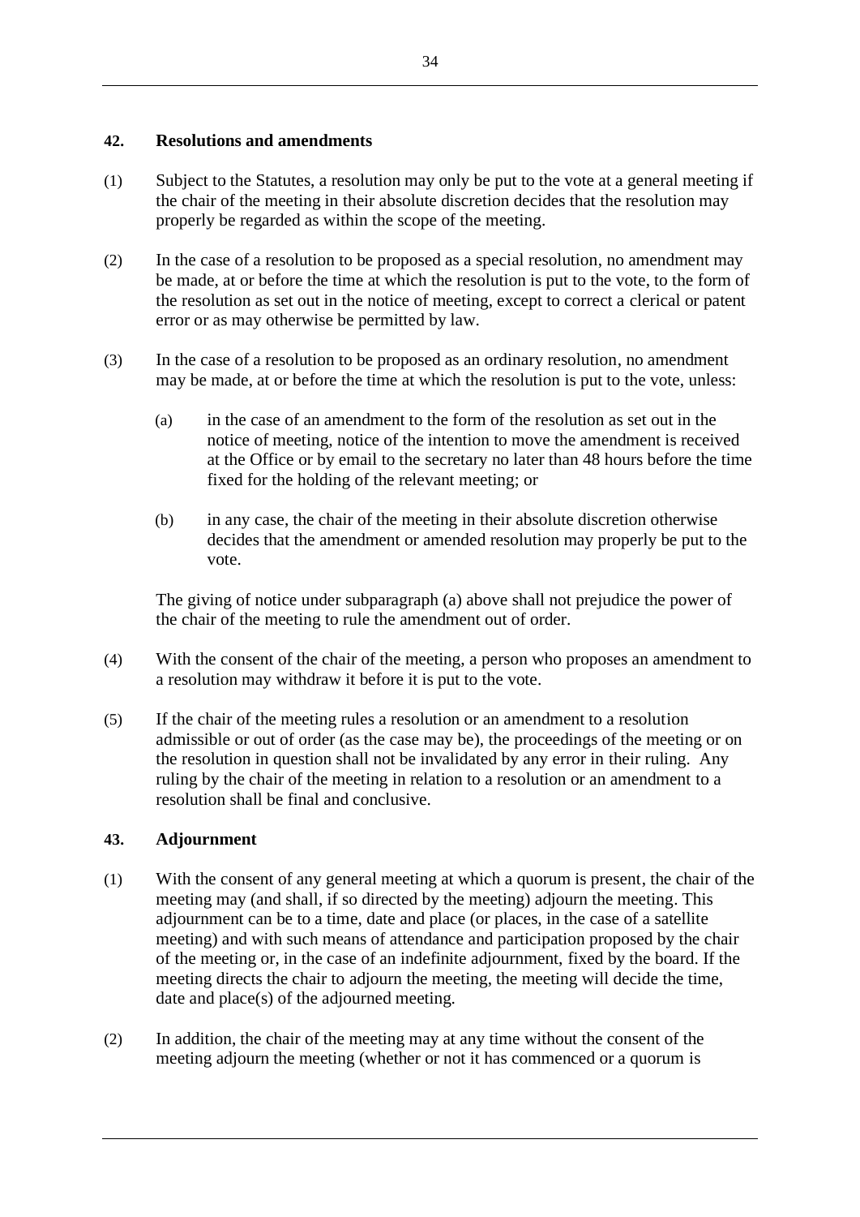## 42. Resolutions and amendments

(1) Subject to the Statutes, a resolution may only be put to the vote at a general meeting if the chair of the meeting in their absolute discretion decides that the resolution may properly be regarded as within the scope of the meeting.

(2) In the case of a resolution to be proposed as a special resolution, no amendment may be made, at or before the time at which the resolution is put to the vote, to the form of the resolution as set out in the notice of meeting, except to correct a clerical or patent error or as may otherwise be permitted by law.

(3) In the case of a resolution to be proposed as an ordinary resolution, no amendment may be made, at or before the time at which the resolution is put to the vote, unless:

(a) in the case of an amendment to the form of the resolution as set out in the notice of meeting, notice of the intention to move the amendment is received at the Office or by email to the secretary no later than 48 hours before the time fixed for the holding of the relevant meeting; or

(b) in any case, the chair of the meeting in their absolute discretion otherwise decides that the amendment or amended resolution may properly be put to the vote.

The giving of notice under subparagraph (a) above shall not prejudice the power of the chair of the meeting to rule the amendment out of order.

(4) With the consent of the chair of the meeting, a person who proposes an amendment to a resolution may withdraw it before it is put to the vote.

(5) If the chair of the meeting rules a resolution or an amendment to a resolution admissible or out of order (as the case may be), the proceedings of the meeting or on the resolution in question shall not be invalidated by any error in their ruling. Any ruling by the chair of the meeting in relation to a resolution or an amendment to a resolution shall be final and conclusive.

## 43. Adjournment

(1) With the consent of any general meeting at which a quorum is present, the chair of the meeting may (and shall, if so directed by the meeting) adjourn the meeting. This adjournment can be to a time, date and place (or places, in the case of a satellite meeting) and with such means of attendance and participation proposed by the chair of the meeting or, in the case of an indefinite adjournment, fixed by the board. If the meeting directs the chair to adjourn the meeting, the meeting will decide the time, date and place(s) of the adjourned meeting.

(2) In addition, the chair of the meeting may at any time without the consent of the meeting adjourn the meeting (whether or not it has commenced or a quorum is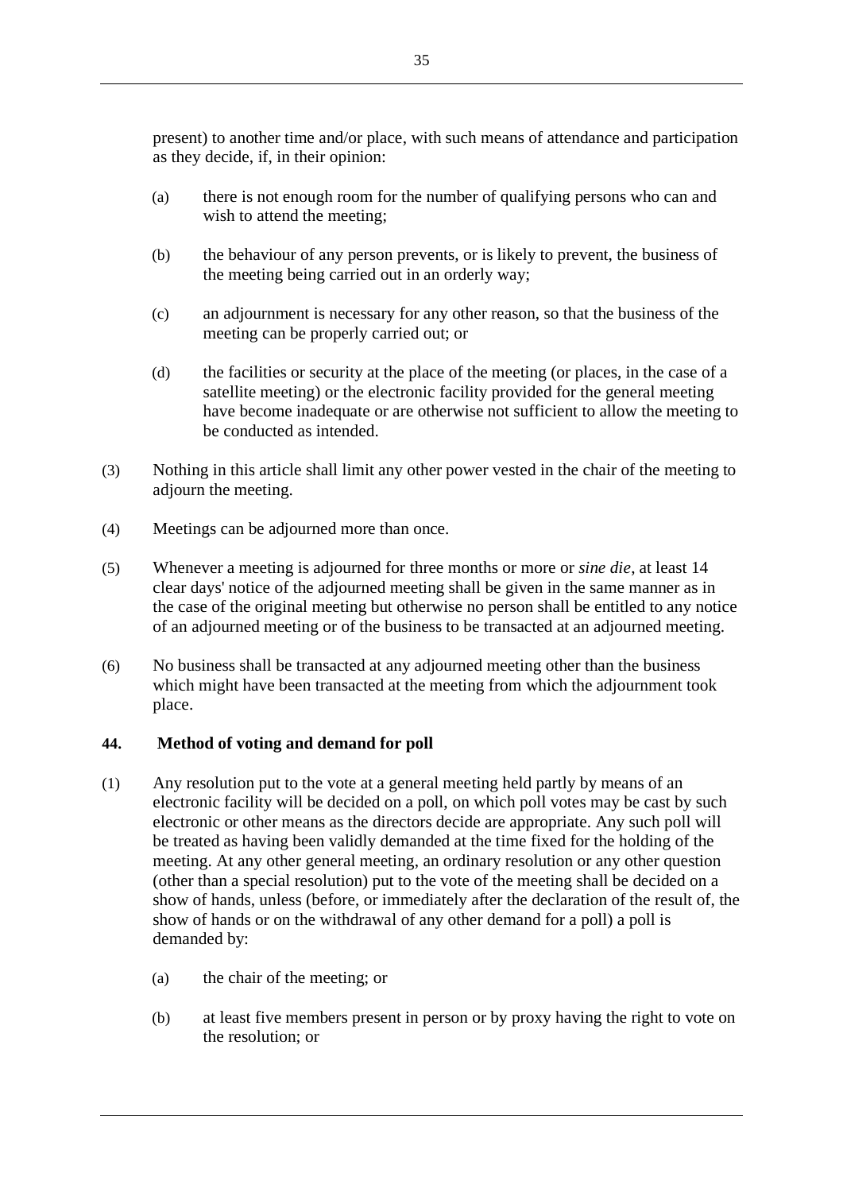present) to another time and/or place, with such means of attendance and participation as they decide, if, in their opinion:

(a) there is not enough room for the number of qualifying persons who can and wish to attend the meeting;

(b) the behaviour of any person prevents, or is likely to prevent, the business of the meeting being carried out in an orderly way;

(c) an adjournment is necessary for any other reason, so that the business of the meeting can be properly carried out; or

(d) the facilities or security at the place of the meeting (or places, in the case of a satellite meeting) or the electronic facility provided for the general meeting have become inadequate or are otherwise not sufficient to allow the meeting to be conducted as intended.

(3) Nothing in this article shall limit any other power vested in the chair of the meeting to adjourn the meeting.

(4) Meetings can be adjourned more than once.

(5) Whenever a meeting is adjourned for three months or more or *sine die*, at least 14 clear days' notice of the adjourned meeting shall be given in the same manner as in the case of the original meeting but otherwise no person shall be entitled to any notice of an adjourned meeting or of the business to be transacted at an adjourned meeting.

(6) No business shall be transacted at any adjourned meeting other than the business which might have been transacted at the meeting from which the adjournment took place.

**44. Method of voting and demand for poll**

(1) Any resolution put to the vote at a general meeting held partly by means of an electronic facility will be decided on a poll, on which poll votes may be cast by such electronic or other means as the directors decide are appropriate. Any such poll will be treated as having been validly demanded at the time fixed for the holding of the meeting. At any other general meeting, an ordinary resolution or any other question (other than a special resolution) put to the vote of the meeting shall be decided on a show of hands, unless (before, or immediately after the declaration of the result of, the show of hands or on the withdrawal of any other demand for a poll) a poll is demanded by:

(a) the chair of the meeting; or

(b) at least five members present in person or by proxy having the right to vote on the resolution; or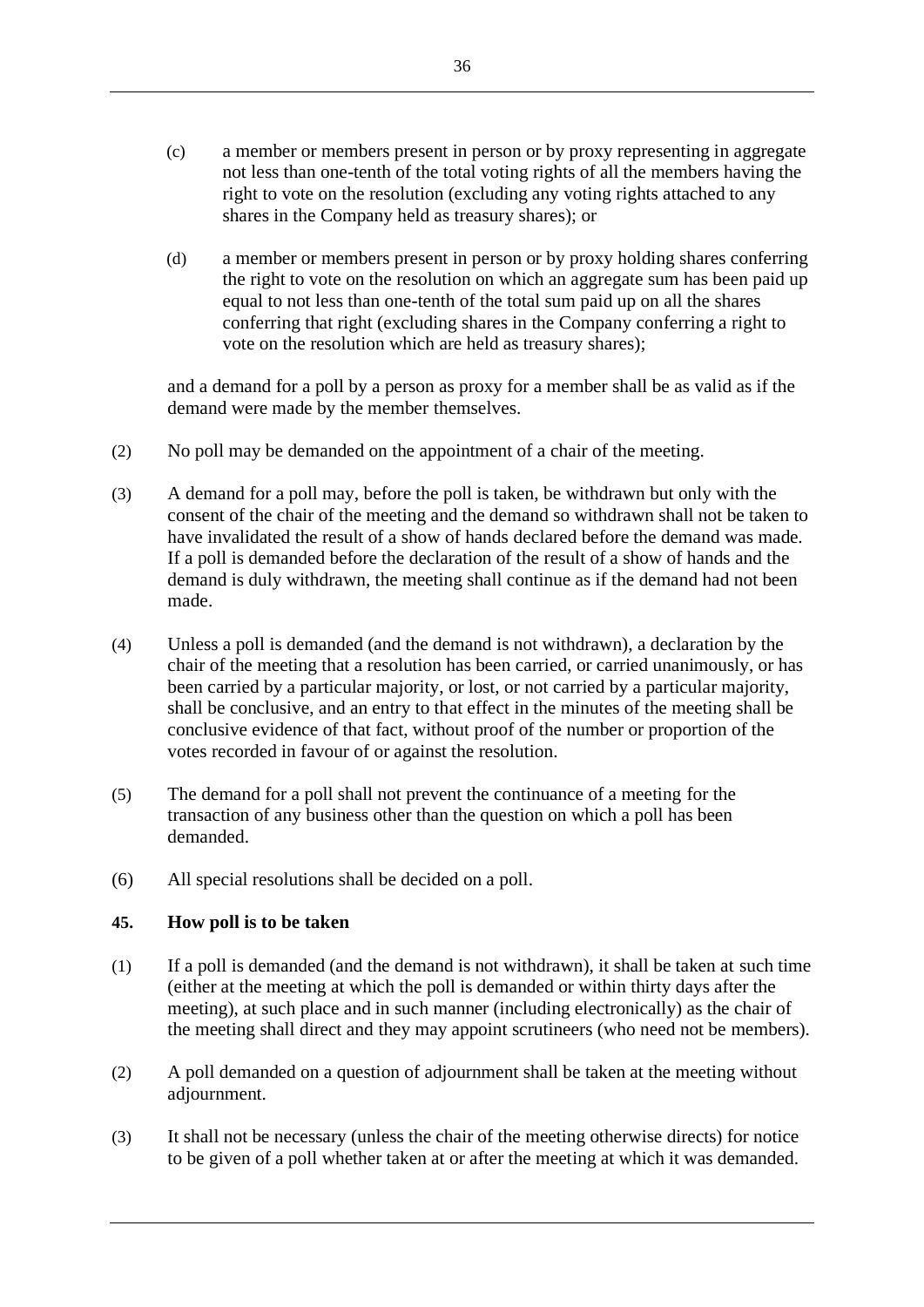(c) a member or members present in person or by proxy representing in aggregate not less than one-tenth of the total voting rights of all the members having the right to vote on the resolution (excluding any voting rights attached to any shares in the Company held as treasury shares); or

(d) a member or members present in person or by proxy holding shares conferring the right to vote on the resolution on which an aggregate sum has been paid up equal to not less than one-tenth of the total sum paid up on all the shares conferring that right (excluding shares in the Company conferring a right to vote on the resolution which are held as treasury shares);

and a demand for a poll by a person as proxy for a member shall be as valid as if the demand were made by the member themselves.

(2) No poll may be demanded on the appointment of a chair of the meeting.

(3) A demand for a poll may, before the poll is taken, be withdrawn but only with the consent of the chair of the meeting and the demand so withdrawn shall not be taken to have invalidated the result of a show of hands declared before the demand was made. If a poll is demanded before the declaration of the result of a show of hands and the demand is duly withdrawn, the meeting shall continue as if the demand had not been made.

(4) Unless a poll is demanded (and the demand is not withdrawn), a declaration by the chair of the meeting that a resolution has been carried, or carried unanimously, or has been carried by a particular majority, or lost, or not carried by a particular majority, shall be conclusive, and an entry to that effect in the minutes of the meeting shall be conclusive evidence of that fact, without proof of the number or proportion of the votes recorded in favour of or against the resolution.

(5) The demand for a poll shall not prevent the continuance of a meeting for the transaction of any business other than the question on which a poll has been demanded.

(6) All special resolutions shall be decided on a poll.

**45. How poll is to be taken**

(1) If a poll is demanded (and the demand is not withdrawn), it shall be taken at such time (either at the meeting at which the poll is demanded or within thirty days after the meeting), at such place and in such manner (including electronically) as the chair of the meeting shall direct and they may appoint scrutineers (who need not be members).

(2) A poll demanded on a question of adjournment shall be taken at the meeting without adjournment.

(3) It shall not be necessary (unless the chair of the meeting otherwise directs) for notice to be given of a poll whether taken at or after the meeting at which it was demanded.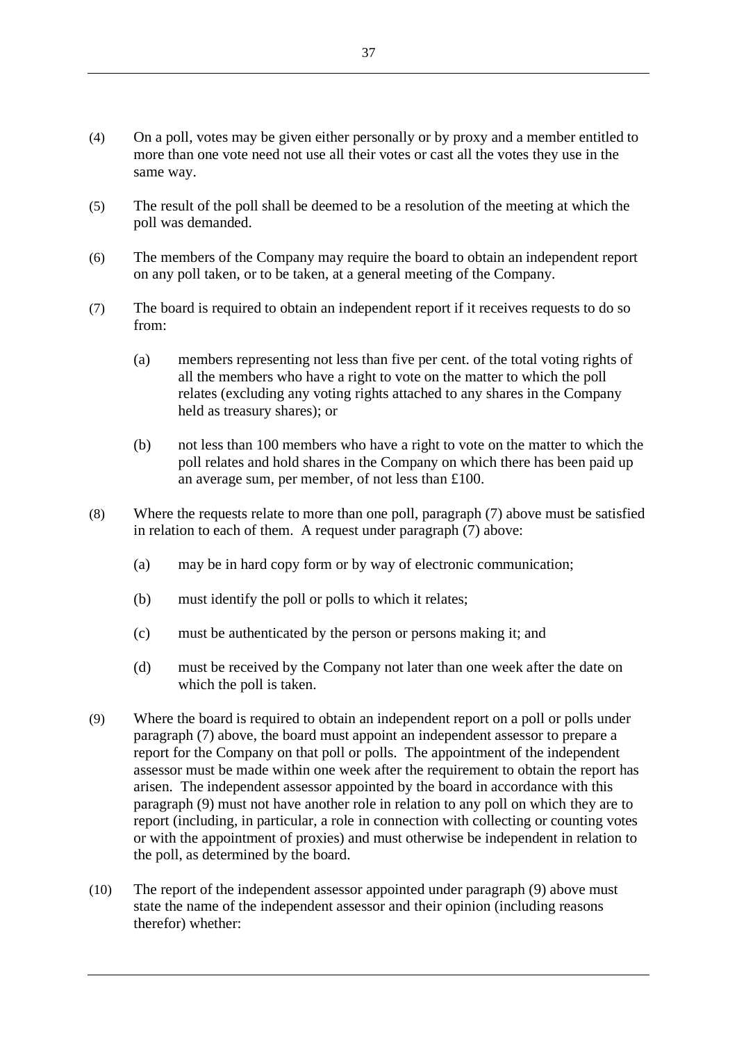(4) On a poll, votes may be given either personally or by proxy and a member entitled to more than one vote need not use all their votes or cast all the votes they use in the same way.

(5) The result of the poll shall be deemed to be a resolution of the meeting at which the poll was demanded.

(6) The members of the Company may require the board to obtain an independent report on any poll taken, or to be taken, at a general meeting of the Company.

(7) The board is required to obtain an independent report if it receives requests to do so from:

   (a) members representing not less than five per cent. of the total voting rights of all the members who have a right to vote on the matter to which the poll relates (excluding any voting rights attached to any shares in the Company held as treasury shares); or

   (b) not less than 100 members who have a right to vote on the matter to which the poll relates and hold shares in the Company on which there has been paid up an average sum, per member, of not less than £100.

(8) Where the requests relate to more than one poll, paragraph (7) above must be satisfied in relation to each of them. A request under paragraph (7) above:

   (a) may be in hard copy form or by way of electronic communication;

   (b) must identify the poll or polls to which it relates;

   (c) must be authenticated by the person or persons making it; and

   (d) must be received by the Company not later than one week after the date on which the poll is taken.

(9) Where the board is required to obtain an independent report on a poll or polls under paragraph (7) above, the board must appoint an independent assessor to prepare a report for the Company on that poll or polls. The appointment of the independent assessor must be made within one week after the requirement to obtain the report has arisen. The independent assessor appointed by the board in accordance with this paragraph (9) must not have another role in relation to any poll on which they are to report (including, in particular, a role in connection with collecting or counting votes or with the appointment of proxies) and must otherwise be independent in relation to the poll, as determined by the board.

(10) The report of the independent assessor appointed under paragraph (9) above must state the name of the independent assessor and their opinion (including reasons therefor) whether: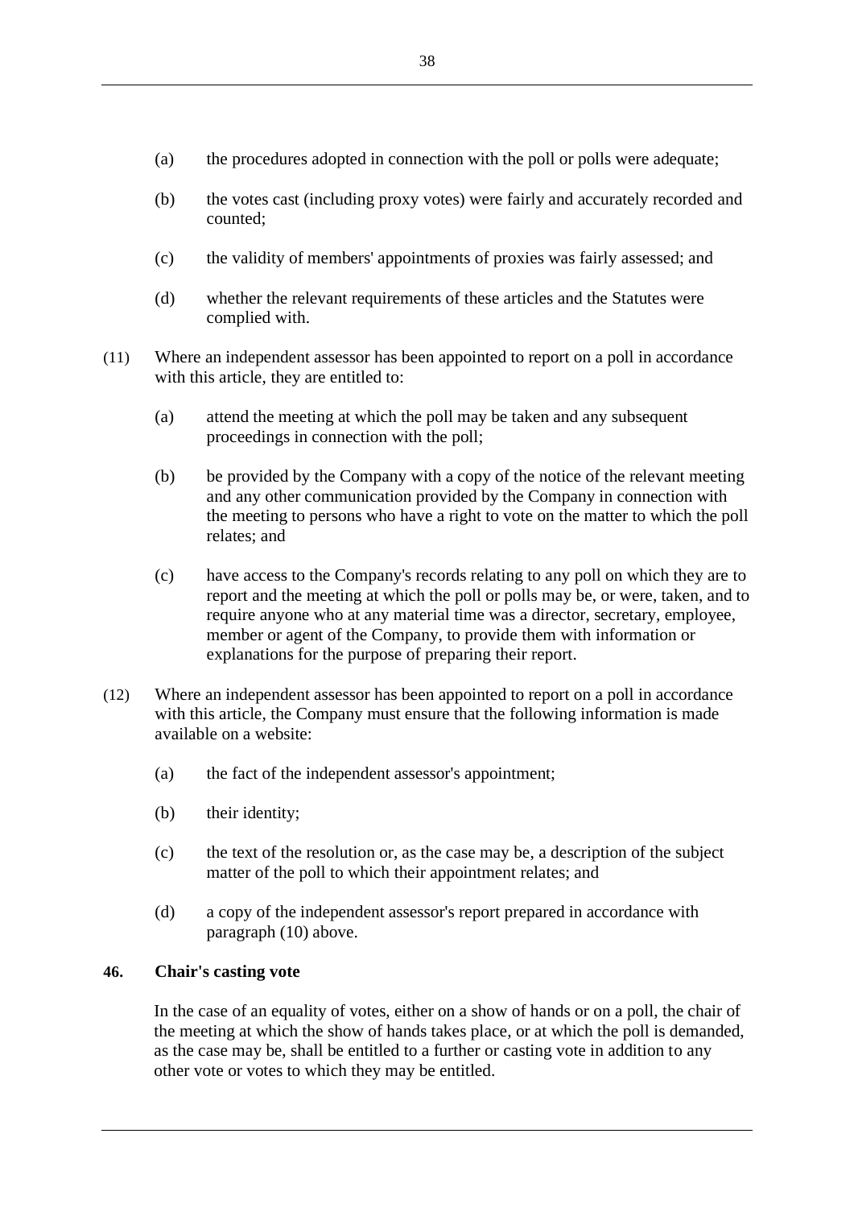(a) the procedures adopted in connection with the poll or polls were adequate;

(b) the votes cast (including proxy votes) were fairly and accurately recorded and counted;

(c) the validity of members' appointments of proxies was fairly assessed; and

(d) whether the relevant requirements of these articles and the Statutes were complied with.

(11) Where an independent assessor has been appointed to report on a poll in accordance with this article, they are entitled to:

(a) attend the meeting at which the poll may be taken and any subsequent proceedings in connection with the poll;

(b) be provided by the Company with a copy of the notice of the relevant meeting and any other communication provided by the Company in connection with the meeting to persons who have a right to vote on the matter to which the poll relates; and

(c) have access to the Company's records relating to any poll on which they are to report and the meeting at which the poll or polls may be, or were, taken, and to require anyone who at any material time was a director, secretary, employee, member or agent of the Company, to provide them with information or explanations for the purpose of preparing their report.

(12) Where an independent assessor has been appointed to report on a poll in accordance with this article, the Company must ensure that the following information is made available on a website:

(a) the fact of the independent assessor's appointment;

(b) their identity;

(c) the text of the resolution or, as the case may be, a description of the subject matter of the poll to which their appointment relates; and

(d) a copy of the independent assessor's report prepared in accordance with paragraph (10) above.

**46. Chair's casting vote**

In the case of an equality of votes, either on a show of hands or on a poll, the chair of the meeting at which the show of hands takes place, or at which the poll is demanded, as the case may be, shall be entitled to a further or casting vote in addition to any other vote or votes to which they may be entitled.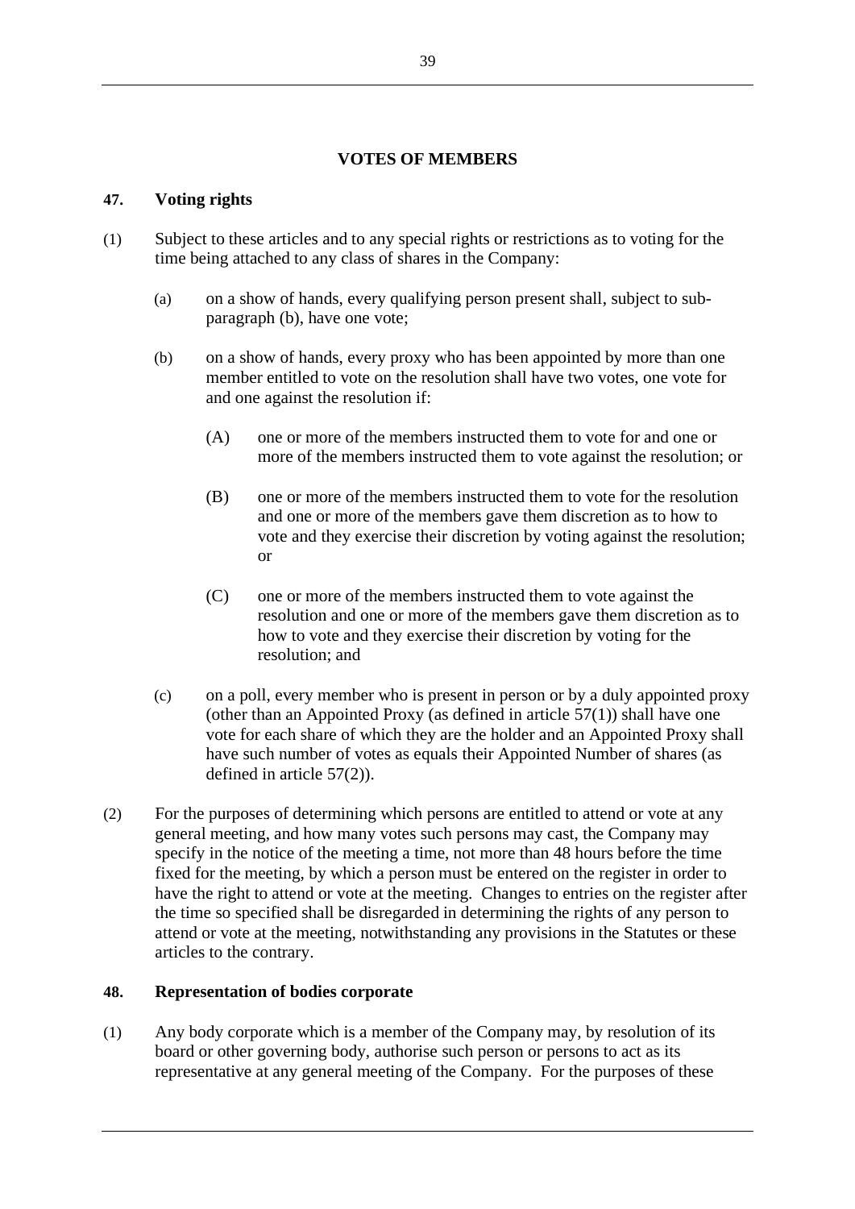## VOTES OF MEMBERS

### 47. Voting rights

(1) Subject to these articles and to any special rights or restrictions as to voting for the time being attached to any class of shares in the Company:

   (a) on a show of hands, every qualifying person present shall, subject to sub-paragraph (b), have one vote;

   (b) on a show of hands, every proxy who has been appointed by more than one member entitled to vote on the resolution shall have two votes, one vote for and one against the resolution if:

      (A) one or more of the members instructed them to vote for and one or more of the members instructed them to vote against the resolution; or

      (B) one or more of the members instructed them to vote for the resolution and one or more of the members gave them discretion as to how to vote and they exercise their discretion by voting against the resolution; or

      (C) one or more of the members instructed them to vote against the resolution and one or more of the members gave them discretion as to how to vote and they exercise their discretion by voting for the resolution; and

   (c) on a poll, every member who is present in person or by a duly appointed proxy (other than an Appointed Proxy (as defined in article 57(1)) shall have one vote for each share of which they are the holder and an Appointed Proxy shall have such number of votes as equals their Appointed Number of shares (as defined in article 57(2)).

(2) For the purposes of determining which persons are entitled to attend or vote at any general meeting, and how many votes such persons may cast, the Company may specify in the notice of the meeting a time, not more than 48 hours before the time fixed for the meeting, by which a person must be entered on the register in order to have the right to attend or vote at the meeting. Changes to entries on the register after the time so specified shall be disregarded in determining the rights of any person to attend or vote at the meeting, notwithstanding any provisions in the Statutes or these articles to the contrary.

### 48. Representation of bodies corporate

(1) Any body corporate which is a member of the Company may, by resolution of its board or other governing body, authorise such person or persons to act as its representative at any general meeting of the Company. For the purposes of these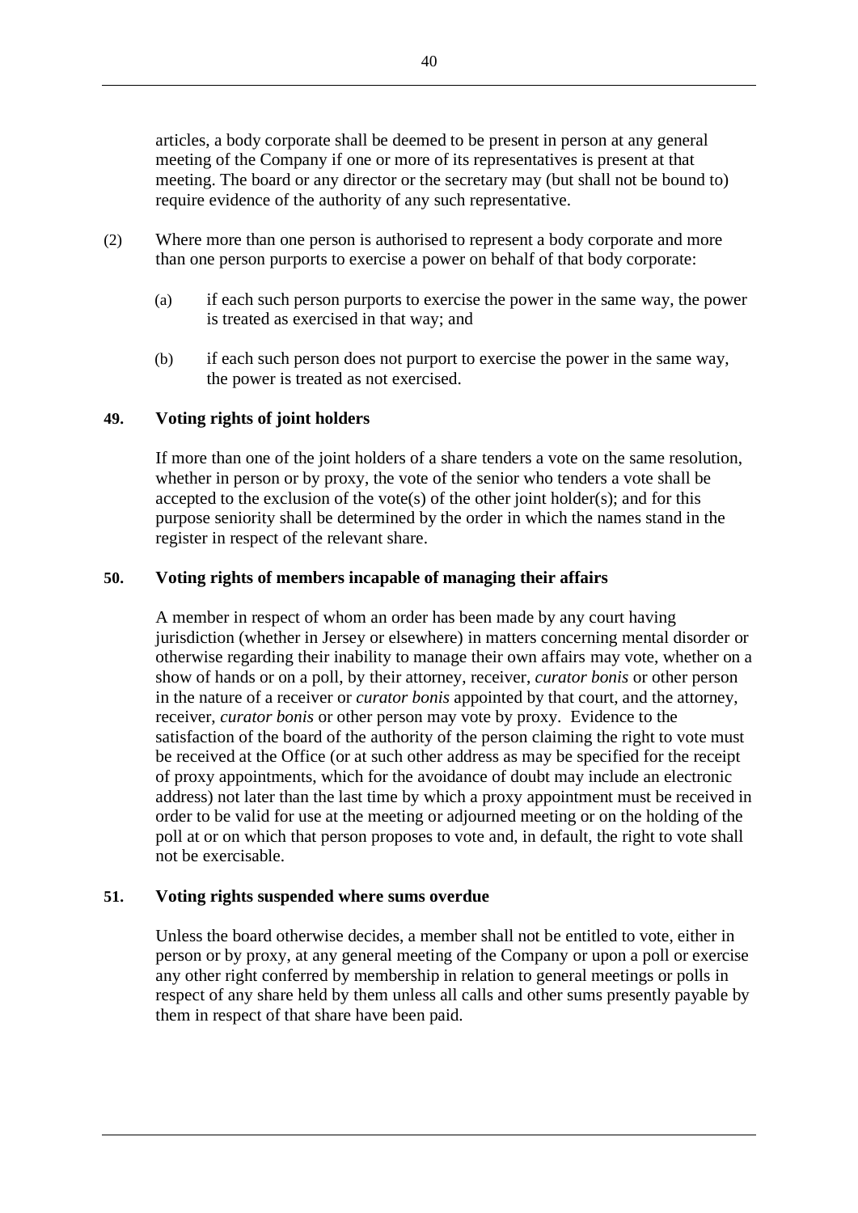articles, a body corporate shall be deemed to be present in person at any general meeting of the Company if one or more of its representatives is present at that meeting. The board or any director or the secretary may (but shall not be bound to) require evidence of the authority of any such representative.

(2) Where more than one person is authorised to represent a body corporate and more than one person purports to exercise a power on behalf of that body corporate:

(a) if each such person purports to exercise the power in the same way, the power is treated as exercised in that way; and

(b) if each such person does not purport to exercise the power in the same way, the power is treated as not exercised.

**49. Voting rights of joint holders**

If more than one of the joint holders of a share tenders a vote on the same resolution, whether in person or by proxy, the vote of the senior who tenders a vote shall be accepted to the exclusion of the vote(s) of the other joint holder(s); and for this purpose seniority shall be determined by the order in which the names stand in the register in respect of the relevant share.

**50. Voting rights of members incapable of managing their affairs**

A member in respect of whom an order has been made by any court having jurisdiction (whether in Jersey or elsewhere) in matters concerning mental disorder or otherwise regarding their inability to manage their own affairs may vote, whether on a show of hands or on a poll, by their attorney, receiver, *curator bonis* or other person in the nature of a receiver or *curator bonis* appointed by that court, and the attorney, receiver, *curator bonis* or other person may vote by proxy. Evidence to the satisfaction of the board of the authority of the person claiming the right to vote must be received at the Office (or at such other address as may be specified for the receipt of proxy appointments, which for the avoidance of doubt may include an electronic address) not later than the last time by which a proxy appointment must be received in order to be valid for use at the meeting or adjourned meeting or on the holding of the poll at or on which that person proposes to vote and, in default, the right to vote shall not be exercisable.

**51. Voting rights suspended where sums overdue**

Unless the board otherwise decides, a member shall not be entitled to vote, either in person or by proxy, at any general meeting of the Company or upon a poll or exercise any other right conferred by membership in relation to general meetings or polls in respect of any share held by them unless all calls and other sums presently payable by them in respect of that share have been paid.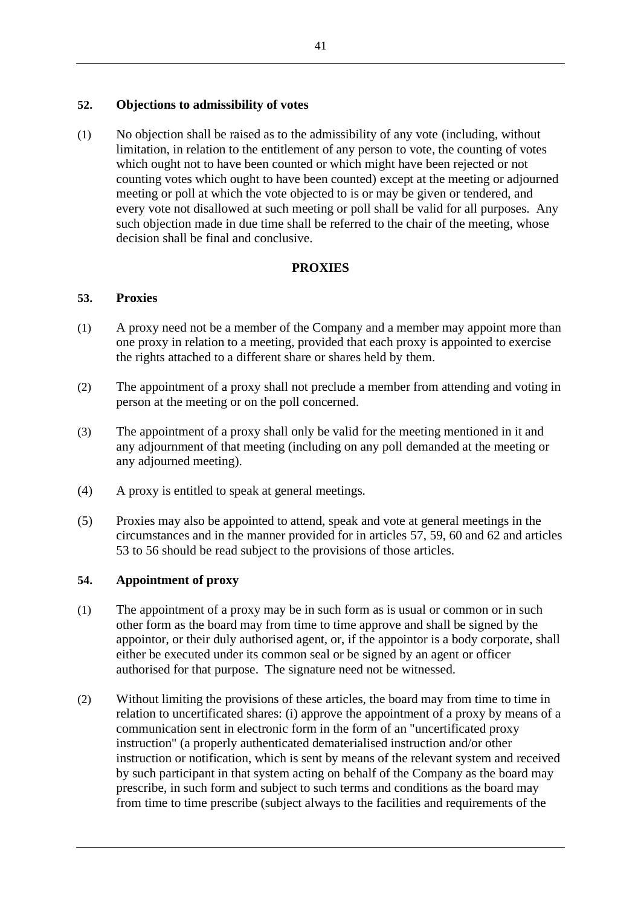### 52. Objections to admissibility of votes

(1) No objection shall be raised as to the admissibility of any vote (including, without limitation, in relation to the entitlement of any person to vote, the counting of votes which ought not to have been counted or which might have been rejected or not counting votes which ought to have been counted) except at the meeting or adjourned meeting or poll at which the vote objected to is or may be given or tendered, and every vote not disallowed at such meeting or poll shall be valid for all purposes. Any such objection made in due time shall be referred to the chair of the meeting, whose decision shall be final and conclusive.

## PROXIES

### 53. Proxies

(1) A proxy need not be a member of the Company and a member may appoint more than one proxy in relation to a meeting, provided that each proxy is appointed to exercise the rights attached to a different share or shares held by them.

(2) The appointment of a proxy shall not preclude a member from attending and voting in person at the meeting or on the poll concerned.

(3) The appointment of a proxy shall only be valid for the meeting mentioned in it and any adjournment of that meeting (including on any poll demanded at the meeting or any adjourned meeting).

(4) A proxy is entitled to speak at general meetings.

(5) Proxies may also be appointed to attend, speak and vote at general meetings in the circumstances and in the manner provided for in articles 57, 59, 60 and 62 and articles 53 to 56 should be read subject to the provisions of those articles.

### 54. Appointment of proxy

(1) The appointment of a proxy may be in such form as is usual or common or in such other form as the board may from time to time approve and shall be signed by the appointor, or their duly authorised agent, or, if the appointor is a body corporate, shall either be executed under its common seal or be signed by an agent or officer authorised for that purpose. The signature need not be witnessed.

(2) Without limiting the provisions of these articles, the board may from time to time in relation to uncertificated shares: (i) approve the appointment of a proxy by means of a communication sent in electronic form in the form of an "uncertificated proxy instruction" (a properly authenticated dematerialised instruction and/or other instruction or notification, which is sent by means of the relevant system and received by such participant in that system acting on behalf of the Company as the board may prescribe, in such form and subject to such terms and conditions as the board may from time to time prescribe (subject always to the facilities and requirements of the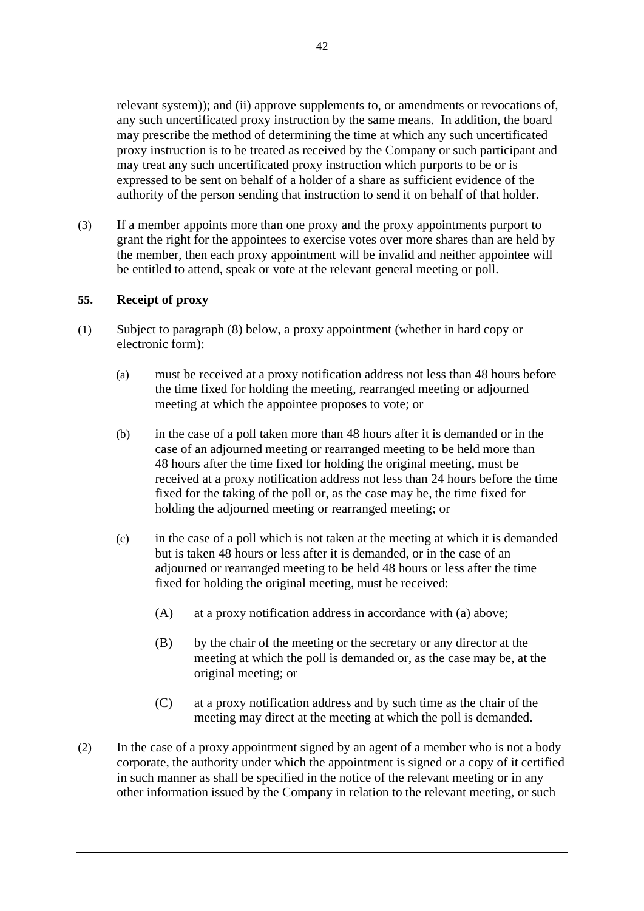relevant system)); and (ii) approve supplements to, or amendments or revocations of, any such uncertificated proxy instruction by the same means. In addition, the board may prescribe the method of determining the time at which any such uncertificated proxy instruction is to be treated as received by the Company or such participant and may treat any such uncertificated proxy instruction which purports to be or is expressed to be sent on behalf of a holder of a share as sufficient evidence of the authority of the person sending that instruction to send it on behalf of that holder.

(3) If a member appoints more than one proxy and the proxy appointments purport to grant the right for the appointees to exercise votes over more shares than are held by the member, then each proxy appointment will be invalid and neither appointee will be entitled to attend, speak or vote at the relevant general meeting or poll.

**55. Receipt of proxy**

(1) Subject to paragraph (8) below, a proxy appointment (whether in hard copy or electronic form):

(a) must be received at a proxy notification address not less than 48 hours before the time fixed for holding the meeting, rearranged meeting or adjourned meeting at which the appointee proposes to vote; or

(b) in the case of a poll taken more than 48 hours after it is demanded or in the case of an adjourned meeting or rearranged meeting to be held more than 48 hours after the time fixed for holding the original meeting, must be received at a proxy notification address not less than 24 hours before the time fixed for the taking of the poll or, as the case may be, the time fixed for holding the adjourned meeting or rearranged meeting; or

(c) in the case of a poll which is not taken at the meeting at which it is demanded but is taken 48 hours or less after it is demanded, or in the case of an adjourned or rearranged meeting to be held 48 hours or less after the time fixed for holding the original meeting, must be received:

(A) at a proxy notification address in accordance with (a) above;

(B) by the chair of the meeting or the secretary or any director at the meeting at which the poll is demanded or, as the case may be, at the original meeting; or

(C) at a proxy notification address and by such time as the chair of the meeting may direct at the meeting at which the poll is demanded.

(2) In the case of a proxy appointment signed by an agent of a member who is not a body corporate, the authority under which the appointment is signed or a copy of it certified in such manner as shall be specified in the notice of the relevant meeting or in any other information issued by the Company in relation to the relevant meeting, or such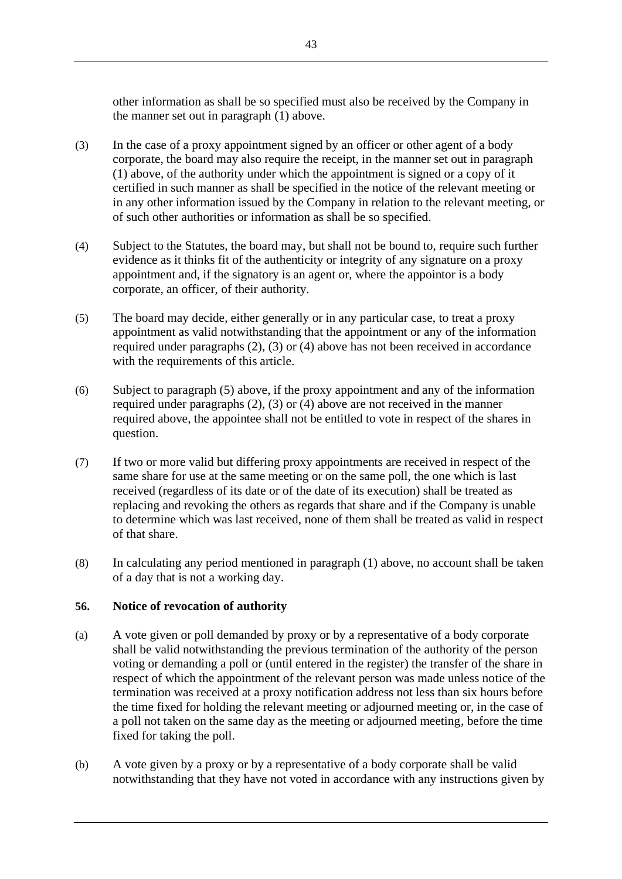other information as shall be so specified must also be received by the Company in the manner set out in paragraph (1) above.

(3) In the case of a proxy appointment signed by an officer or other agent of a body corporate, the board may also require the receipt, in the manner set out in paragraph (1) above, of the authority under which the appointment is signed or a copy of it certified in such manner as shall be specified in the notice of the relevant meeting or in any other information issued by the Company in relation to the relevant meeting, or of such other authorities or information as shall be so specified.

(4) Subject to the Statutes, the board may, but shall not be bound to, require such further evidence as it thinks fit of the authenticity or integrity of any signature on a proxy appointment and, if the signatory is an agent or, where the appointor is a body corporate, an officer, of their authority.

(5) The board may decide, either generally or in any particular case, to treat a proxy appointment as valid notwithstanding that the appointment or any of the information required under paragraphs (2), (3) or (4) above has not been received in accordance with the requirements of this article.

(6) Subject to paragraph (5) above, if the proxy appointment and any of the information required under paragraphs (2), (3) or (4) above are not received in the manner required above, the appointee shall not be entitled to vote in respect of the shares in question.

(7) If two or more valid but differing proxy appointments are received in respect of the same share for use at the same meeting or on the same poll, the one which is last received (regardless of its date or of the date of its execution) shall be treated as replacing and revoking the others as regards that share and if the Company is unable to determine which was last received, none of them shall be treated as valid in respect of that share.

(8) In calculating any period mentioned in paragraph (1) above, no account shall be taken of a day that is not a working day.

**56. Notice of revocation of authority**

(a) A vote given or poll demanded by proxy or by a representative of a body corporate shall be valid notwithstanding the previous termination of the authority of the person voting or demanding a poll or (until entered in the register) the transfer of the share in respect of which the appointment of the relevant person was made unless notice of the termination was received at a proxy notification address not less than six hours before the time fixed for holding the relevant meeting or adjourned meeting or, in the case of a poll not taken on the same day as the meeting or adjourned meeting, before the time fixed for taking the poll.

(b) A vote given by a proxy or by a representative of a body corporate shall be valid notwithstanding that they have not voted in accordance with any instructions given by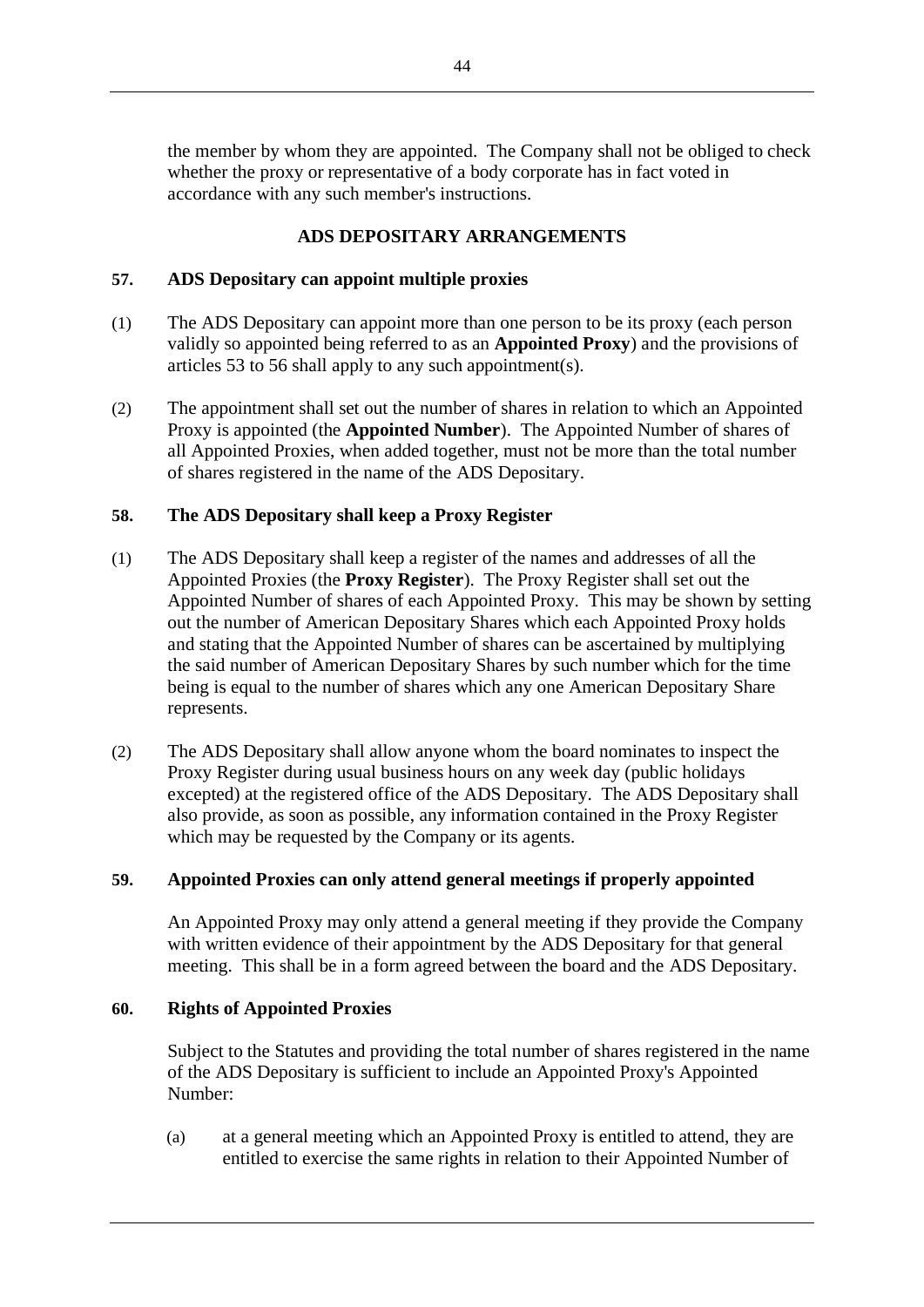the member by whom they are appointed. The Company shall not be obliged to check whether the proxy or representative of a body corporate has in fact voted in accordance with any such member's instructions.

## ADS DEPOSITARY ARRANGEMENTS

### 57. ADS Depositary can appoint multiple proxies

(1) The ADS Depositary can appoint more than one person to be its proxy (each person validly so appointed being referred to as an **Appointed Proxy**) and the provisions of articles 53 to 56 shall apply to any such appointment(s).

(2) The appointment shall set out the number of shares in relation to which an Appointed Proxy is appointed (the **Appointed Number**). The Appointed Number of shares of all Appointed Proxies, when added together, must not be more than the total number of shares registered in the name of the ADS Depositary.

### 58. The ADS Depositary shall keep a Proxy Register

(1) The ADS Depositary shall keep a register of the names and addresses of all the Appointed Proxies (the **Proxy Register**). The Proxy Register shall set out the Appointed Number of shares of each Appointed Proxy. This may be shown by setting out the number of American Depositary Shares which each Appointed Proxy holds and stating that the Appointed Number of shares can be ascertained by multiplying the said number of American Depositary Shares by such number which for the time being is equal to the number of shares which any one American Depositary Share represents.

(2) The ADS Depositary shall allow anyone whom the board nominates to inspect the Proxy Register during usual business hours on any week day (public holidays excepted) at the registered office of the ADS Depositary. The ADS Depositary shall also provide, as soon as possible, any information contained in the Proxy Register which may be requested by the Company or its agents.

### 59. Appointed Proxies can only attend general meetings if properly appointed

An Appointed Proxy may only attend a general meeting if they provide the Company with written evidence of their appointment by the ADS Depositary for that general meeting. This shall be in a form agreed between the board and the ADS Depositary.

### 60. Rights of Appointed Proxies

Subject to the Statutes and providing the total number of shares registered in the name of the ADS Depositary is sufficient to include an Appointed Proxy's Appointed Number:

(a) at a general meeting which an Appointed Proxy is entitled to attend, they are entitled to exercise the same rights in relation to their Appointed Number of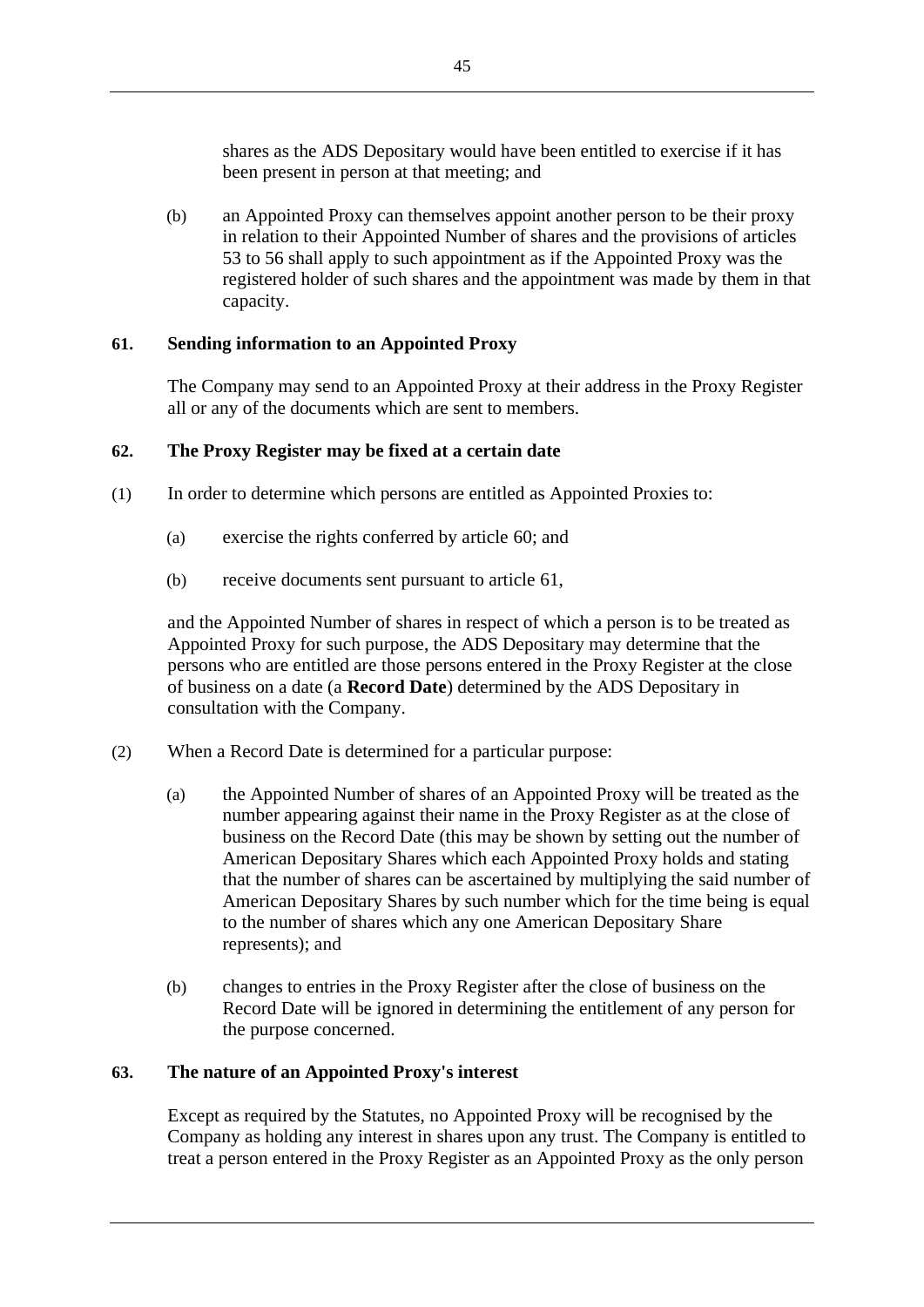shares as the ADS Depositary would have been entitled to exercise if it has been present in person at that meeting; and

(b) an Appointed Proxy can themselves appoint another person to be their proxy in relation to their Appointed Number of shares and the provisions of articles 53 to 56 shall apply to such appointment as if the Appointed Proxy was the registered holder of such shares and the appointment was made by them in that capacity.

**61. Sending information to an Appointed Proxy**

The Company may send to an Appointed Proxy at their address in the Proxy Register all or any of the documents which are sent to members.

**62. The Proxy Register may be fixed at a certain date**

(1) In order to determine which persons are entitled as Appointed Proxies to:

(a) exercise the rights conferred by article 60; and

(b) receive documents sent pursuant to article 61,

and the Appointed Number of shares in respect of which a person is to be treated as Appointed Proxy for such purpose, the ADS Depositary may determine that the persons who are entitled are those persons entered in the Proxy Register at the close of business on a date (a **Record Date**) determined by the ADS Depositary in consultation with the Company.

(2) When a Record Date is determined for a particular purpose:

(a) the Appointed Number of shares of an Appointed Proxy will be treated as the number appearing against their name in the Proxy Register as at the close of business on the Record Date (this may be shown by setting out the number of American Depositary Shares which each Appointed Proxy holds and stating that the number of shares can be ascertained by multiplying the said number of American Depositary Shares by such number which for the time being is equal to the number of shares which any one American Depositary Share represents); and

(b) changes to entries in the Proxy Register after the close of business on the Record Date will be ignored in determining the entitlement of any person for the purpose concerned.

**63. The nature of an Appointed Proxy's interest**

Except as required by the Statutes, no Appointed Proxy will be recognised by the Company as holding any interest in shares upon any trust. The Company is entitled to treat a person entered in the Proxy Register as an Appointed Proxy as the only person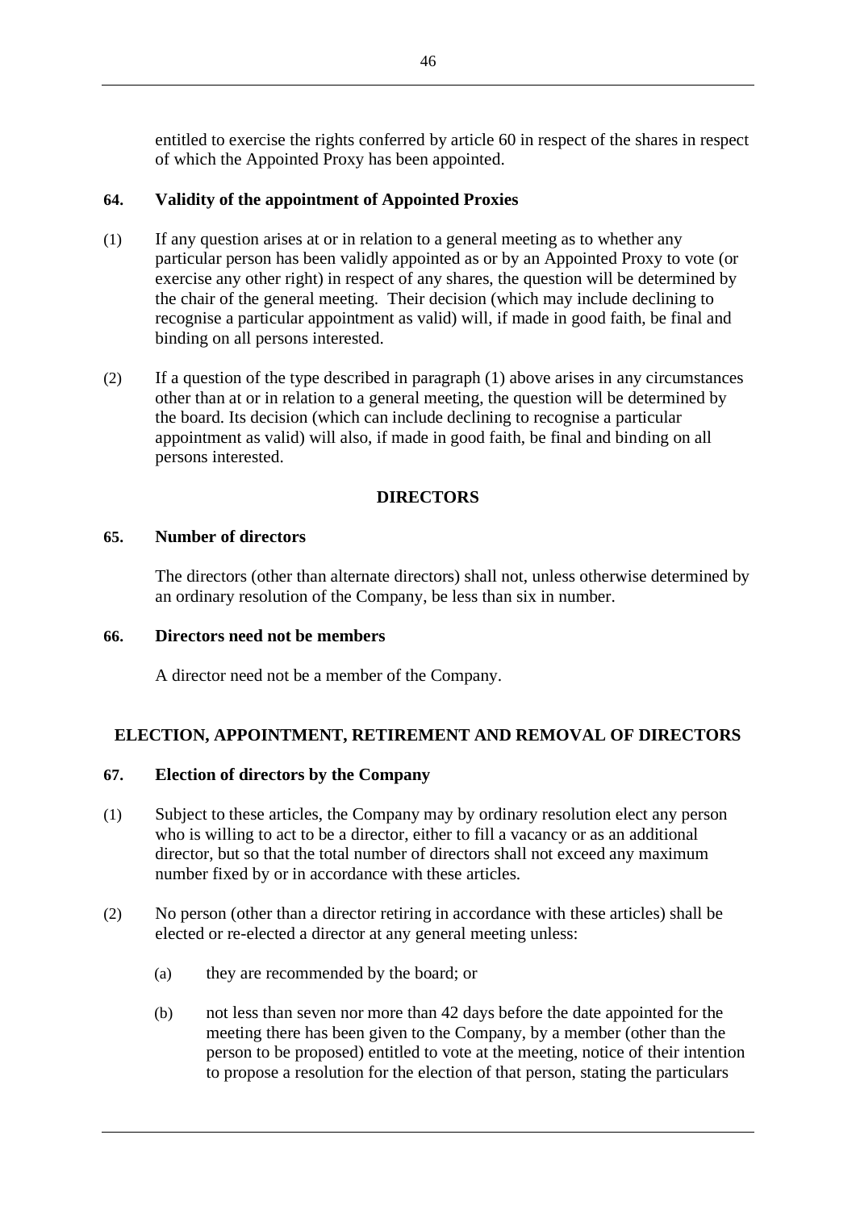entitled to exercise the rights conferred by article 60 in respect of the shares in respect of which the Appointed Proxy has been appointed.

### 64. Validity of the appointment of Appointed Proxies

(1) If any question arises at or in relation to a general meeting as to whether any particular person has been validly appointed as or by an Appointed Proxy to vote (or exercise any other right) in respect of any shares, the question will be determined by the chair of the general meeting. Their decision (which may include declining to recognise a particular appointment as valid) will, if made in good faith, be final and binding on all persons interested.

(2) If a question of the type described in paragraph (1) above arises in any circumstances other than at or in relation to a general meeting, the question will be determined by the board. Its decision (which can include declining to recognise a particular appointment as valid) will also, if made in good faith, be final and binding on all persons interested.

## DIRECTORS

### 65. Number of directors

The directors (other than alternate directors) shall not, unless otherwise determined by an ordinary resolution of the Company, be less than six in number.

### 66. Directors need not be members

A director need not be a member of the Company.

## ELECTION, APPOINTMENT, RETIREMENT AND REMOVAL OF DIRECTORS

### 67. Election of directors by the Company

(1) Subject to these articles, the Company may by ordinary resolution elect any person who is willing to act to be a director, either to fill a vacancy or as an additional director, but so that the total number of directors shall not exceed any maximum number fixed by or in accordance with these articles.

(2) No person (other than a director retiring in accordance with these articles) shall be elected or re-elected a director at any general meeting unless:

(a) they are recommended by the board; or

(b) not less than seven nor more than 42 days before the date appointed for the meeting there has been given to the Company, by a member (other than the person to be proposed) entitled to vote at the meeting, notice of their intention to propose a resolution for the election of that person, stating the particulars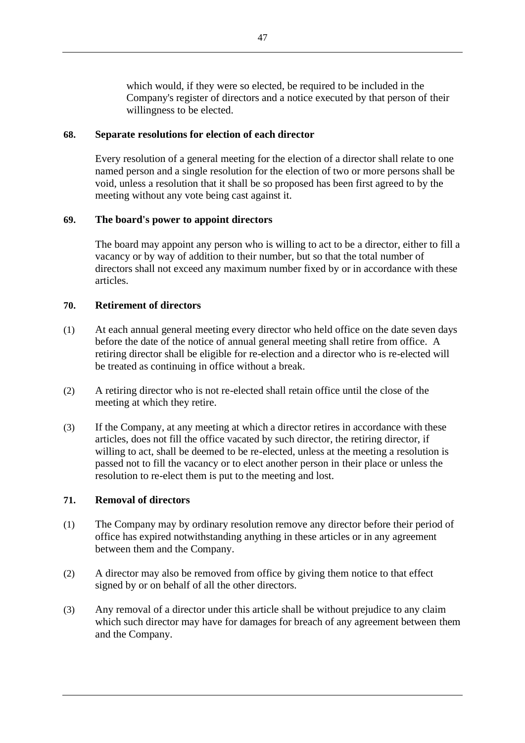which would, if they were so elected, be required to be included in the Company's register of directors and a notice executed by that person of their willingness to be elected.

### 68. Separate resolutions for election of each director

Every resolution of a general meeting for the election of a director shall relate to one named person and a single resolution for the election of two or more persons shall be void, unless a resolution that it shall be so proposed has been first agreed to by the meeting without any vote being cast against it.

### 69. The board's power to appoint directors

The board may appoint any person who is willing to act to be a director, either to fill a vacancy or by way of addition to their number, but so that the total number of directors shall not exceed any maximum number fixed by or in accordance with these articles.

### 70. Retirement of directors

(1) At each annual general meeting every director who held office on the date seven days before the date of the notice of annual general meeting shall retire from office. A retiring director shall be eligible for re-election and a director who is re-elected will be treated as continuing in office without a break.

(2) A retiring director who is not re-elected shall retain office until the close of the meeting at which they retire.

(3) If the Company, at any meeting at which a director retires in accordance with these articles, does not fill the office vacated by such director, the retiring director, if willing to act, shall be deemed to be re-elected, unless at the meeting a resolution is passed not to fill the vacancy or to elect another person in their place or unless the resolution to re-elect them is put to the meeting and lost.

### 71. Removal of directors

(1) The Company may by ordinary resolution remove any director before their period of office has expired notwithstanding anything in these articles or in any agreement between them and the Company.

(2) A director may also be removed from office by giving them notice to that effect signed by or on behalf of all the other directors.

(3) Any removal of a director under this article shall be without prejudice to any claim which such director may have for damages for breach of any agreement between them and the Company.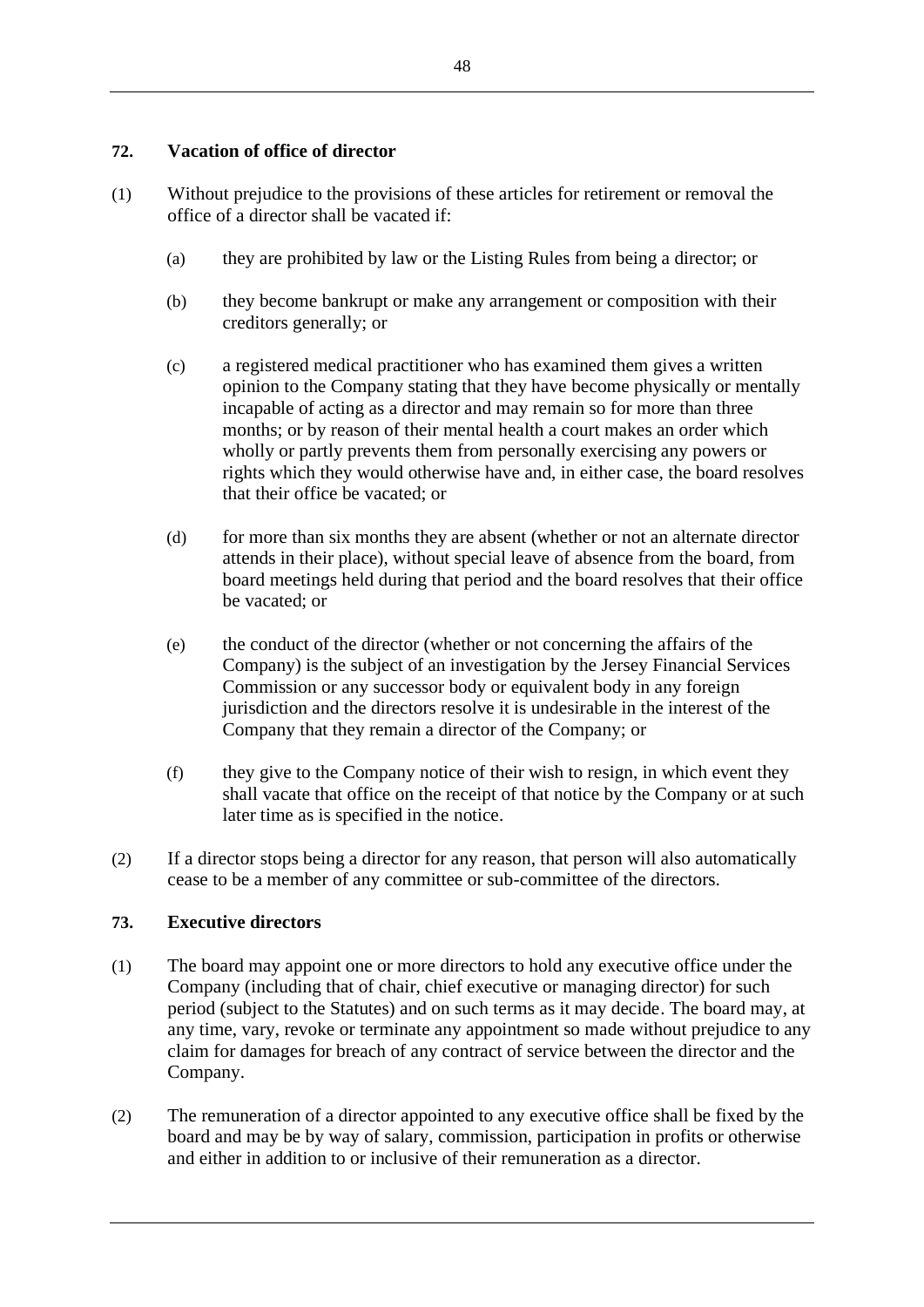## 72. Vacation of office of director

(1) Without prejudice to the provisions of these articles for retirement or removal the office of a director shall be vacated if:

   (a) they are prohibited by law or the Listing Rules from being a director; or

   (b) they become bankrupt or make any arrangement or composition with their creditors generally; or

   (c) a registered medical practitioner who has examined them gives a written opinion to the Company stating that they have become physically or mentally incapable of acting as a director and may remain so for more than three months; or by reason of their mental health a court makes an order which wholly or partly prevents them from personally exercising any powers or rights which they would otherwise have and, in either case, the board resolves that their office be vacated; or

   (d) for more than six months they are absent (whether or not an alternate director attends in their place), without special leave of absence from the board, from board meetings held during that period and the board resolves that their office be vacated; or

   (e) the conduct of the director (whether or not concerning the affairs of the Company) is the subject of an investigation by the Jersey Financial Services Commission or any successor body or equivalent body in any foreign jurisdiction and the directors resolve it is undesirable in the interest of the Company that they remain a director of the Company; or

   (f) they give to the Company notice of their wish to resign, in which event they shall vacate that office on the receipt of that notice by the Company or at such later time as is specified in the notice.

(2) If a director stops being a director for any reason, that person will also automatically cease to be a member of any committee or sub-committee of the directors.

## 73. Executive directors

(1) The board may appoint one or more directors to hold any executive office under the Company (including that of chair, chief executive or managing director) for such period (subject to the Statutes) and on such terms as it may decide. The board may, at any time, vary, revoke or terminate any appointment so made without prejudice to any claim for damages for breach of any contract of service between the director and the Company.

(2) The remuneration of a director appointed to any executive office shall be fixed by the board and may be by way of salary, commission, participation in profits or otherwise and either in addition to or inclusive of their remuneration as a director.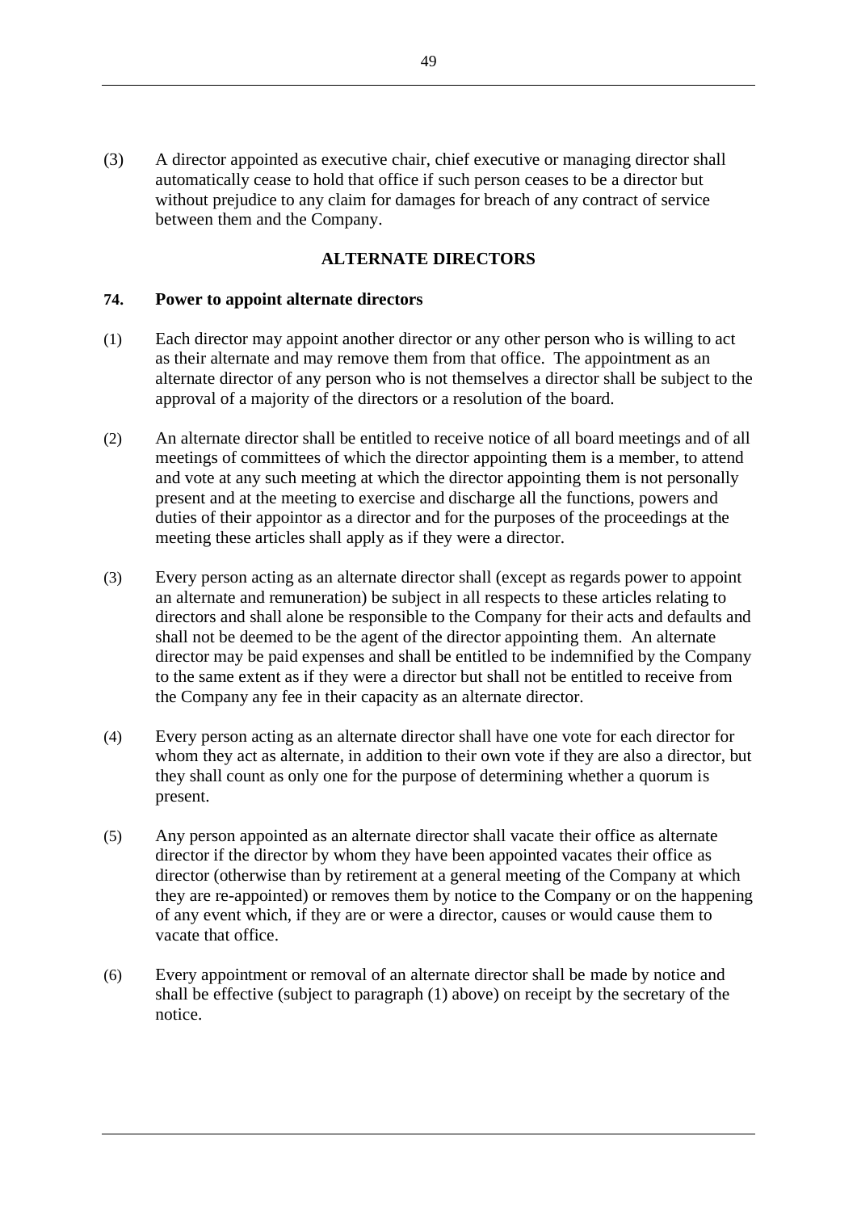(3) A director appointed as executive chair, chief executive or managing director shall automatically cease to hold that office if such person ceases to be a director but without prejudice to any claim for damages for breach of any contract of service between them and the Company.

## ALTERNATE DIRECTORS

### 74. Power to appoint alternate directors

(1) Each director may appoint another director or any other person who is willing to act as their alternate and may remove them from that office. The appointment as an alternate director of any person who is not themselves a director shall be subject to the approval of a majority of the directors or a resolution of the board.

(2) An alternate director shall be entitled to receive notice of all board meetings and of all meetings of committees of which the director appointing them is a member, to attend and vote at any such meeting at which the director appointing them is not personally present and at the meeting to exercise and discharge all the functions, powers and duties of their appointor as a director and for the purposes of the proceedings at the meeting these articles shall apply as if they were a director.

(3) Every person acting as an alternate director shall (except as regards power to appoint an alternate and remuneration) be subject in all respects to these articles relating to directors and shall alone be responsible to the Company for their acts and defaults and shall not be deemed to be the agent of the director appointing them. An alternate director may be paid expenses and shall be entitled to be indemnified by the Company to the same extent as if they were a director but shall not be entitled to receive from the Company any fee in their capacity as an alternate director.

(4) Every person acting as an alternate director shall have one vote for each director for whom they act as alternate, in addition to their own vote if they are also a director, but they shall count as only one for the purpose of determining whether a quorum is present.

(5) Any person appointed as an alternate director shall vacate their office as alternate director if the director by whom they have been appointed vacates their office as director (otherwise than by retirement at a general meeting of the Company at which they are re-appointed) or removes them by notice to the Company or on the happening of any event which, if they are or were a director, causes or would cause them to vacate that office.

(6) Every appointment or removal of an alternate director shall be made by notice and shall be effective (subject to paragraph (1) above) on receipt by the secretary of the notice.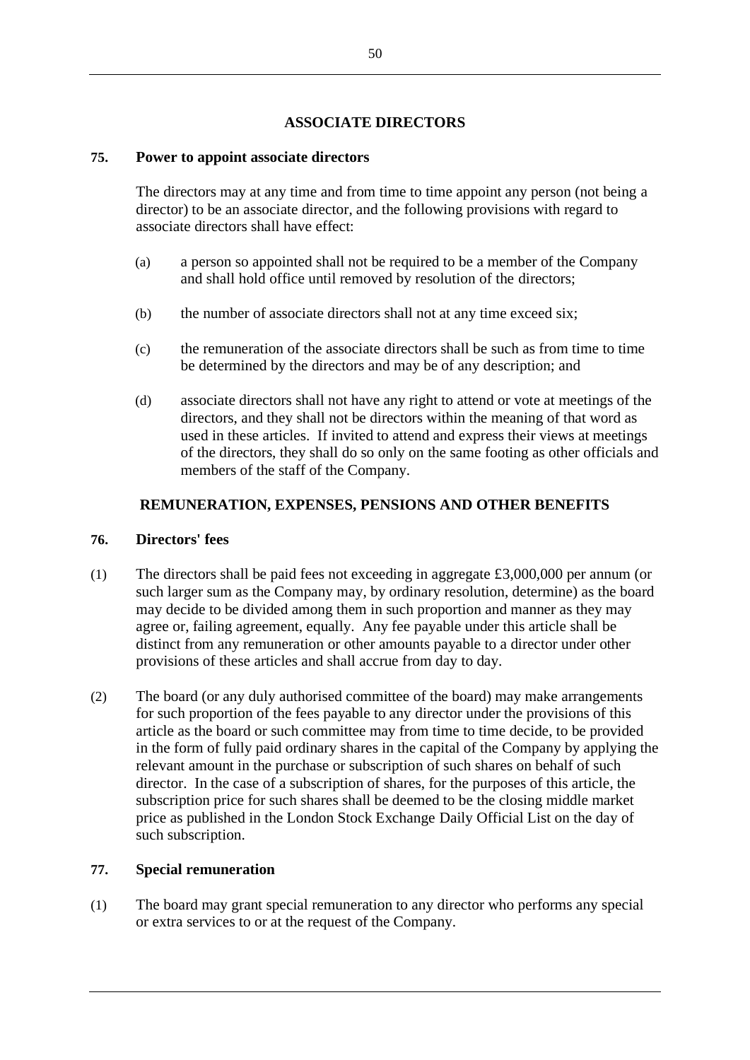## ASSOCIATE DIRECTORS

### 75. Power to appoint associate directors

The directors may at any time and from time to time appoint any person (not being a director) to be an associate director, and the following provisions with regard to associate directors shall have effect:

(a) a person so appointed shall not be required to be a member of the Company and shall hold office until removed by resolution of the directors;

(b) the number of associate directors shall not at any time exceed six;

(c) the remuneration of the associate directors shall be such as from time to time be determined by the directors and may be of any description; and

(d) associate directors shall not have any right to attend or vote at meetings of the directors, and they shall not be directors within the meaning of that word as used in these articles. If invited to attend and express their views at meetings of the directors, they shall do so only on the same footing as other officials and members of the staff of the Company.

## REMUNERATION, EXPENSES, PENSIONS AND OTHER BENEFITS

### 76. Directors' fees

(1) The directors shall be paid fees not exceeding in aggregate £3,000,000 per annum (or such larger sum as the Company may, by ordinary resolution, determine) as the board may decide to be divided among them in such proportion and manner as they may agree or, failing agreement, equally. Any fee payable under this article shall be distinct from any remuneration or other amounts payable to a director under other provisions of these articles and shall accrue from day to day.

(2) The board (or any duly authorised committee of the board) may make arrangements for such proportion of the fees payable to any director under the provisions of this article as the board or such committee may from time to time decide, to be provided in the form of fully paid ordinary shares in the capital of the Company by applying the relevant amount in the purchase or subscription of such shares on behalf of such director. In the case of a subscription of shares, for the purposes of this article, the subscription price for such shares shall be deemed to be the closing middle market price as published in the London Stock Exchange Daily Official List on the day of such subscription.

### 77. Special remuneration

(1) The board may grant special remuneration to any director who performs any special or extra services to or at the request of the Company.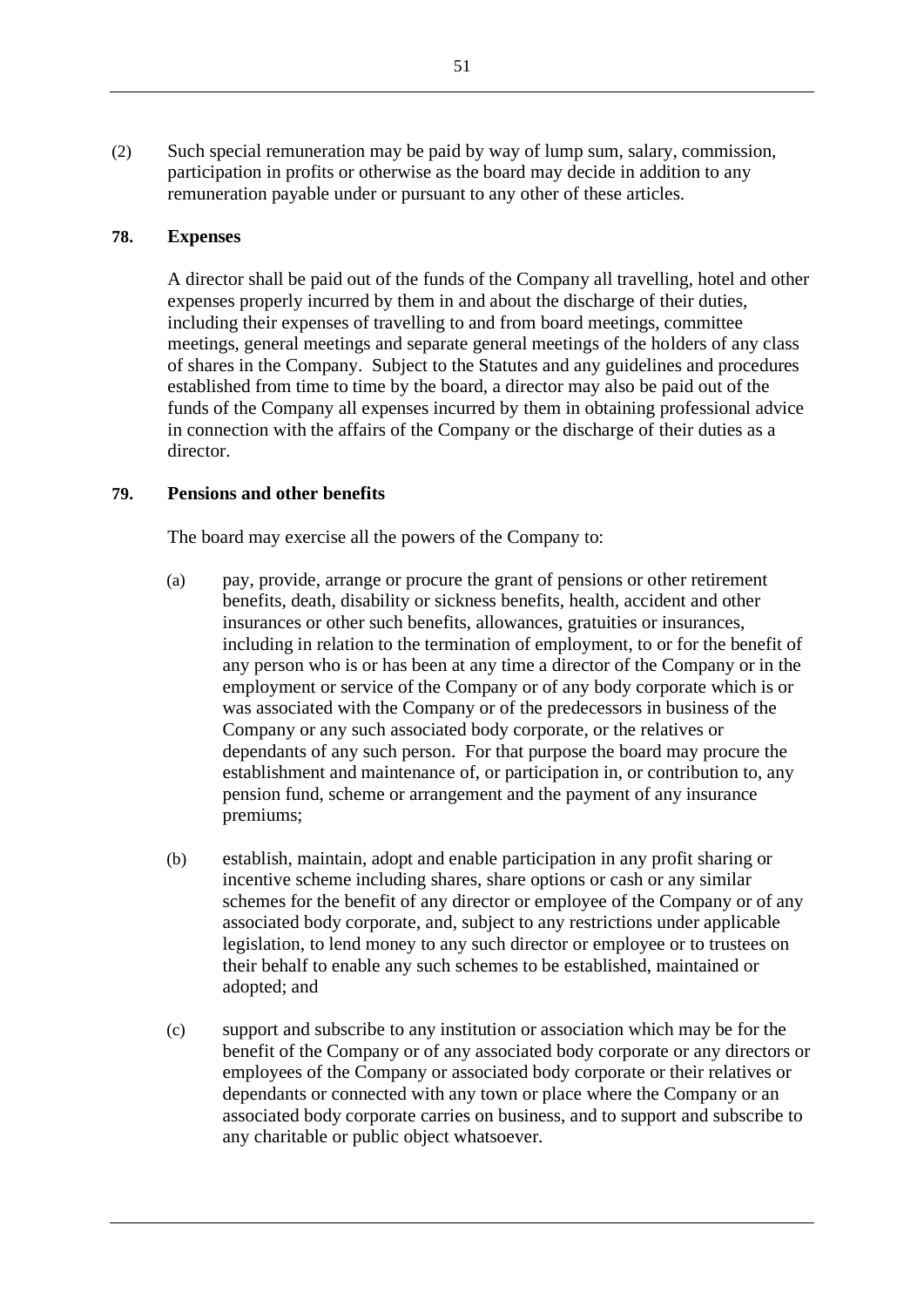(2) Such special remuneration may be paid by way of lump sum, salary, commission, participation in profits or otherwise as the board may decide in addition to any remuneration payable under or pursuant to any other of these articles.

**78. Expenses**

A director shall be paid out of the funds of the Company all travelling, hotel and other expenses properly incurred by them in and about the discharge of their duties, including their expenses of travelling to and from board meetings, committee meetings, general meetings and separate general meetings of the holders of any class of shares in the Company. Subject to the Statutes and any guidelines and procedures established from time to time by the board, a director may also be paid out of the funds of the Company all expenses incurred by them in obtaining professional advice in connection with the affairs of the Company or the discharge of their duties as a director.

**79. Pensions and other benefits**

The board may exercise all the powers of the Company to:

(a) pay, provide, arrange or procure the grant of pensions or other retirement benefits, death, disability or sickness benefits, health, accident and other insurances or other such benefits, allowances, gratuities or insurances, including in relation to the termination of employment, to or for the benefit of any person who is or has been at any time a director of the Company or in the employment or service of the Company or of any body corporate which is or was associated with the Company or of the predecessors in business of the Company or any such associated body corporate, or the relatives or dependants of any such person. For that purpose the board may procure the establishment and maintenance of, or participation in, or contribution to, any pension fund, scheme or arrangement and the payment of any insurance premiums;

(b) establish, maintain, adopt and enable participation in any profit sharing or incentive scheme including shares, share options or cash or any similar schemes for the benefit of any director or employee of the Company or of any associated body corporate, and, subject to any restrictions under applicable legislation, to lend money to any such director or employee or to trustees on their behalf to enable any such schemes to be established, maintained or adopted; and

(c) support and subscribe to any institution or association which may be for the benefit of the Company or of any associated body corporate or any directors or employees of the Company or associated body corporate or their relatives or dependants or connected with any town or place where the Company or an associated body corporate carries on business, and to support and subscribe to any charitable or public object whatsoever.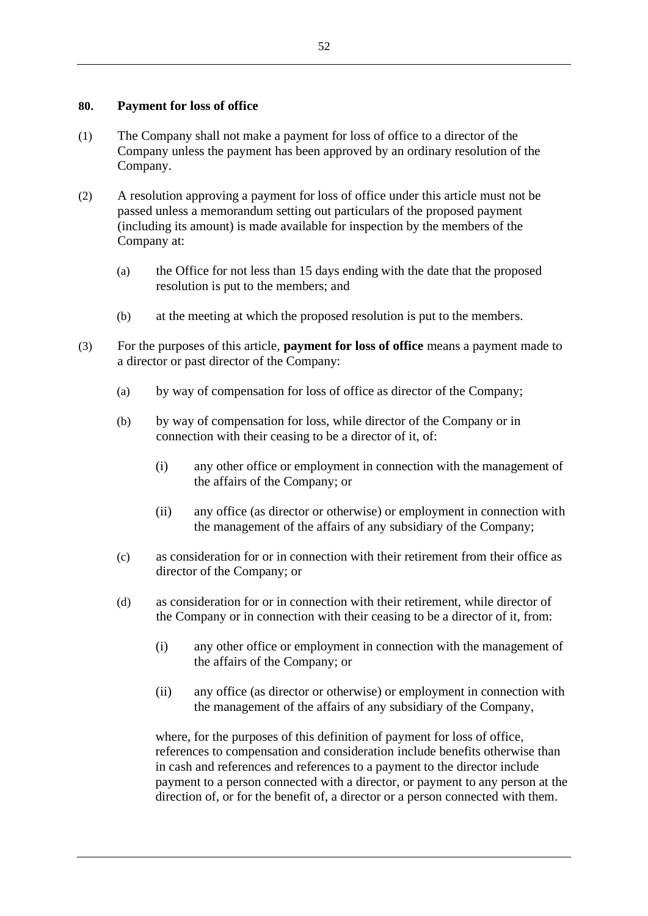## 80. Payment for loss of office

(1) The Company shall not make a payment for loss of office to a director of the Company unless the payment has been approved by an ordinary resolution of the Company.

(2) A resolution approving a payment for loss of office under this article must not be passed unless a memorandum setting out particulars of the proposed payment (including its amount) is made available for inspection by the members of the Company at:

   (a) the Office for not less than 15 days ending with the date that the proposed resolution is put to the members; and

   (b) at the meeting at which the proposed resolution is put to the members.

(3) For the purposes of this article, **payment for loss of office** means a payment made to a director or past director of the Company:

   (a) by way of compensation for loss of office as director of the Company;

   (b) by way of compensation for loss, while director of the Company or in connection with their ceasing to be a director of it, of:

      (i) any other office or employment in connection with the management of the affairs of the Company; or

      (ii) any office (as director or otherwise) or employment in connection with the management of the affairs of any subsidiary of the Company;

   (c) as consideration for or in connection with their retirement from their office as director of the Company; or

   (d) as consideration for or in connection with their retirement, while director of the Company or in connection with their ceasing to be a director of it, from:

      (i) any other office or employment in connection with the management of the affairs of the Company; or

      (ii) any office (as director or otherwise) or employment in connection with the management of the affairs of any subsidiary of the Company,

   where, for the purposes of this definition of payment for loss of office, references to compensation and consideration include benefits otherwise than in cash and references and references to a payment to the director include payment to a person connected with a director, or payment to any person at the direction of, or for the benefit of, a director or a person connected with them.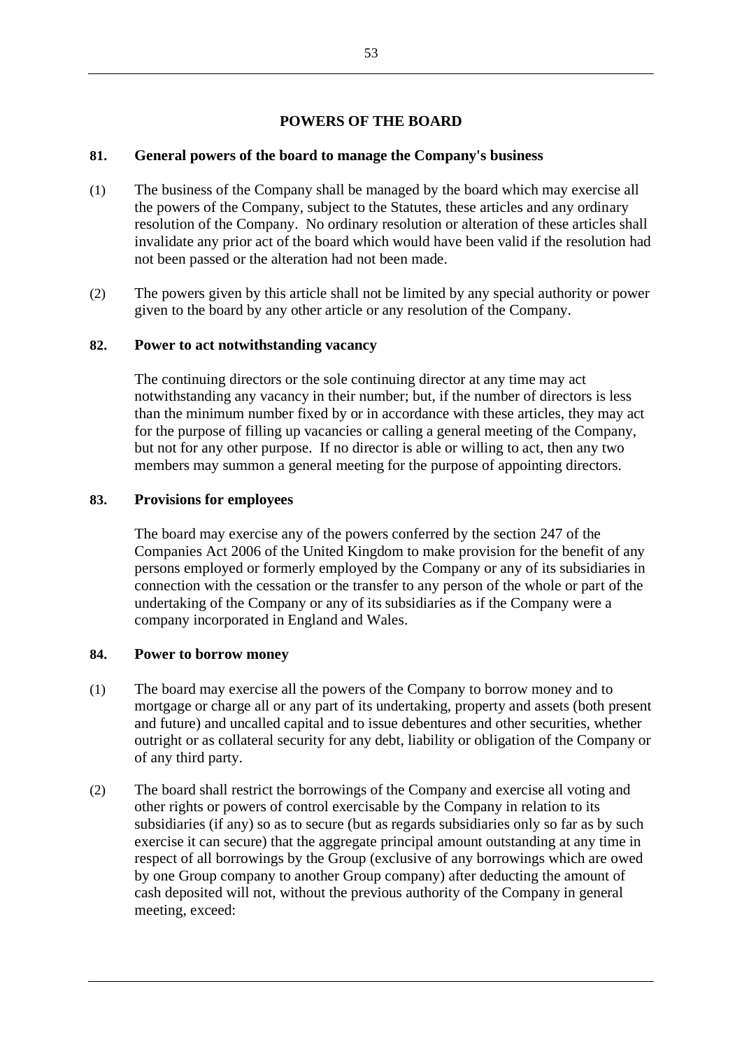## POWERS OF THE BOARD

### 81. General powers of the board to manage the Company's business

(1) The business of the Company shall be managed by the board which may exercise all the powers of the Company, subject to the Statutes, these articles and any ordinary resolution of the Company. No ordinary resolution or alteration of these articles shall invalidate any prior act of the board which would have been valid if the resolution had not been passed or the alteration had not been made.

(2) The powers given by this article shall not be limited by any special authority or power given to the board by any other article or any resolution of the Company.

### 82. Power to act notwithstanding vacancy

The continuing directors or the sole continuing director at any time may act notwithstanding any vacancy in their number; but, if the number of directors is less than the minimum number fixed by or in accordance with these articles, they may act for the purpose of filling up vacancies or calling a general meeting of the Company, but not for any other purpose. If no director is able or willing to act, then any two members may summon a general meeting for the purpose of appointing directors.

### 83. Provisions for employees

The board may exercise any of the powers conferred by the section 247 of the Companies Act 2006 of the United Kingdom to make provision for the benefit of any persons employed or formerly employed by the Company or any of its subsidiaries in connection with the cessation or the transfer to any person of the whole or part of the undertaking of the Company or any of its subsidiaries as if the Company were a company incorporated in England and Wales.

### 84. Power to borrow money

(1) The board may exercise all the powers of the Company to borrow money and to mortgage or charge all or any part of its undertaking, property and assets (both present and future) and uncalled capital and to issue debentures and other securities, whether outright or as collateral security for any debt, liability or obligation of the Company or of any third party.

(2) The board shall restrict the borrowings of the Company and exercise all voting and other rights or powers of control exercisable by the Company in relation to its subsidiaries (if any) so as to secure (but as regards subsidiaries only so far as by such exercise it can secure) that the aggregate principal amount outstanding at any time in respect of all borrowings by the Group (exclusive of any borrowings which are owed by one Group company to another Group company) after deducting the amount of cash deposited will not, without the previous authority of the Company in general meeting, exceed: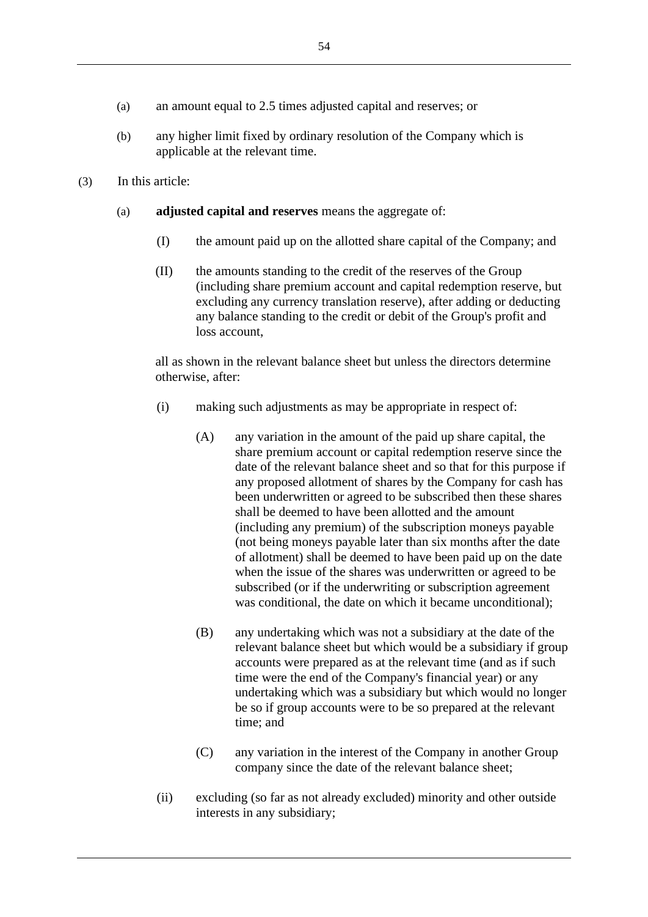(a) an amount equal to 2.5 times adjusted capital and reserves; or

(b) any higher limit fixed by ordinary resolution of the Company which is applicable at the relevant time.

(3) In this article:

(a) **adjusted capital and reserves** means the aggregate of:

(I) the amount paid up on the allotted share capital of the Company; and

(II) the amounts standing to the credit of the reserves of the Group (including share premium account and capital redemption reserve, but excluding any currency translation reserve), after adding or deducting any balance standing to the credit or debit of the Group's profit and loss account,

all as shown in the relevant balance sheet but unless the directors determine otherwise, after:

(i) making such adjustments as may be appropriate in respect of:

(A) any variation in the amount of the paid up share capital, the share premium account or capital redemption reserve since the date of the relevant balance sheet and so that for this purpose if any proposed allotment of shares by the Company for cash has been underwritten or agreed to be subscribed then these shares shall be deemed to have been allotted and the amount (including any premium) of the subscription moneys payable (not being moneys payable later than six months after the date of allotment) shall be deemed to have been paid up on the date when the issue of the shares was underwritten or agreed to be subscribed (or if the underwriting or subscription agreement was conditional, the date on which it became unconditional);

(B) any undertaking which was not a subsidiary at the date of the relevant balance sheet but which would be a subsidiary if group accounts were prepared as at the relevant time (and as if such time were the end of the Company's financial year) or any undertaking which was a subsidiary but which would no longer be so if group accounts were to be so prepared at the relevant time; and

(C) any variation in the interest of the Company in another Group company since the date of the relevant balance sheet;

(ii) excluding (so far as not already excluded) minority and other outside interests in any subsidiary;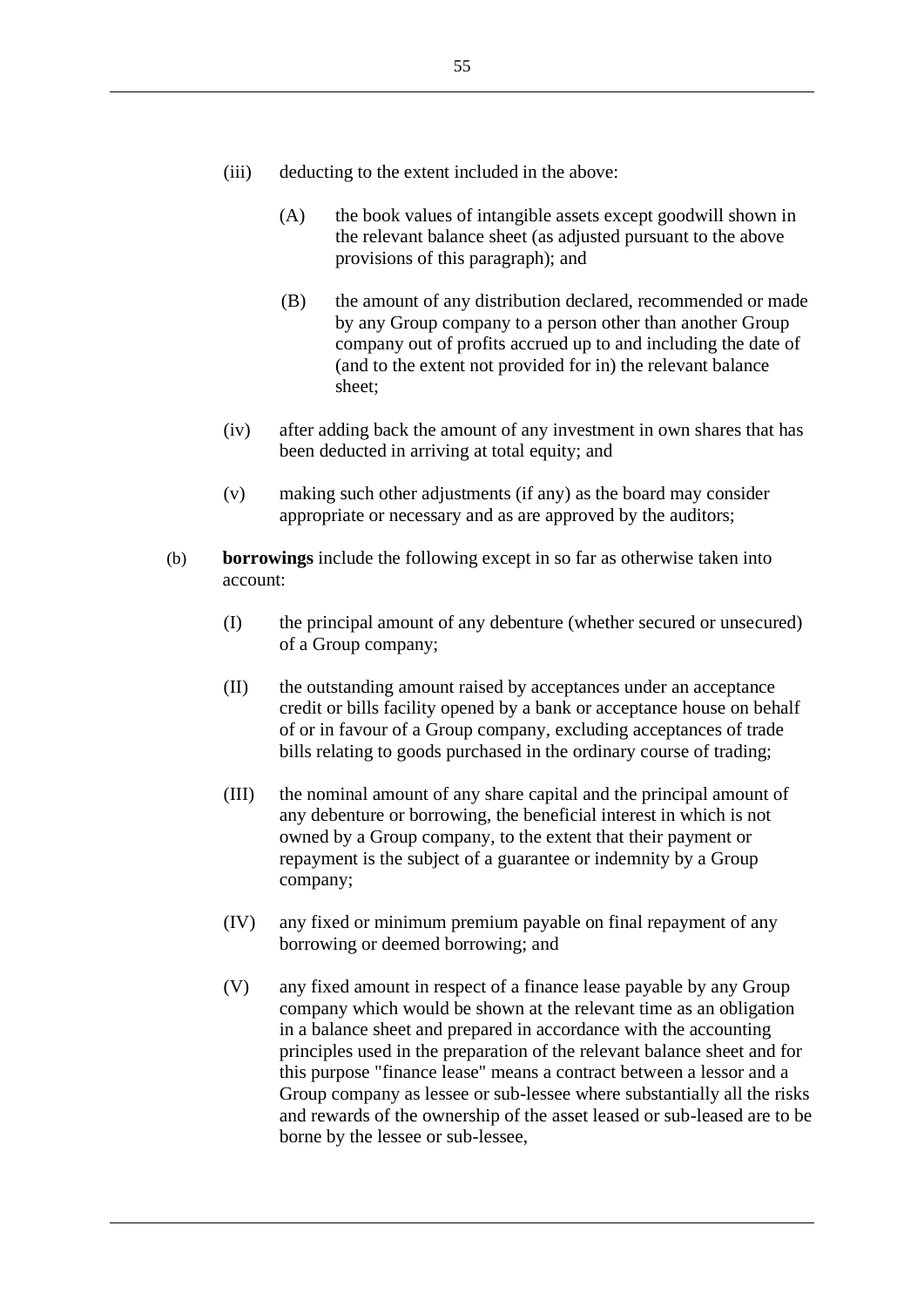(iii) deducting to the extent included in the above:

  (A) the book values of intangible assets except goodwill shown in the relevant balance sheet (as adjusted pursuant to the above provisions of this paragraph); and

  (B) the amount of any distribution declared, recommended or made by any Group company to a person other than another Group company out of profits accrued up to and including the date of (and to the extent not provided for in) the relevant balance sheet;

(iv) after adding back the amount of any investment in own shares that has been deducted in arriving at total equity; and

(v) making such other adjustments (if any) as the board may consider appropriate or necessary and as are approved by the auditors;

(b) **borrowings** include the following except in so far as otherwise taken into account:

  (I) the principal amount of any debenture (whether secured or unsecured) of a Group company;

  (II) the outstanding amount raised by acceptances under an acceptance credit or bills facility opened by a bank or acceptance house on behalf of or in favour of a Group company, excluding acceptances of trade bills relating to goods purchased in the ordinary course of trading;

  (III) the nominal amount of any share capital and the principal amount of any debenture or borrowing, the beneficial interest in which is not owned by a Group company, to the extent that their payment or repayment is the subject of a guarantee or indemnity by a Group company;

  (IV) any fixed or minimum premium payable on final repayment of any borrowing or deemed borrowing; and

  (V) any fixed amount in respect of a finance lease payable by any Group company which would be shown at the relevant time as an obligation in a balance sheet and prepared in accordance with the accounting principles used in the preparation of the relevant balance sheet and for this purpose "finance lease" means a contract between a lessor and a Group company as lessee or sub-lessee where substantially all the risks and rewards of the ownership of the asset leased or sub-leased are to be borne by the lessee or sub-lessee,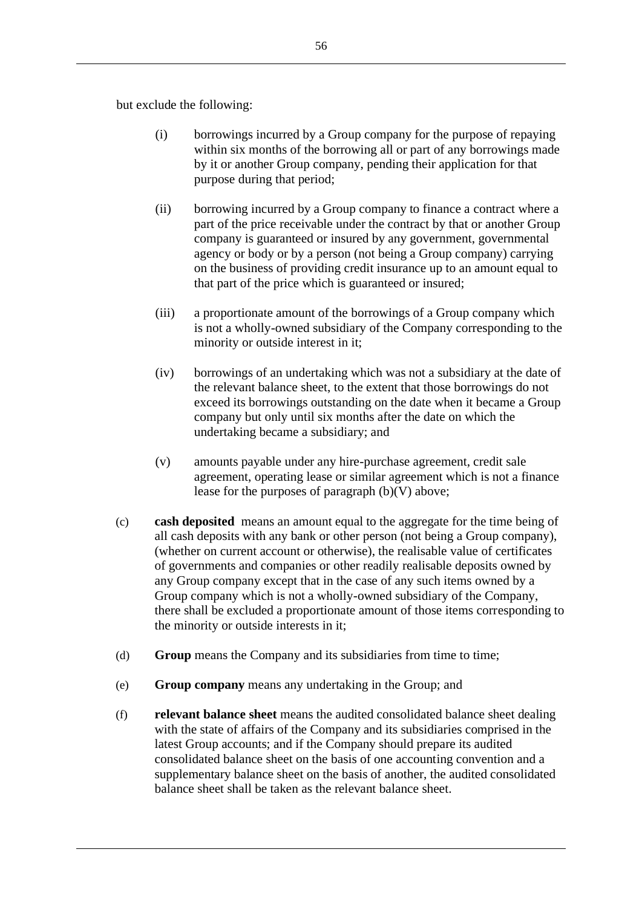but exclude the following:

(i) borrowings incurred by a Group company for the purpose of repaying within six months of the borrowing all or part of any borrowings made by it or another Group company, pending their application for that purpose during that period;

(ii) borrowing incurred by a Group company to finance a contract where a part of the price receivable under the contract by that or another Group company is guaranteed or insured by any government, governmental agency or body or by a person (not being a Group company) carrying on the business of providing credit insurance up to an amount equal to that part of the price which is guaranteed or insured;

(iii) a proportionate amount of the borrowings of a Group company which is not a wholly-owned subsidiary of the Company corresponding to the minority or outside interest in it;

(iv) borrowings of an undertaking which was not a subsidiary at the date of the relevant balance sheet, to the extent that those borrowings do not exceed its borrowings outstanding on the date when it became a Group company but only until six months after the date on which the undertaking became a subsidiary; and

(v) amounts payable under any hire-purchase agreement, credit sale agreement, operating lease or similar agreement which is not a finance lease for the purposes of paragraph (b)(V) above;

(c) **cash deposited** means an amount equal to the aggregate for the time being of all cash deposits with any bank or other person (not being a Group company), (whether on current account or otherwise), the realisable value of certificates of governments and companies or other readily realisable deposits owned by any Group company except that in the case of any such items owned by a Group company which is not a wholly-owned subsidiary of the Company, there shall be excluded a proportionate amount of those items corresponding to the minority or outside interests in it;

(d) **Group** means the Company and its subsidiaries from time to time;

(e) **Group company** means any undertaking in the Group; and

(f) **relevant balance sheet** means the audited consolidated balance sheet dealing with the state of affairs of the Company and its subsidiaries comprised in the latest Group accounts; and if the Company should prepare its audited consolidated balance sheet on the basis of one accounting convention and a supplementary balance sheet on the basis of another, the audited consolidated balance sheet shall be taken as the relevant balance sheet.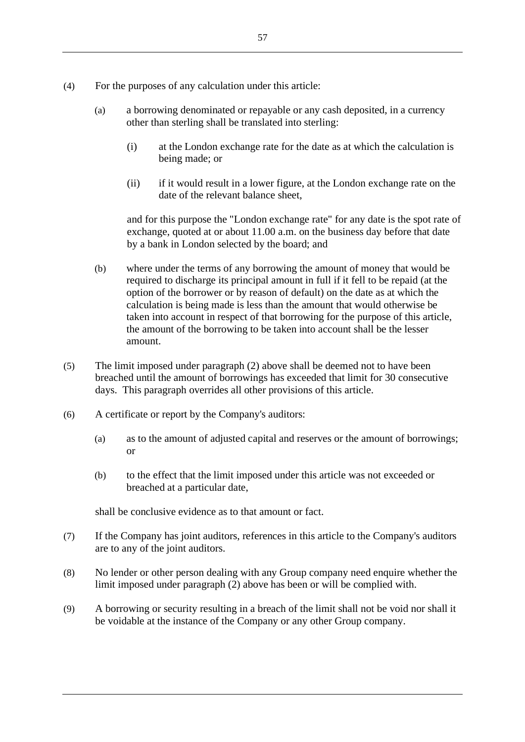(4) For the purposes of any calculation under this article:

  (a) a borrowing denominated or repayable or any cash deposited, in a currency other than sterling shall be translated into sterling:

    (i) at the London exchange rate for the date as at which the calculation is being made; or

    (ii) if it would result in a lower figure, at the London exchange rate on the date of the relevant balance sheet,

  and for this purpose the "London exchange rate" for any date is the spot rate of exchange, quoted at or about 11.00 a.m. on the business day before that date by a bank in London selected by the board; and

  (b) where under the terms of any borrowing the amount of money that would be required to discharge its principal amount in full if it fell to be repaid (at the option of the borrower or by reason of default) on the date as at which the calculation is being made is less than the amount that would otherwise be taken into account in respect of that borrowing for the purpose of this article, the amount of the borrowing to be taken into account shall be the lesser amount.

(5) The limit imposed under paragraph (2) above shall be deemed not to have been breached until the amount of borrowings has exceeded that limit for 30 consecutive days. This paragraph overrides all other provisions of this article.

(6) A certificate or report by the Company's auditors:

  (a) as to the amount of adjusted capital and reserves or the amount of borrowings; or

  (b) to the effect that the limit imposed under this article was not exceeded or breached at a particular date,

shall be conclusive evidence as to that amount or fact.

(7) If the Company has joint auditors, references in this article to the Company's auditors are to any of the joint auditors.

(8) No lender or other person dealing with any Group company need enquire whether the limit imposed under paragraph (2) above has been or will be complied with.

(9) A borrowing or security resulting in a breach of the limit shall not be void nor shall it be voidable at the instance of the Company or any other Group company.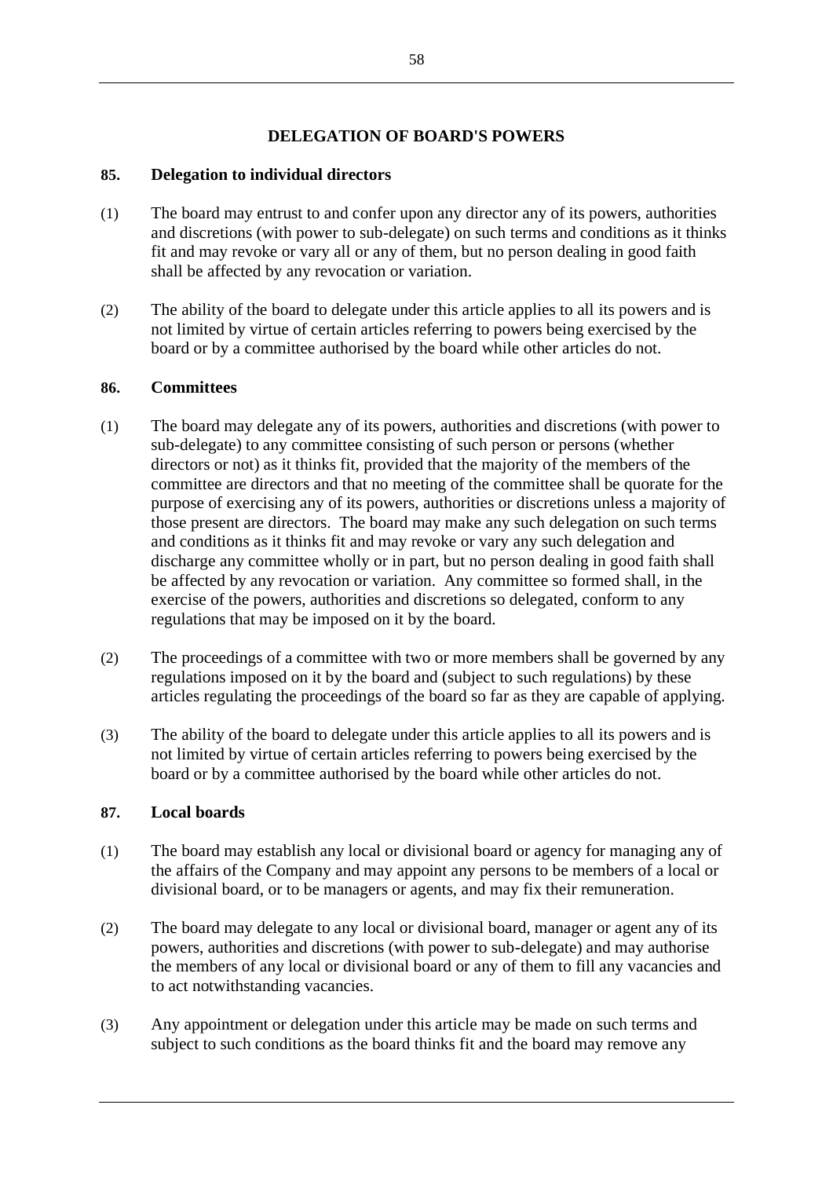## DELEGATION OF BOARD'S POWERS

### 85. Delegation to individual directors

(1) The board may entrust to and confer upon any director any of its powers, authorities and discretions (with power to sub-delegate) on such terms and conditions as it thinks fit and may revoke or vary all or any of them, but no person dealing in good faith shall be affected by any revocation or variation.

(2) The ability of the board to delegate under this article applies to all its powers and is not limited by virtue of certain articles referring to powers being exercised by the board or by a committee authorised by the board while other articles do not.

### 86. Committees

(1) The board may delegate any of its powers, authorities and discretions (with power to sub-delegate) to any committee consisting of such person or persons (whether directors or not) as it thinks fit, provided that the majority of the members of the committee are directors and that no meeting of the committee shall be quorate for the purpose of exercising any of its powers, authorities or discretions unless a majority of those present are directors. The board may make any such delegation on such terms and conditions as it thinks fit and may revoke or vary any such delegation and discharge any committee wholly or in part, but no person dealing in good faith shall be affected by any revocation or variation. Any committee so formed shall, in the exercise of the powers, authorities and discretions so delegated, conform to any regulations that may be imposed on it by the board.

(2) The proceedings of a committee with two or more members shall be governed by any regulations imposed on it by the board and (subject to such regulations) by these articles regulating the proceedings of the board so far as they are capable of applying.

(3) The ability of the board to delegate under this article applies to all its powers and is not limited by virtue of certain articles referring to powers being exercised by the board or by a committee authorised by the board while other articles do not.

### 87. Local boards

(1) The board may establish any local or divisional board or agency for managing any of the affairs of the Company and may appoint any persons to be members of a local or divisional board, or to be managers or agents, and may fix their remuneration.

(2) The board may delegate to any local or divisional board, manager or agent any of its powers, authorities and discretions (with power to sub-delegate) and may authorise the members of any local or divisional board or any of them to fill any vacancies and to act notwithstanding vacancies.

(3) Any appointment or delegation under this article may be made on such terms and subject to such conditions as the board thinks fit and the board may remove any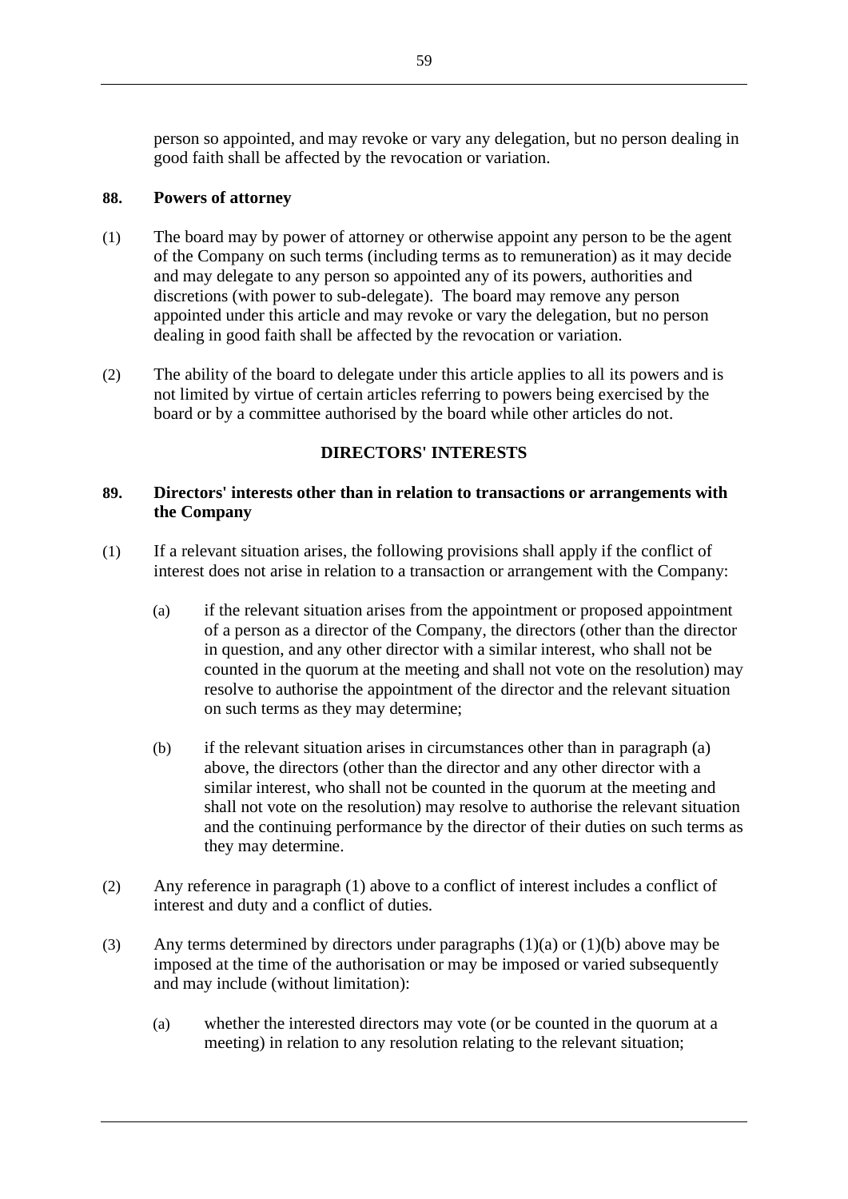person so appointed, and may revoke or vary any delegation, but no person dealing in good faith shall be affected by the revocation or variation.

**88. Powers of attorney**

(1) The board may by power of attorney or otherwise appoint any person to be the agent of the Company on such terms (including terms as to remuneration) as it may decide and may delegate to any person so appointed any of its powers, authorities and discretions (with power to sub-delegate). The board may remove any person appointed under this article and may revoke or vary the delegation, but no person dealing in good faith shall be affected by the revocation or variation.

(2) The ability of the board to delegate under this article applies to all its powers and is not limited by virtue of certain articles referring to powers being exercised by the board or by a committee authorised by the board while other articles do not.

## DIRECTORS' INTERESTS

**89. Directors' interests other than in relation to transactions or arrangements with the Company**

(1) If a relevant situation arises, the following provisions shall apply if the conflict of interest does not arise in relation to a transaction or arrangement with the Company:

(a) if the relevant situation arises from the appointment or proposed appointment of a person as a director of the Company, the directors (other than the director in question, and any other director with a similar interest, who shall not be counted in the quorum at the meeting and shall not vote on the resolution) may resolve to authorise the appointment of the director and the relevant situation on such terms as they may determine;

(b) if the relevant situation arises in circumstances other than in paragraph (a) above, the directors (other than the director and any other director with a similar interest, who shall not be counted in the quorum at the meeting and shall not vote on the resolution) may resolve to authorise the relevant situation and the continuing performance by the director of their duties on such terms as they may determine.

(2) Any reference in paragraph (1) above to a conflict of interest includes a conflict of interest and duty and a conflict of duties.

(3) Any terms determined by directors under paragraphs (1)(a) or (1)(b) above may be imposed at the time of the authorisation or may be imposed or varied subsequently and may include (without limitation):

(a) whether the interested directors may vote (or be counted in the quorum at a meeting) in relation to any resolution relating to the relevant situation;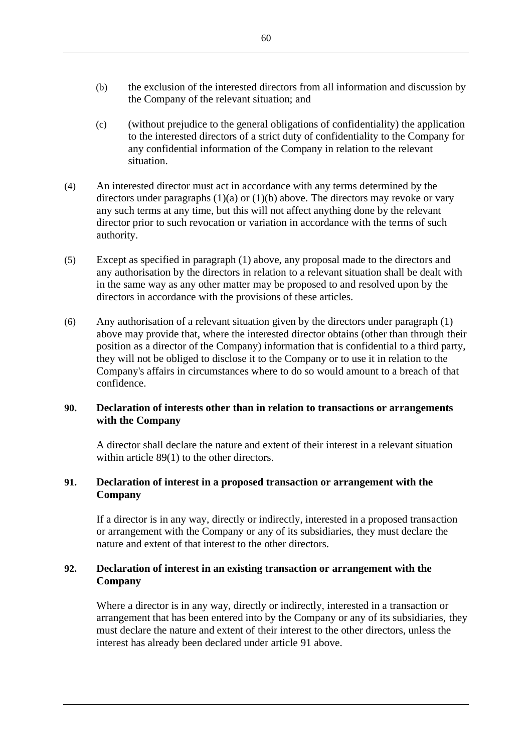(b) the exclusion of the interested directors from all information and discussion by the Company of the relevant situation; and

(c) (without prejudice to the general obligations of confidentiality) the application to the interested directors of a strict duty of confidentiality to the Company for any confidential information of the Company in relation to the relevant situation.

(4) An interested director must act in accordance with any terms determined by the directors under paragraphs (1)(a) or (1)(b) above. The directors may revoke or vary any such terms at any time, but this will not affect anything done by the relevant director prior to such revocation or variation in accordance with the terms of such authority.

(5) Except as specified in paragraph (1) above, any proposal made to the directors and any authorisation by the directors in relation to a relevant situation shall be dealt with in the same way as any other matter may be proposed to and resolved upon by the directors in accordance with the provisions of these articles.

(6) Any authorisation of a relevant situation given by the directors under paragraph (1) above may provide that, where the interested director obtains (other than through their position as a director of the Company) information that is confidential to a third party, they will not be obliged to disclose it to the Company or to use it in relation to the Company's affairs in circumstances where to do so would amount to a breach of that confidence.

**90. Declaration of interests other than in relation to transactions or arrangements with the Company**

A director shall declare the nature and extent of their interest in a relevant situation within article 89(1) to the other directors.

**91. Declaration of interest in a proposed transaction or arrangement with the Company**

If a director is in any way, directly or indirectly, interested in a proposed transaction or arrangement with the Company or any of its subsidiaries, they must declare the nature and extent of that interest to the other directors.

**92. Declaration of interest in an existing transaction or arrangement with the Company**

Where a director is in any way, directly or indirectly, interested in a transaction or arrangement that has been entered into by the Company or any of its subsidiaries, they must declare the nature and extent of their interest to the other directors, unless the interest has already been declared under article 91 above.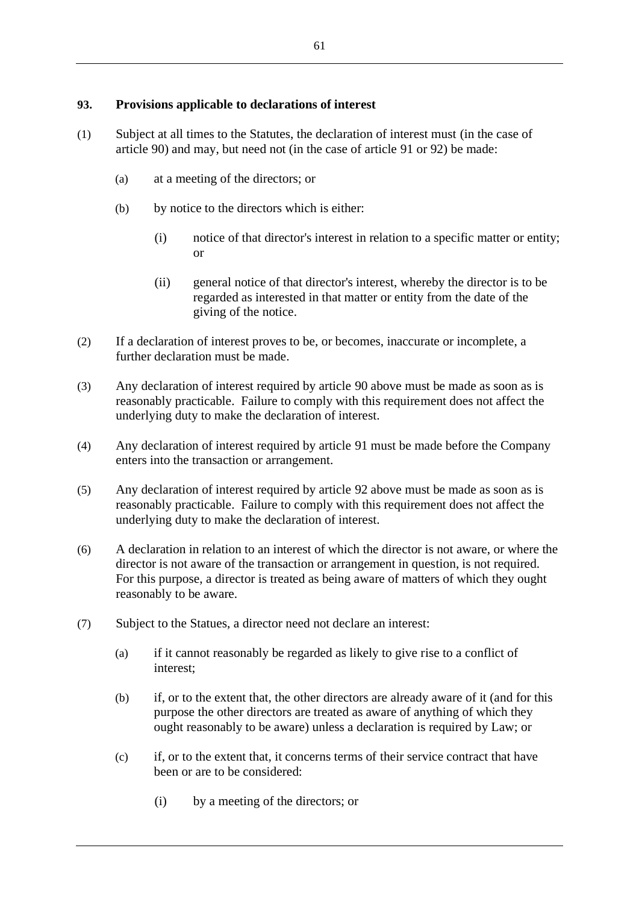**93. Provisions applicable to declarations of interest**

(1) Subject at all times to the Statutes, the declaration of interest must (in the case of article 90) and may, but need not (in the case of article 91 or 92) be made:

  (a) at a meeting of the directors; or

  (b) by notice to the directors which is either:

    (i) notice of that director's interest in relation to a specific matter or entity; or

    (ii) general notice of that director's interest, whereby the director is to be regarded as interested in that matter or entity from the date of the giving of the notice.

(2) If a declaration of interest proves to be, or becomes, inaccurate or incomplete, a further declaration must be made.

(3) Any declaration of interest required by article 90 above must be made as soon as is reasonably practicable. Failure to comply with this requirement does not affect the underlying duty to make the declaration of interest.

(4) Any declaration of interest required by article 91 must be made before the Company enters into the transaction or arrangement.

(5) Any declaration of interest required by article 92 above must be made as soon as is reasonably practicable. Failure to comply with this requirement does not affect the underlying duty to make the declaration of interest.

(6) A declaration in relation to an interest of which the director is not aware, or where the director is not aware of the transaction or arrangement in question, is not required. For this purpose, a director is treated as being aware of matters of which they ought reasonably to be aware.

(7) Subject to the Statues, a director need not declare an interest:

  (a) if it cannot reasonably be regarded as likely to give rise to a conflict of interest;

  (b) if, or to the extent that, the other directors are already aware of it (and for this purpose the other directors are treated as aware of anything of which they ought reasonably to be aware) unless a declaration is required by Law; or

  (c) if, or to the extent that, it concerns terms of their service contract that have been or are to be considered:

    (i) by a meeting of the directors; or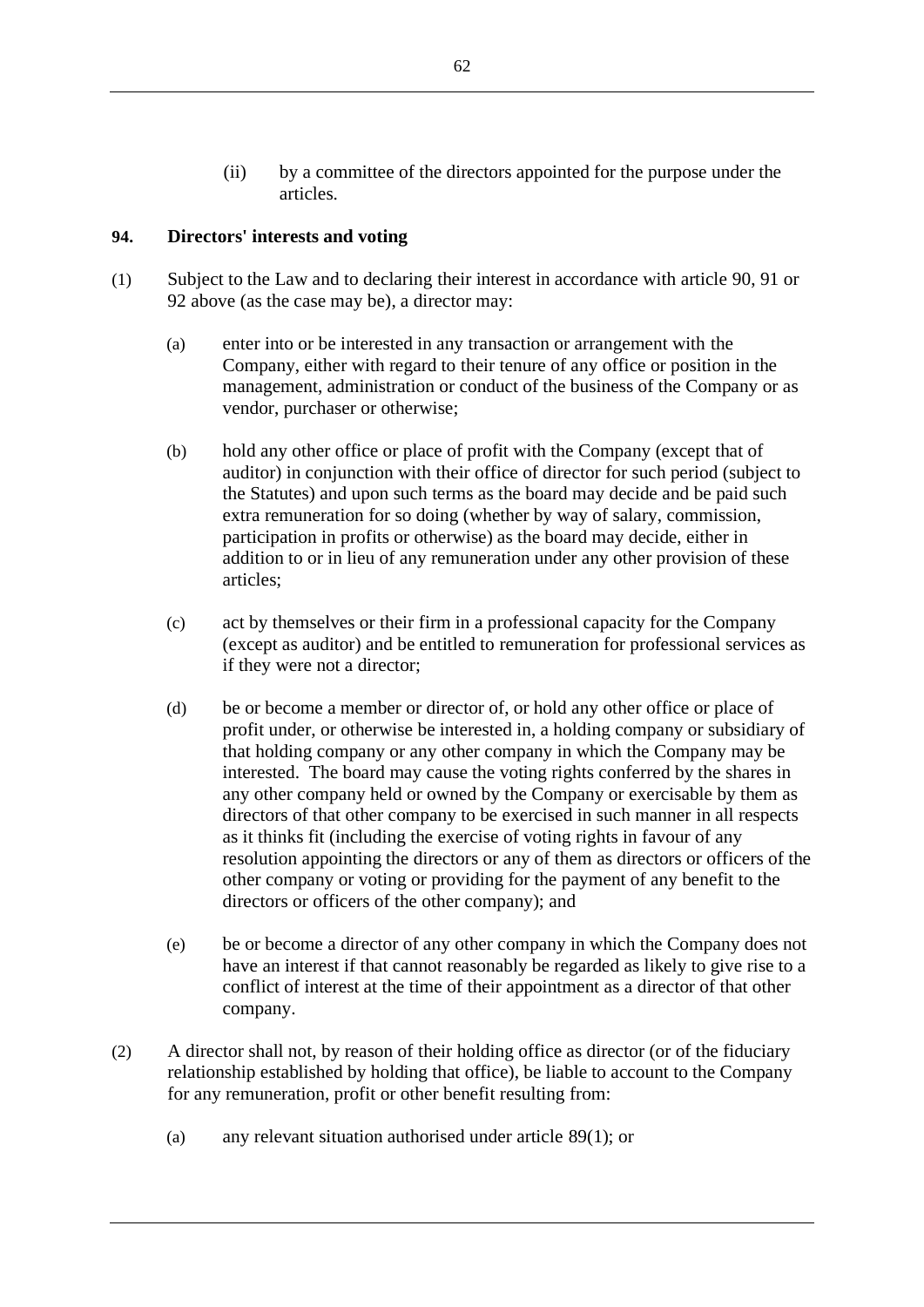(ii) by a committee of the directors appointed for the purpose under the articles.

**94. Directors' interests and voting**

(1) Subject to the Law and to declaring their interest in accordance with article 90, 91 or 92 above (as the case may be), a director may:

(a) enter into or be interested in any transaction or arrangement with the Company, either with regard to their tenure of any office or position in the management, administration or conduct of the business of the Company or as vendor, purchaser or otherwise;

(b) hold any other office or place of profit with the Company (except that of auditor) in conjunction with their office of director for such period (subject to the Statutes) and upon such terms as the board may decide and be paid such extra remuneration for so doing (whether by way of salary, commission, participation in profits or otherwise) as the board may decide, either in addition to or in lieu of any remuneration under any other provision of these articles;

(c) act by themselves or their firm in a professional capacity for the Company (except as auditor) and be entitled to remuneration for professional services as if they were not a director;

(d) be or become a member or director of, or hold any other office or place of profit under, or otherwise be interested in, a holding company or subsidiary of that holding company or any other company in which the Company may be interested. The board may cause the voting rights conferred by the shares in any other company held or owned by the Company or exercisable by them as directors of that other company to be exercised in such manner in all respects as it thinks fit (including the exercise of voting rights in favour of any resolution appointing the directors or any of them as directors or officers of the other company or voting or providing for the payment of any benefit to the directors or officers of the other company); and

(e) be or become a director of any other company in which the Company does not have an interest if that cannot reasonably be regarded as likely to give rise to a conflict of interest at the time of their appointment as a director of that other company.

(2) A director shall not, by reason of their holding office as director (or of the fiduciary relationship established by holding that office), be liable to account to the Company for any remuneration, profit or other benefit resulting from:

(a) any relevant situation authorised under article 89(1); or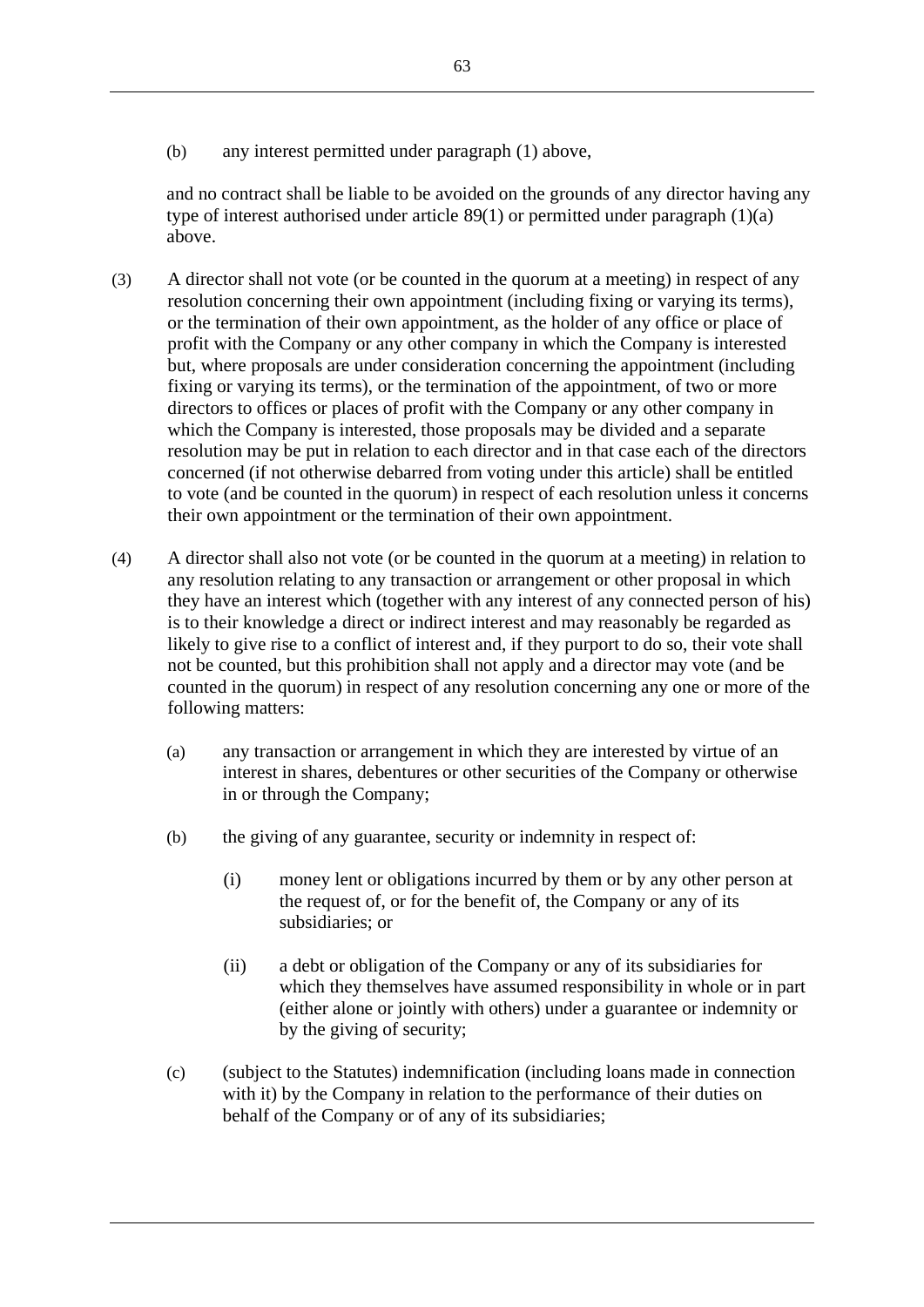(b) any interest permitted under paragraph (1) above,

and no contract shall be liable to be avoided on the grounds of any director having any type of interest authorised under article 89(1) or permitted under paragraph (1)(a) above.

(3) A director shall not vote (or be counted in the quorum at a meeting) in respect of any resolution concerning their own appointment (including fixing or varying its terms), or the termination of their own appointment, as the holder of any office or place of profit with the Company or any other company in which the Company is interested but, where proposals are under consideration concerning the appointment (including fixing or varying its terms), or the termination of the appointment, of two or more directors to offices or places of profit with the Company or any other company in which the Company is interested, those proposals may be divided and a separate resolution may be put in relation to each director and in that case each of the directors concerned (if not otherwise debarred from voting under this article) shall be entitled to vote (and be counted in the quorum) in respect of each resolution unless it concerns their own appointment or the termination of their own appointment.

(4) A director shall also not vote (or be counted in the quorum at a meeting) in relation to any resolution relating to any transaction or arrangement or other proposal in which they have an interest which (together with any interest of any connected person of his) is to their knowledge a direct or indirect interest and may reasonably be regarded as likely to give rise to a conflict of interest and, if they purport to do so, their vote shall not be counted, but this prohibition shall not apply and a director may vote (and be counted in the quorum) in respect of any resolution concerning any one or more of the following matters:

(a) any transaction or arrangement in which they are interested by virtue of an interest in shares, debentures or other securities of the Company or otherwise in or through the Company;

(b) the giving of any guarantee, security or indemnity in respect of:

(i) money lent or obligations incurred by them or by any other person at the request of, or for the benefit of, the Company or any of its subsidiaries; or

(ii) a debt or obligation of the Company or any of its subsidiaries for which they themselves have assumed responsibility in whole or in part (either alone or jointly with others) under a guarantee or indemnity or by the giving of security;

(c) (subject to the Statutes) indemnification (including loans made in connection with it) by the Company in relation to the performance of their duties on behalf of the Company or of any of its subsidiaries;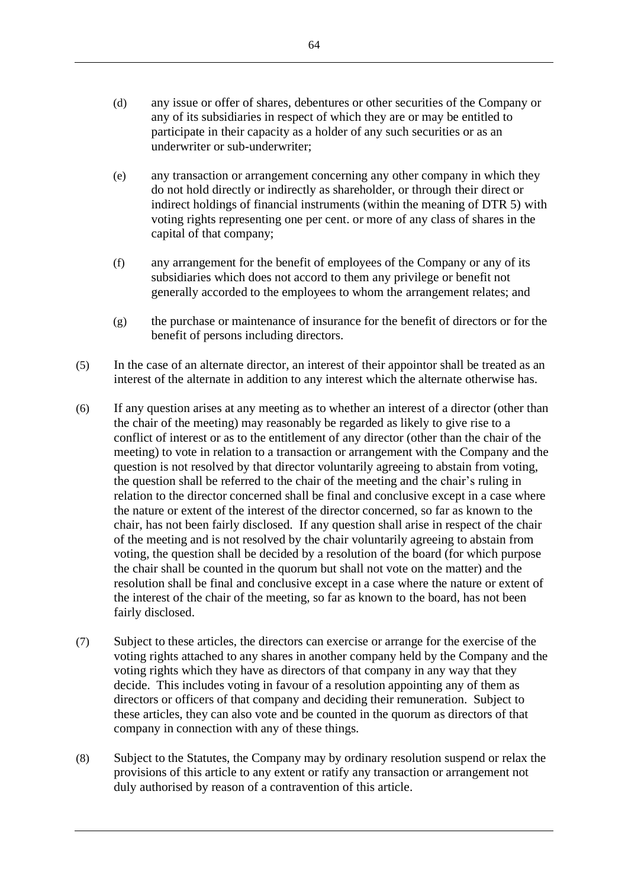(d) any issue or offer of shares, debentures or other securities of the Company or any of its subsidiaries in respect of which they are or may be entitled to participate in their capacity as a holder of any such securities or as an underwriter or sub-underwriter;

(e) any transaction or arrangement concerning any other company in which they do not hold directly or indirectly as shareholder, or through their direct or indirect holdings of financial instruments (within the meaning of DTR 5) with voting rights representing one per cent. or more of any class of shares in the capital of that company;

(f) any arrangement for the benefit of employees of the Company or any of its subsidiaries which does not accord to them any privilege or benefit not generally accorded to the employees to whom the arrangement relates; and

(g) the purchase or maintenance of insurance for the benefit of directors or for the benefit of persons including directors.

(5) In the case of an alternate director, an interest of their appointor shall be treated as an interest of the alternate in addition to any interest which the alternate otherwise has.

(6) If any question arises at any meeting as to whether an interest of a director (other than the chair of the meeting) may reasonably be regarded as likely to give rise to a conflict of interest or as to the entitlement of any director (other than the chair of the meeting) to vote in relation to a transaction or arrangement with the Company and the question is not resolved by that director voluntarily agreeing to abstain from voting, the question shall be referred to the chair of the meeting and the chair's ruling in relation to the director concerned shall be final and conclusive except in a case where the nature or extent of the interest of the director concerned, so far as known to the chair, has not been fairly disclosed. If any question shall arise in respect of the chair of the meeting and is not resolved by the chair voluntarily agreeing to abstain from voting, the question shall be decided by a resolution of the board (for which purpose the chair shall be counted in the quorum but shall not vote on the matter) and the resolution shall be final and conclusive except in a case where the nature or extent of the interest of the chair of the meeting, so far as known to the board, has not been fairly disclosed.

(7) Subject to these articles, the directors can exercise or arrange for the exercise of the voting rights attached to any shares in another company held by the Company and the voting rights which they have as directors of that company in any way that they decide. This includes voting in favour of a resolution appointing any of them as directors or officers of that company and deciding their remuneration. Subject to these articles, they can also vote and be counted in the quorum as directors of that company in connection with any of these things.

(8) Subject to the Statutes, the Company may by ordinary resolution suspend or relax the provisions of this article to any extent or ratify any transaction or arrangement not duly authorised by reason of a contravention of this article.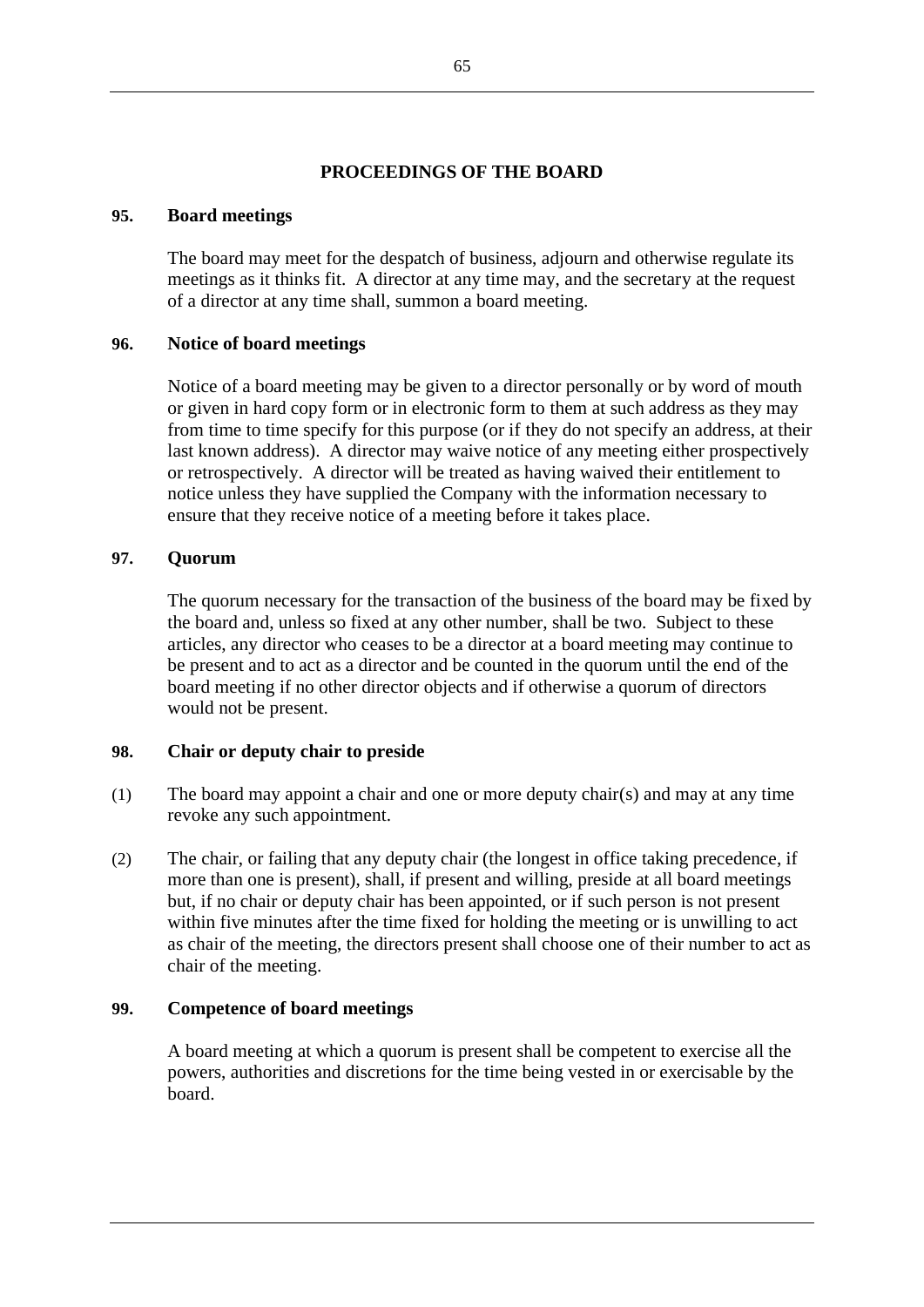## PROCEEDINGS OF THE BOARD

### 95. Board meetings

The board may meet for the despatch of business, adjourn and otherwise regulate its meetings as it thinks fit. A director at any time may, and the secretary at the request of a director at any time shall, summon a board meeting.

### 96. Notice of board meetings

Notice of a board meeting may be given to a director personally or by word of mouth or given in hard copy form or in electronic form to them at such address as they may from time to time specify for this purpose (or if they do not specify an address, at their last known address). A director may waive notice of any meeting either prospectively or retrospectively. A director will be treated as having waived their entitlement to notice unless they have supplied the Company with the information necessary to ensure that they receive notice of a meeting before it takes place.

### 97. Quorum

The quorum necessary for the transaction of the business of the board may be fixed by the board and, unless so fixed at any other number, shall be two. Subject to these articles, any director who ceases to be a director at a board meeting may continue to be present and to act as a director and be counted in the quorum until the end of the board meeting if no other director objects and if otherwise a quorum of directors would not be present.

### 98. Chair or deputy chair to preside

(1) The board may appoint a chair and one or more deputy chair(s) and may at any time revoke any such appointment.

(2) The chair, or failing that any deputy chair (the longest in office taking precedence, if more than one is present), shall, if present and willing, preside at all board meetings but, if no chair or deputy chair has been appointed, or if such person is not present within five minutes after the time fixed for holding the meeting or is unwilling to act as chair of the meeting, the directors present shall choose one of their number to act as chair of the meeting.

### 99. Competence of board meetings

A board meeting at which a quorum is present shall be competent to exercise all the powers, authorities and discretions for the time being vested in or exercisable by the board.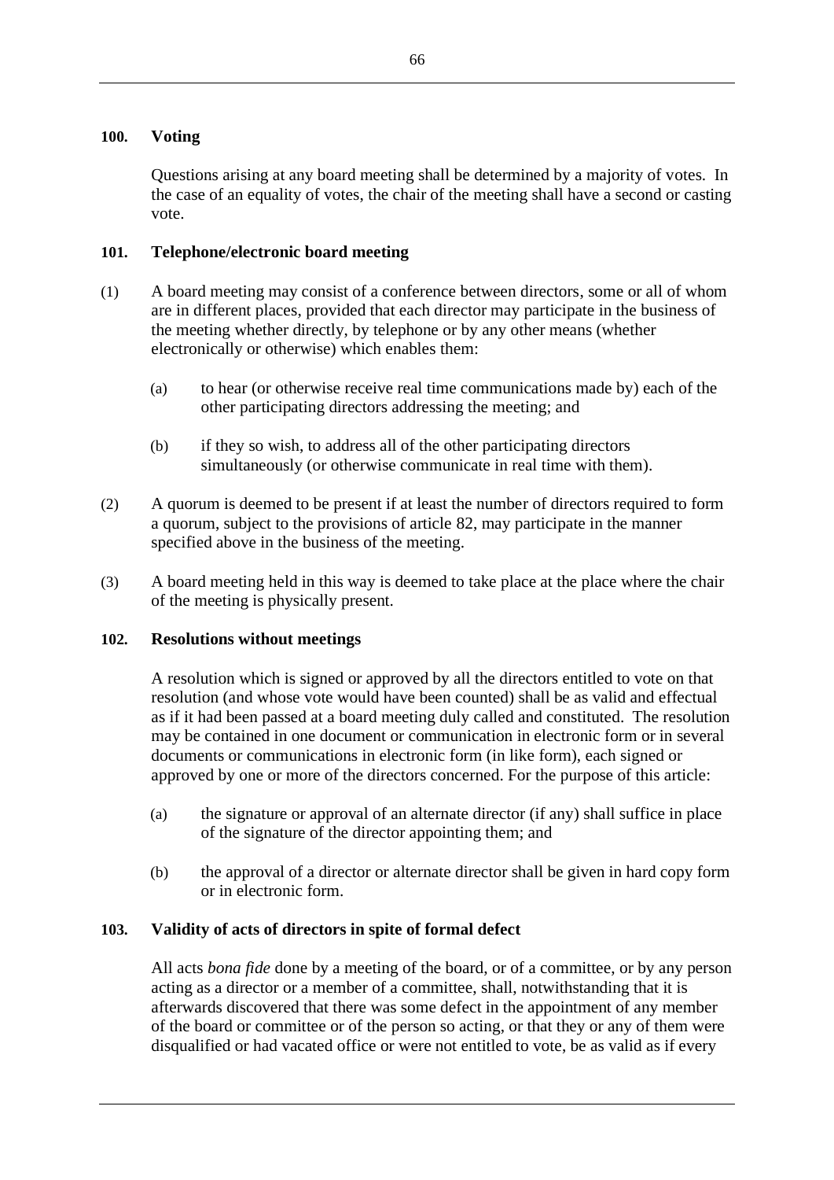### 100. Voting

Questions arising at any board meeting shall be determined by a majority of votes. In the case of an equality of votes, the chair of the meeting shall have a second or casting vote.

### 101. Telephone/electronic board meeting

(1) A board meeting may consist of a conference between directors, some or all of whom are in different places, provided that each director may participate in the business of the meeting whether directly, by telephone or by any other means (whether electronically or otherwise) which enables them:

  (a) to hear (or otherwise receive real time communications made by) each of the other participating directors addressing the meeting; and

  (b) if they so wish, to address all of the other participating directors simultaneously (or otherwise communicate in real time with them).

(2) A quorum is deemed to be present if at least the number of directors required to form a quorum, subject to the provisions of article 82, may participate in the manner specified above in the business of the meeting.

(3) A board meeting held in this way is deemed to take place at the place where the chair of the meeting is physically present.

### 102. Resolutions without meetings

A resolution which is signed or approved by all the directors entitled to vote on that resolution (and whose vote would have been counted) shall be as valid and effectual as if it had been passed at a board meeting duly called and constituted. The resolution may be contained in one document or communication in electronic form or in several documents or communications in electronic form (in like form), each signed or approved by one or more of the directors concerned. For the purpose of this article:

  (a) the signature or approval of an alternate director (if any) shall suffice in place of the signature of the director appointing them; and

  (b) the approval of a director or alternate director shall be given in hard copy form or in electronic form.

### 103. Validity of acts of directors in spite of formal defect

All acts *bona fide* done by a meeting of the board, or of a committee, or by any person acting as a director or a member of a committee, shall, notwithstanding that it is afterwards discovered that there was some defect in the appointment of any member of the board or committee or of the person so acting, or that they or any of them were disqualified or had vacated office or were not entitled to vote, be as valid as if every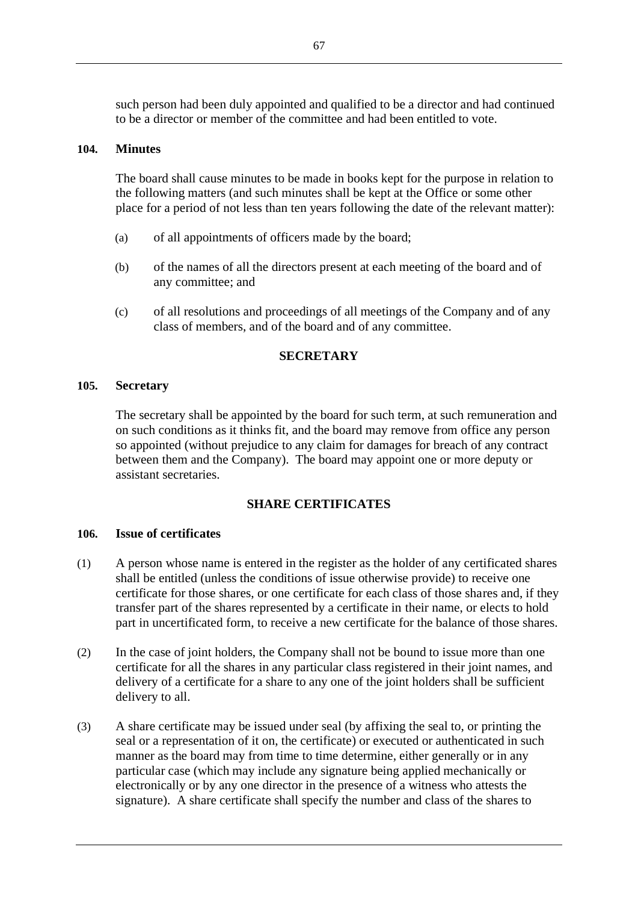such person had been duly appointed and qualified to be a director and had continued to be a director or member of the committee and had been entitled to vote.

**104. Minutes**

The board shall cause minutes to be made in books kept for the purpose in relation to the following matters (and such minutes shall be kept at the Office or some other place for a period of not less than ten years following the date of the relevant matter):

(a) of all appointments of officers made by the board;

(b) of the names of all the directors present at each meeting of the board and of any committee; and

(c) of all resolutions and proceedings of all meetings of the Company and of any class of members, and of the board and of any committee.

## SECRETARY

**105. Secretary**

The secretary shall be appointed by the board for such term, at such remuneration and on such conditions as it thinks fit, and the board may remove from office any person so appointed (without prejudice to any claim for damages for breach of any contract between them and the Company). The board may appoint one or more deputy or assistant secretaries.

## SHARE CERTIFICATES

**106. Issue of certificates**

(1) A person whose name is entered in the register as the holder of any certificated shares shall be entitled (unless the conditions of issue otherwise provide) to receive one certificate for those shares, or one certificate for each class of those shares and, if they transfer part of the shares represented by a certificate in their name, or elects to hold part in uncertificated form, to receive a new certificate for the balance of those shares.

(2) In the case of joint holders, the Company shall not be bound to issue more than one certificate for all the shares in any particular class registered in their joint names, and delivery of a certificate for a share to any one of the joint holders shall be sufficient delivery to all.

(3) A share certificate may be issued under seal (by affixing the seal to, or printing the seal or a representation of it on, the certificate) or executed or authenticated in such manner as the board may from time to time determine, either generally or in any particular case (which may include any signature being applied mechanically or electronically or by any one director in the presence of a witness who attests the signature). A share certificate shall specify the number and class of the shares to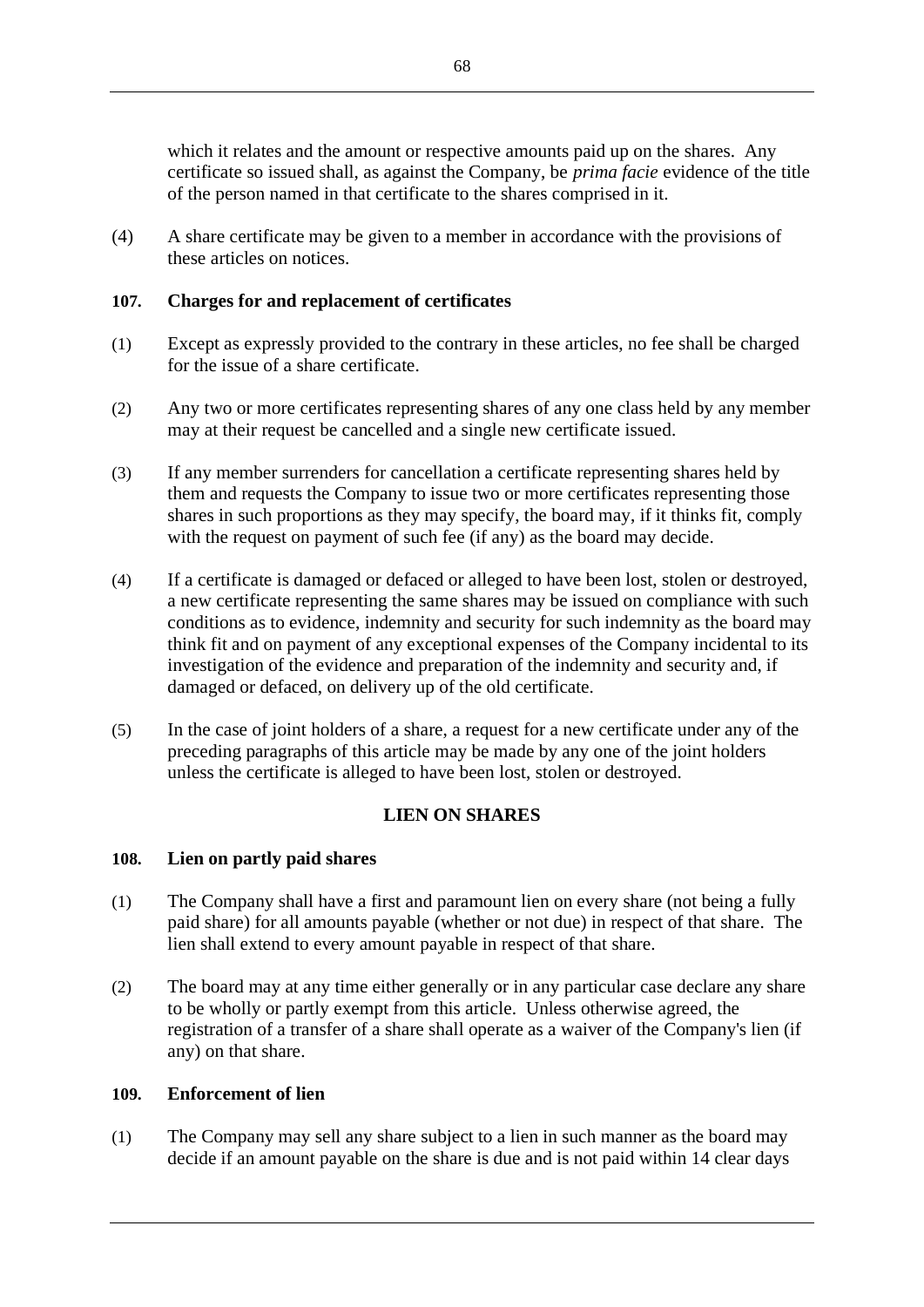which it relates and the amount or respective amounts paid up on the shares. Any certificate so issued shall, as against the Company, be *prima facie* evidence of the title of the person named in that certificate to the shares comprised in it.

(4) A share certificate may be given to a member in accordance with the provisions of these articles on notices.

### 107. Charges for and replacement of certificates

(1) Except as expressly provided to the contrary in these articles, no fee shall be charged for the issue of a share certificate.

(2) Any two or more certificates representing shares of any one class held by any member may at their request be cancelled and a single new certificate issued.

(3) If any member surrenders for cancellation a certificate representing shares held by them and requests the Company to issue two or more certificates representing those shares in such proportions as they may specify, the board may, if it thinks fit, comply with the request on payment of such fee (if any) as the board may decide.

(4) If a certificate is damaged or defaced or alleged to have been lost, stolen or destroyed, a new certificate representing the same shares may be issued on compliance with such conditions as to evidence, indemnity and security for such indemnity as the board may think fit and on payment of any exceptional expenses of the Company incidental to its investigation of the evidence and preparation of the indemnity and security and, if damaged or defaced, on delivery up of the old certificate.

(5) In the case of joint holders of a share, a request for a new certificate under any of the preceding paragraphs of this article may be made by any one of the joint holders unless the certificate is alleged to have been lost, stolen or destroyed.

## LIEN ON SHARES

### 108. Lien on partly paid shares

(1) The Company shall have a first and paramount lien on every share (not being a fully paid share) for all amounts payable (whether or not due) in respect of that share. The lien shall extend to every amount payable in respect of that share.

(2) The board may at any time either generally or in any particular case declare any share to be wholly or partly exempt from this article. Unless otherwise agreed, the registration of a transfer of a share shall operate as a waiver of the Company's lien (if any) on that share.

### 109. Enforcement of lien

(1) The Company may sell any share subject to a lien in such manner as the board may decide if an amount payable on the share is due and is not paid within 14 clear days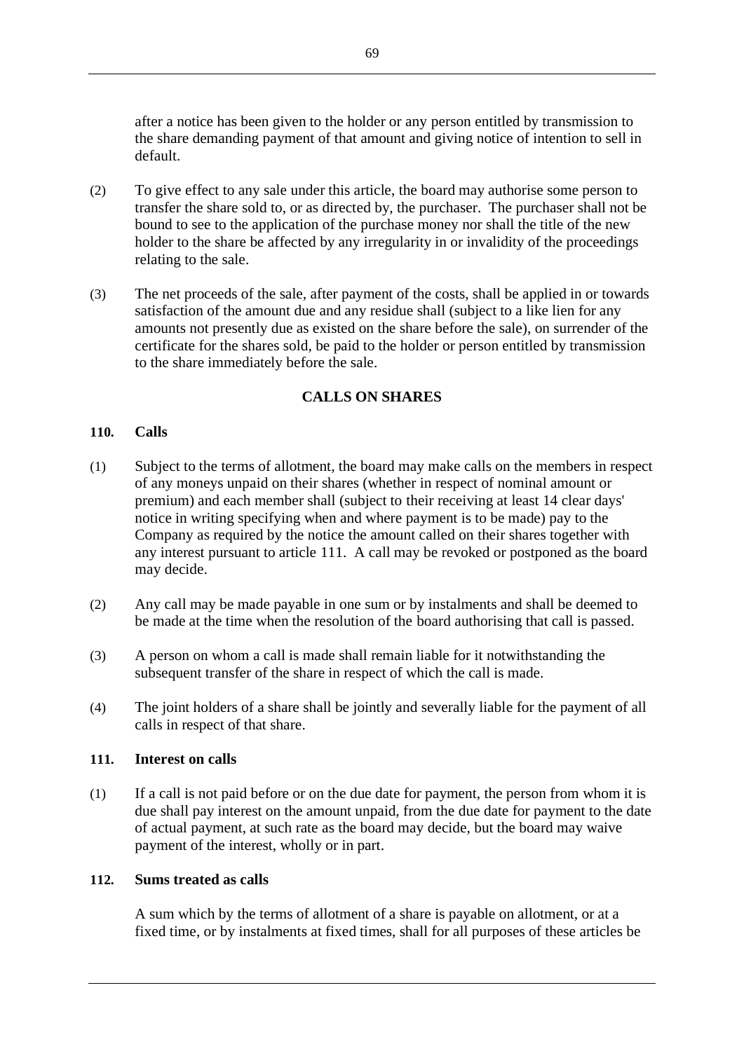after a notice has been given to the holder or any person entitled by transmission to the share demanding payment of that amount and giving notice of intention to sell in default.

(2) To give effect to any sale under this article, the board may authorise some person to transfer the share sold to, or as directed by, the purchaser. The purchaser shall not be bound to see to the application of the purchase money nor shall the title of the new holder to the share be affected by any irregularity in or invalidity of the proceedings relating to the sale.

(3) The net proceeds of the sale, after payment of the costs, shall be applied in or towards satisfaction of the amount due and any residue shall (subject to a like lien for any amounts not presently due as existed on the share before the sale), on surrender of the certificate for the shares sold, be paid to the holder or person entitled by transmission to the share immediately before the sale.

## CALLS ON SHARES

### 110. Calls

(1) Subject to the terms of allotment, the board may make calls on the members in respect of any moneys unpaid on their shares (whether in respect of nominal amount or premium) and each member shall (subject to their receiving at least 14 clear days' notice in writing specifying when and where payment is to be made) pay to the Company as required by the notice the amount called on their shares together with any interest pursuant to article 111. A call may be revoked or postponed as the board may decide.

(2) Any call may be made payable in one sum or by instalments and shall be deemed to be made at the time when the resolution of the board authorising that call is passed.

(3) A person on whom a call is made shall remain liable for it notwithstanding the subsequent transfer of the share in respect of which the call is made.

(4) The joint holders of a share shall be jointly and severally liable for the payment of all calls in respect of that share.

### 111. Interest on calls

(1) If a call is not paid before or on the due date for payment, the person from whom it is due shall pay interest on the amount unpaid, from the due date for payment to the date of actual payment, at such rate as the board may decide, but the board may waive payment of the interest, wholly or in part.

### 112. Sums treated as calls

A sum which by the terms of allotment of a share is payable on allotment, or at a fixed time, or by instalments at fixed times, shall for all purposes of these articles be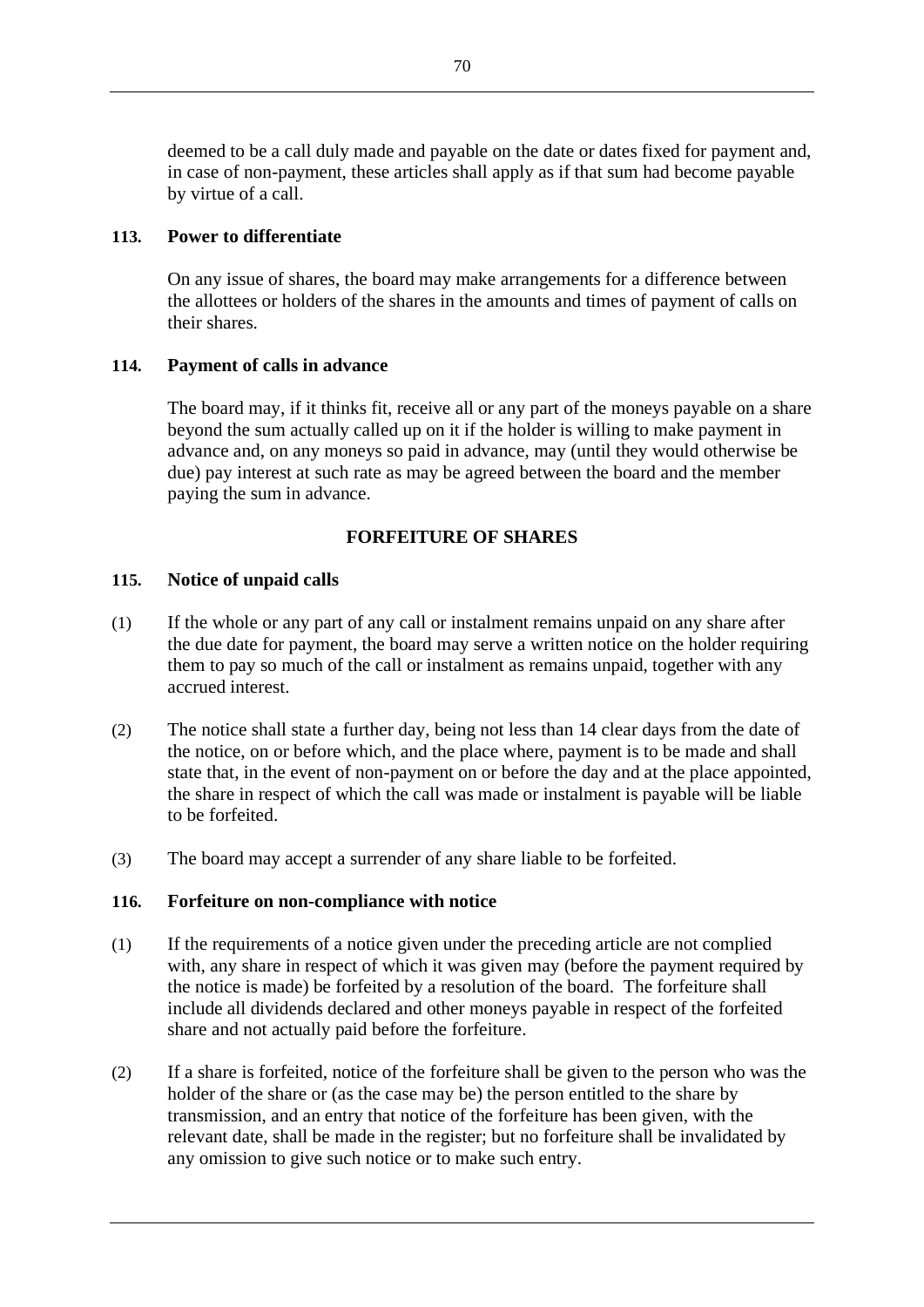deemed to be a call duly made and payable on the date or dates fixed for payment and, in case of non-payment, these articles shall apply as if that sum had become payable by virtue of a call.

**113. Power to differentiate**

On any issue of shares, the board may make arrangements for a difference between the allottees or holders of the shares in the amounts and times of payment of calls on their shares.

**114. Payment of calls in advance**

The board may, if it thinks fit, receive all or any part of the moneys payable on a share beyond the sum actually called up on it if the holder is willing to make payment in advance and, on any moneys so paid in advance, may (until they would otherwise be due) pay interest at such rate as may be agreed between the board and the member paying the sum in advance.

## FORFEITURE OF SHARES

**115. Notice of unpaid calls**

(1) If the whole or any part of any call or instalment remains unpaid on any share after the due date for payment, the board may serve a written notice on the holder requiring them to pay so much of the call or instalment as remains unpaid, together with any accrued interest.

(2) The notice shall state a further day, being not less than 14 clear days from the date of the notice, on or before which, and the place where, payment is to be made and shall state that, in the event of non-payment on or before the day and at the place appointed, the share in respect of which the call was made or instalment is payable will be liable to be forfeited.

(3) The board may accept a surrender of any share liable to be forfeited.

**116. Forfeiture on non-compliance with notice**

(1) If the requirements of a notice given under the preceding article are not complied with, any share in respect of which it was given may (before the payment required by the notice is made) be forfeited by a resolution of the board. The forfeiture shall include all dividends declared and other moneys payable in respect of the forfeited share and not actually paid before the forfeiture.

(2) If a share is forfeited, notice of the forfeiture shall be given to the person who was the holder of the share or (as the case may be) the person entitled to the share by transmission, and an entry that notice of the forfeiture has been given, with the relevant date, shall be made in the register; but no forfeiture shall be invalidated by any omission to give such notice or to make such entry.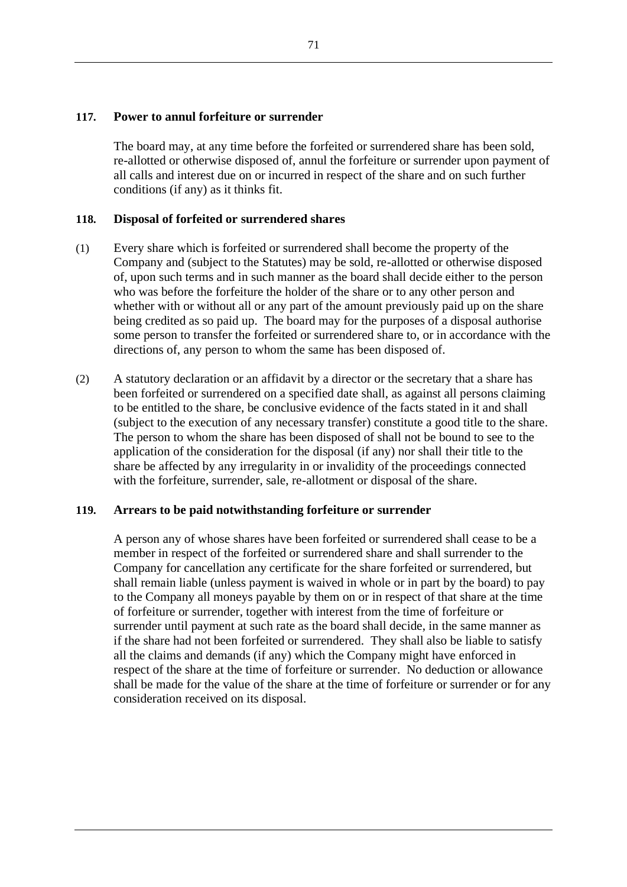### 117. Power to annul forfeiture or surrender

The board may, at any time before the forfeited or surrendered share has been sold, re-allotted or otherwise disposed of, annul the forfeiture or surrender upon payment of all calls and interest due on or incurred in respect of the share and on such further conditions (if any) as it thinks fit.

### 118. Disposal of forfeited or surrendered shares

(1) Every share which is forfeited or surrendered shall become the property of the Company and (subject to the Statutes) may be sold, re-allotted or otherwise disposed of, upon such terms and in such manner as the board shall decide either to the person who was before the forfeiture the holder of the share or to any other person and whether with or without all or any part of the amount previously paid up on the share being credited as so paid up. The board may for the purposes of a disposal authorise some person to transfer the forfeited or surrendered share to, or in accordance with the directions of, any person to whom the same has been disposed of.

(2) A statutory declaration or an affidavit by a director or the secretary that a share has been forfeited or surrendered on a specified date shall, as against all persons claiming to be entitled to the share, be conclusive evidence of the facts stated in it and shall (subject to the execution of any necessary transfer) constitute a good title to the share. The person to whom the share has been disposed of shall not be bound to see to the application of the consideration for the disposal (if any) nor shall their title to the share be affected by any irregularity in or invalidity of the proceedings connected with the forfeiture, surrender, sale, re-allotment or disposal of the share.

### 119. Arrears to be paid notwithstanding forfeiture or surrender

A person any of whose shares have been forfeited or surrendered shall cease to be a member in respect of the forfeited or surrendered share and shall surrender to the Company for cancellation any certificate for the share forfeited or surrendered, but shall remain liable (unless payment is waived in whole or in part by the board) to pay to the Company all moneys payable by them on or in respect of that share at the time of forfeiture or surrender, together with interest from the time of forfeiture or surrender until payment at such rate as the board shall decide, in the same manner as if the share had not been forfeited or surrendered. They shall also be liable to satisfy all the claims and demands (if any) which the Company might have enforced in respect of the share at the time of forfeiture or surrender. No deduction or allowance shall be made for the value of the share at the time of forfeiture or surrender or for any consideration received on its disposal.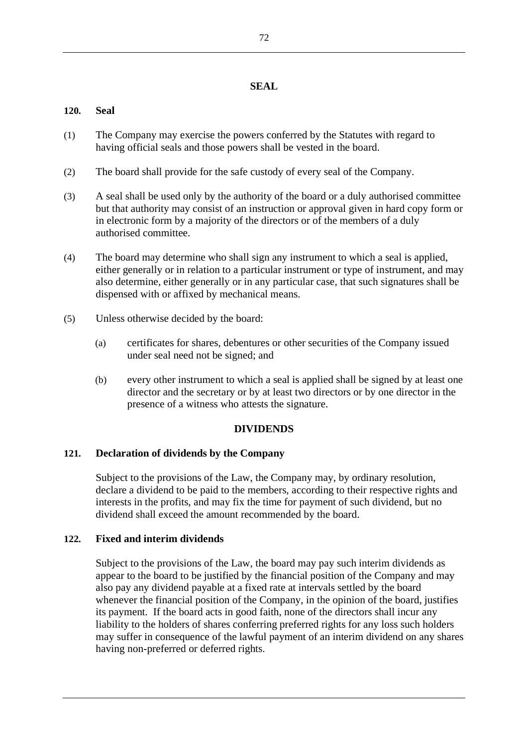## SEAL

### 120. Seal

(1) The Company may exercise the powers conferred by the Statutes with regard to having official seals and those powers shall be vested in the board.

(2) The board shall provide for the safe custody of every seal of the Company.

(3) A seal shall be used only by the authority of the board or a duly authorised committee but that authority may consist of an instruction or approval given in hard copy form or in electronic form by a majority of the directors or of the members of a duly authorised committee.

(4) The board may determine who shall sign any instrument to which a seal is applied, either generally or in relation to a particular instrument or type of instrument, and may also determine, either generally or in any particular case, that such signatures shall be dispensed with or affixed by mechanical means.

(5) Unless otherwise decided by the board:

(a) certificates for shares, debentures or other securities of the Company issued under seal need not be signed; and

(b) every other instrument to which a seal is applied shall be signed by at least one director and the secretary or by at least two directors or by one director in the presence of a witness who attests the signature.

## DIVIDENDS

### 121. Declaration of dividends by the Company

Subject to the provisions of the Law, the Company may, by ordinary resolution, declare a dividend to be paid to the members, according to their respective rights and interests in the profits, and may fix the time for payment of such dividend, but no dividend shall exceed the amount recommended by the board.

### 122. Fixed and interim dividends

Subject to the provisions of the Law, the board may pay such interim dividends as appear to the board to be justified by the financial position of the Company and may also pay any dividend payable at a fixed rate at intervals settled by the board whenever the financial position of the Company, in the opinion of the board, justifies its payment. If the board acts in good faith, none of the directors shall incur any liability to the holders of shares conferring preferred rights for any loss such holders may suffer in consequence of the lawful payment of an interim dividend on any shares having non-preferred or deferred rights.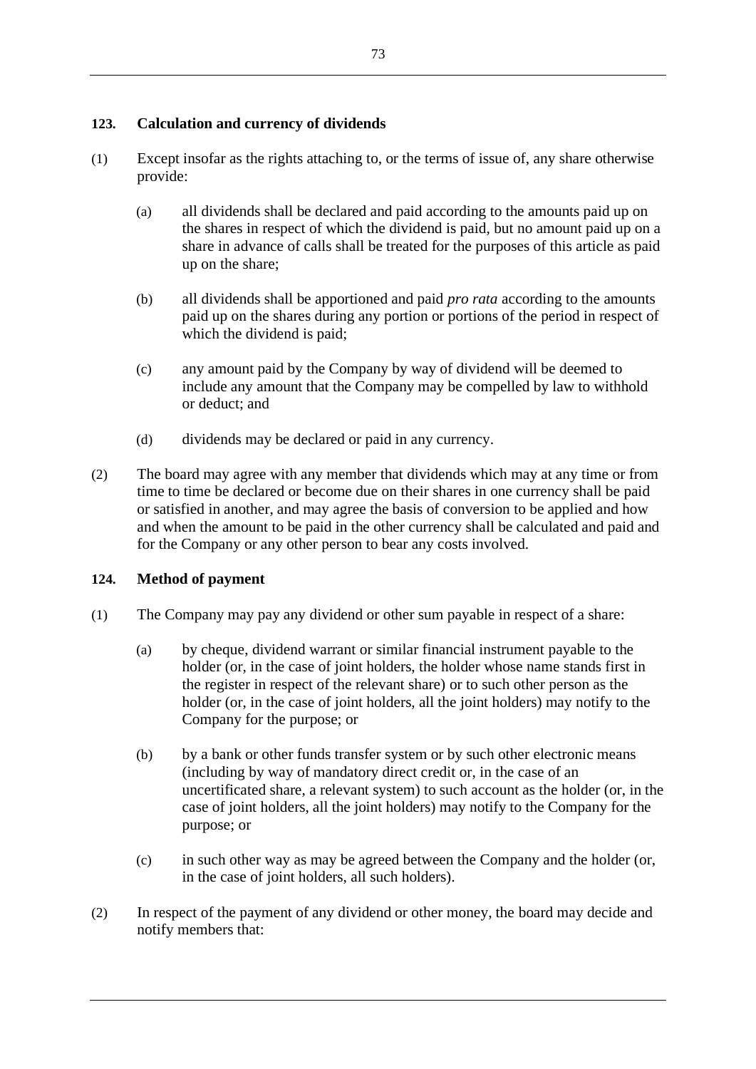### 123. Calculation and currency of dividends

(1) Except insofar as the rights attaching to, or the terms of issue of, any share otherwise provide:

(a) all dividends shall be declared and paid according to the amounts paid up on the shares in respect of which the dividend is paid, but no amount paid up on a share in advance of calls shall be treated for the purposes of this article as paid up on the share;

(b) all dividends shall be apportioned and paid *pro rata* according to the amounts paid up on the shares during any portion or portions of the period in respect of which the dividend is paid;

(c) any amount paid by the Company by way of dividend will be deemed to include any amount that the Company may be compelled by law to withhold or deduct; and

(d) dividends may be declared or paid in any currency.

(2) The board may agree with any member that dividends which may at any time or from time to time be declared or become due on their shares in one currency shall be paid or satisfied in another, and may agree the basis of conversion to be applied and how and when the amount to be paid in the other currency shall be calculated and paid and for the Company or any other person to bear any costs involved.

### 124. Method of payment

(1) The Company may pay any dividend or other sum payable in respect of a share:

(a) by cheque, dividend warrant or similar financial instrument payable to the holder (or, in the case of joint holders, the holder whose name stands first in the register in respect of the relevant share) or to such other person as the holder (or, in the case of joint holders, all the joint holders) may notify to the Company for the purpose; or

(b) by a bank or other funds transfer system or by such other electronic means (including by way of mandatory direct credit or, in the case of an uncertificated share, a relevant system) to such account as the holder (or, in the case of joint holders, all the joint holders) may notify to the Company for the purpose; or

(c) in such other way as may be agreed between the Company and the holder (or, in the case of joint holders, all such holders).

(2) In respect of the payment of any dividend or other money, the board may decide and notify members that: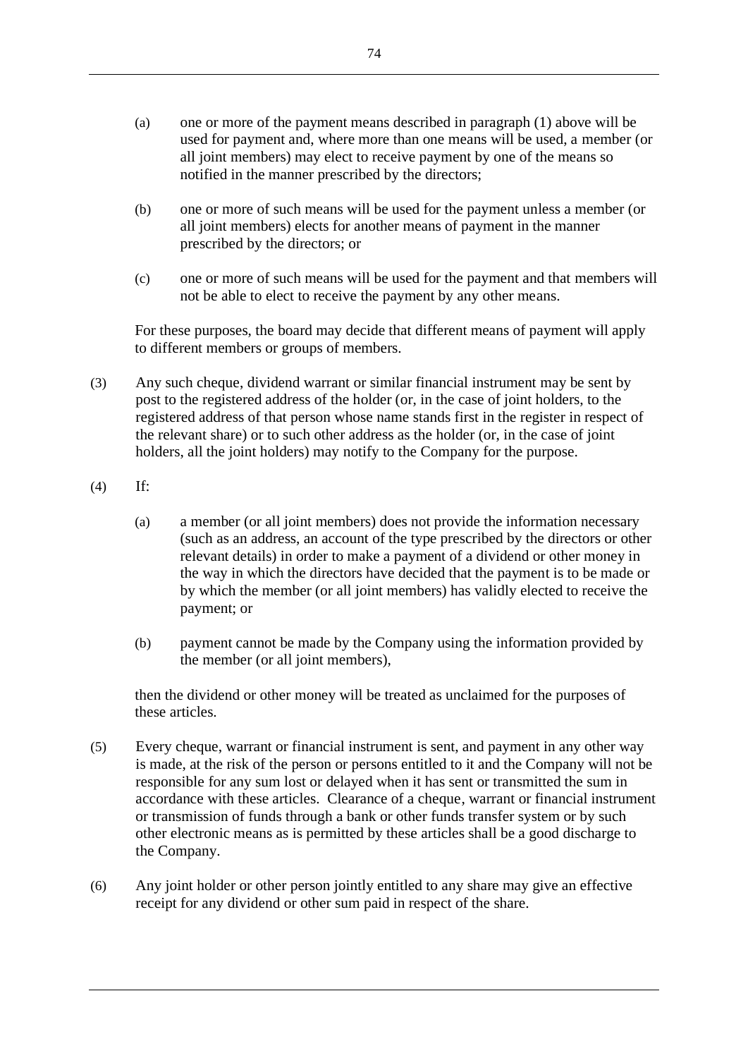(a) one or more of the payment means described in paragraph (1) above will be used for payment and, where more than one means will be used, a member (or all joint members) may elect to receive payment by one of the means so notified in the manner prescribed by the directors;

(b) one or more of such means will be used for the payment unless a member (or all joint members) elects for another means of payment in the manner prescribed by the directors; or

(c) one or more of such means will be used for the payment and that members will not be able to elect to receive the payment by any other means.

For these purposes, the board may decide that different means of payment will apply to different members or groups of members.

(3) Any such cheque, dividend warrant or similar financial instrument may be sent by post to the registered address of the holder (or, in the case of joint holders, to the registered address of that person whose name stands first in the register in respect of the relevant share) or to such other address as the holder (or, in the case of joint holders, all the joint holders) may notify to the Company for the purpose.

(4) If:

(a) a member (or all joint members) does not provide the information necessary (such as an address, an account of the type prescribed by the directors or other relevant details) in order to make a payment of a dividend or other money in the way in which the directors have decided that the payment is to be made or by which the member (or all joint members) has validly elected to receive the payment; or

(b) payment cannot be made by the Company using the information provided by the member (or all joint members),

then the dividend or other money will be treated as unclaimed for the purposes of these articles.

(5) Every cheque, warrant or financial instrument is sent, and payment in any other way is made, at the risk of the person or persons entitled to it and the Company will not be responsible for any sum lost or delayed when it has sent or transmitted the sum in accordance with these articles. Clearance of a cheque, warrant or financial instrument or transmission of funds through a bank or other funds transfer system or by such other electronic means as is permitted by these articles shall be a good discharge to the Company.

(6) Any joint holder or other person jointly entitled to any share may give an effective receipt for any dividend or other sum paid in respect of the share.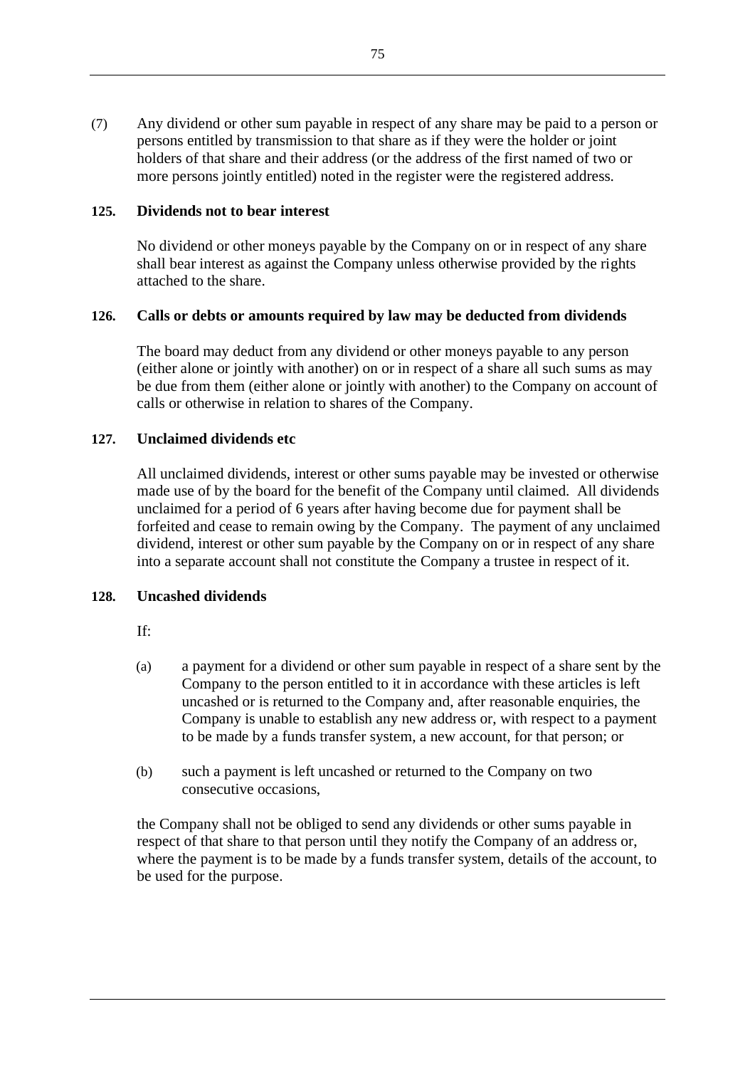(7) Any dividend or other sum payable in respect of any share may be paid to a person or persons entitled by transmission to that share as if they were the holder or joint holders of that share and their address (or the address of the first named of two or more persons jointly entitled) noted in the register were the registered address.

### 125. Dividends not to bear interest

No dividend or other moneys payable by the Company on or in respect of any share shall bear interest as against the Company unless otherwise provided by the rights attached to the share.

### 126. Calls or debts or amounts required by law may be deducted from dividends

The board may deduct from any dividend or other moneys payable to any person (either alone or jointly with another) on or in respect of a share all such sums as may be due from them (either alone or jointly with another) to the Company on account of calls or otherwise in relation to shares of the Company.

### 127. Unclaimed dividends etc

All unclaimed dividends, interest or other sums payable may be invested or otherwise made use of by the board for the benefit of the Company until claimed. All dividends unclaimed for a period of 6 years after having become due for payment shall be forfeited and cease to remain owing by the Company. The payment of any unclaimed dividend, interest or other sum payable by the Company on or in respect of any share into a separate account shall not constitute the Company a trustee in respect of it.

### 128. Uncashed dividends

If:

(a) a payment for a dividend or other sum payable in respect of a share sent by the Company to the person entitled to it in accordance with these articles is left uncashed or is returned to the Company and, after reasonable enquiries, the Company is unable to establish any new address or, with respect to a payment to be made by a funds transfer system, a new account, for that person; or

(b) such a payment is left uncashed or returned to the Company on two consecutive occasions,

the Company shall not be obliged to send any dividends or other sums payable in respect of that share to that person until they notify the Company of an address or, where the payment is to be made by a funds transfer system, details of the account, to be used for the purpose.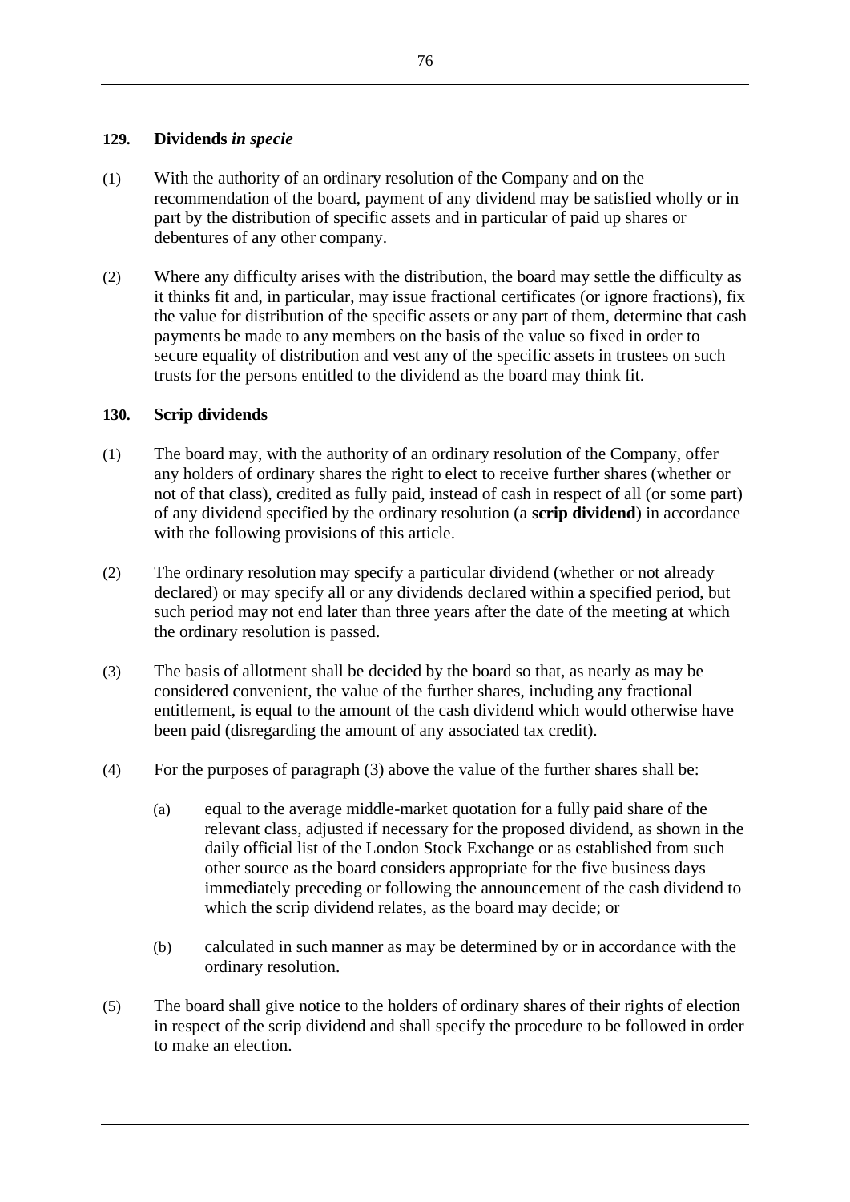### 129. Dividends *in specie*

(1) With the authority of an ordinary resolution of the Company and on the recommendation of the board, payment of any dividend may be satisfied wholly or in part by the distribution of specific assets and in particular of paid up shares or debentures of any other company.

(2) Where any difficulty arises with the distribution, the board may settle the difficulty as it thinks fit and, in particular, may issue fractional certificates (or ignore fractions), fix the value for distribution of the specific assets or any part of them, determine that cash payments be made to any members on the basis of the value so fixed in order to secure equality of distribution and vest any of the specific assets in trustees on such trusts for the persons entitled to the dividend as the board may think fit.

### 130. Scrip dividends

(1) The board may, with the authority of an ordinary resolution of the Company, offer any holders of ordinary shares the right to elect to receive further shares (whether or not of that class), credited as fully paid, instead of cash in respect of all (or some part) of any dividend specified by the ordinary resolution (a **scrip dividend**) in accordance with the following provisions of this article.

(2) The ordinary resolution may specify a particular dividend (whether or not already declared) or may specify all or any dividends declared within a specified period, but such period may not end later than three years after the date of the meeting at which the ordinary resolution is passed.

(3) The basis of allotment shall be decided by the board so that, as nearly as may be considered convenient, the value of the further shares, including any fractional entitlement, is equal to the amount of the cash dividend which would otherwise have been paid (disregarding the amount of any associated tax credit).

(4) For the purposes of paragraph (3) above the value of the further shares shall be:

   (a) equal to the average middle-market quotation for a fully paid share of the relevant class, adjusted if necessary for the proposed dividend, as shown in the daily official list of the London Stock Exchange or as established from such other source as the board considers appropriate for the five business days immediately preceding or following the announcement of the cash dividend to which the scrip dividend relates, as the board may decide; or

   (b) calculated in such manner as may be determined by or in accordance with the ordinary resolution.

(5) The board shall give notice to the holders of ordinary shares of their rights of election in respect of the scrip dividend and shall specify the procedure to be followed in order to make an election.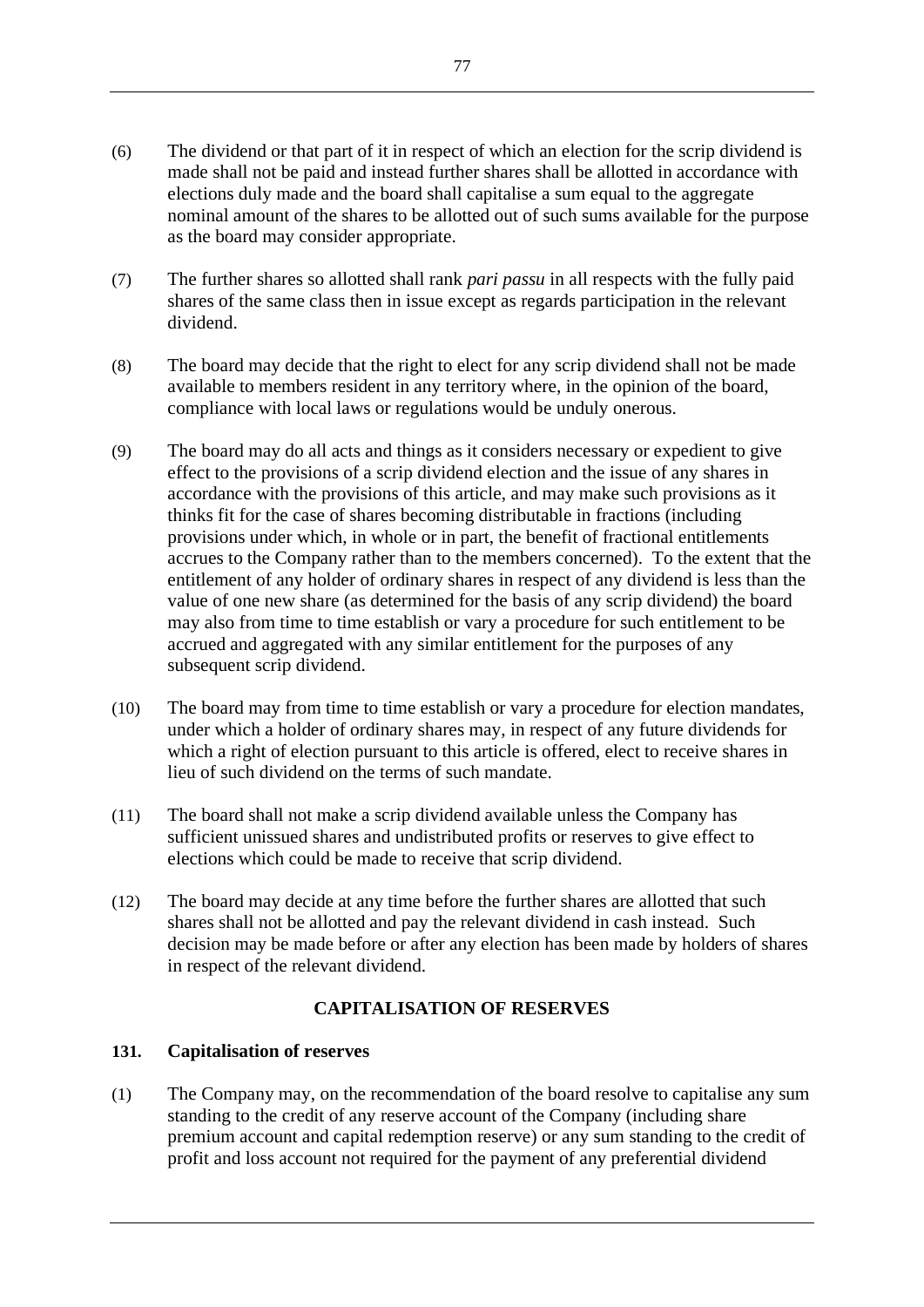(6) The dividend or that part of it in respect of which an election for the scrip dividend is made shall not be paid and instead further shares shall be allotted in accordance with elections duly made and the board shall capitalise a sum equal to the aggregate nominal amount of the shares to be allotted out of such sums available for the purpose as the board may consider appropriate.

(7) The further shares so allotted shall rank *pari passu* in all respects with the fully paid shares of the same class then in issue except as regards participation in the relevant dividend.

(8) The board may decide that the right to elect for any scrip dividend shall not be made available to members resident in any territory where, in the opinion of the board, compliance with local laws or regulations would be unduly onerous.

(9) The board may do all acts and things as it considers necessary or expedient to give effect to the provisions of a scrip dividend election and the issue of any shares in accordance with the provisions of this article, and may make such provisions as it thinks fit for the case of shares becoming distributable in fractions (including provisions under which, in whole or in part, the benefit of fractional entitlements accrues to the Company rather than to the members concerned). To the extent that the entitlement of any holder of ordinary shares in respect of any dividend is less than the value of one new share (as determined for the basis of any scrip dividend) the board may also from time to time establish or vary a procedure for such entitlement to be accrued and aggregated with any similar entitlement for the purposes of any subsequent scrip dividend.

(10) The board may from time to time establish or vary a procedure for election mandates, under which a holder of ordinary shares may, in respect of any future dividends for which a right of election pursuant to this article is offered, elect to receive shares in lieu of such dividend on the terms of such mandate.

(11) The board shall not make a scrip dividend available unless the Company has sufficient unissued shares and undistributed profits or reserves to give effect to elections which could be made to receive that scrip dividend.

(12) The board may decide at any time before the further shares are allotted that such shares shall not be allotted and pay the relevant dividend in cash instead. Such decision may be made before or after any election has been made by holders of shares in respect of the relevant dividend.

## CAPITALISATION OF RESERVES

### 131. Capitalisation of reserves

(1) The Company may, on the recommendation of the board resolve to capitalise any sum standing to the credit of any reserve account of the Company (including share premium account and capital redemption reserve) or any sum standing to the credit of profit and loss account not required for the payment of any preferential dividend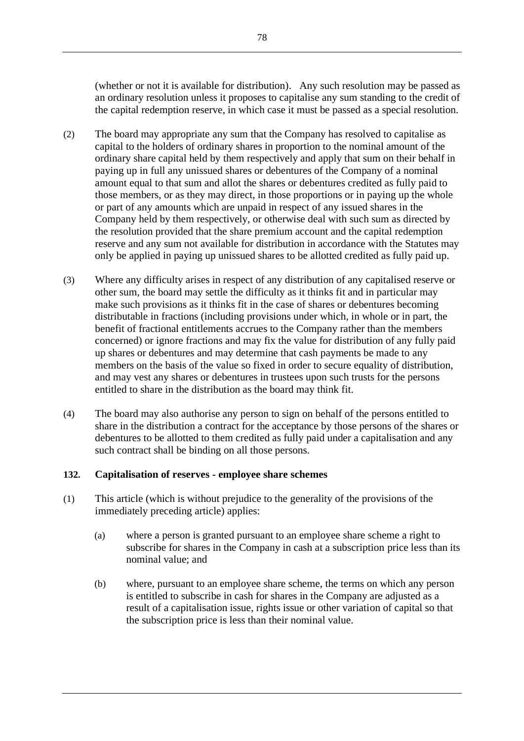(whether or not it is available for distribution). Any such resolution may be passed as an ordinary resolution unless it proposes to capitalise any sum standing to the credit of the capital redemption reserve, in which case it must be passed as a special resolution.

(2) The board may appropriate any sum that the Company has resolved to capitalise as capital to the holders of ordinary shares in proportion to the nominal amount of the ordinary share capital held by them respectively and apply that sum on their behalf in paying up in full any unissued shares or debentures of the Company of a nominal amount equal to that sum and allot the shares or debentures credited as fully paid to those members, or as they may direct, in those proportions or in paying up the whole or part of any amounts which are unpaid in respect of any issued shares in the Company held by them respectively, or otherwise deal with such sum as directed by the resolution provided that the share premium account and the capital redemption reserve and any sum not available for distribution in accordance with the Statutes may only be applied in paying up unissued shares to be allotted credited as fully paid up.

(3) Where any difficulty arises in respect of any distribution of any capitalised reserve or other sum, the board may settle the difficulty as it thinks fit and in particular may make such provisions as it thinks fit in the case of shares or debentures becoming distributable in fractions (including provisions under which, in whole or in part, the benefit of fractional entitlements accrues to the Company rather than the members concerned) or ignore fractions and may fix the value for distribution of any fully paid up shares or debentures and may determine that cash payments be made to any members on the basis of the value so fixed in order to secure equality of distribution, and may vest any shares or debentures in trustees upon such trusts for the persons entitled to share in the distribution as the board may think fit.

(4) The board may also authorise any person to sign on behalf of the persons entitled to share in the distribution a contract for the acceptance by those persons of the shares or debentures to be allotted to them credited as fully paid under a capitalisation and any such contract shall be binding on all those persons.

**132. Capitalisation of reserves - employee share schemes**

(1) This article (which is without prejudice to the generality of the provisions of the immediately preceding article) applies:

(a) where a person is granted pursuant to an employee share scheme a right to subscribe for shares in the Company in cash at a subscription price less than its nominal value; and

(b) where, pursuant to an employee share scheme, the terms on which any person is entitled to subscribe in cash for shares in the Company are adjusted as a result of a capitalisation issue, rights issue or other variation of capital so that the subscription price is less than their nominal value.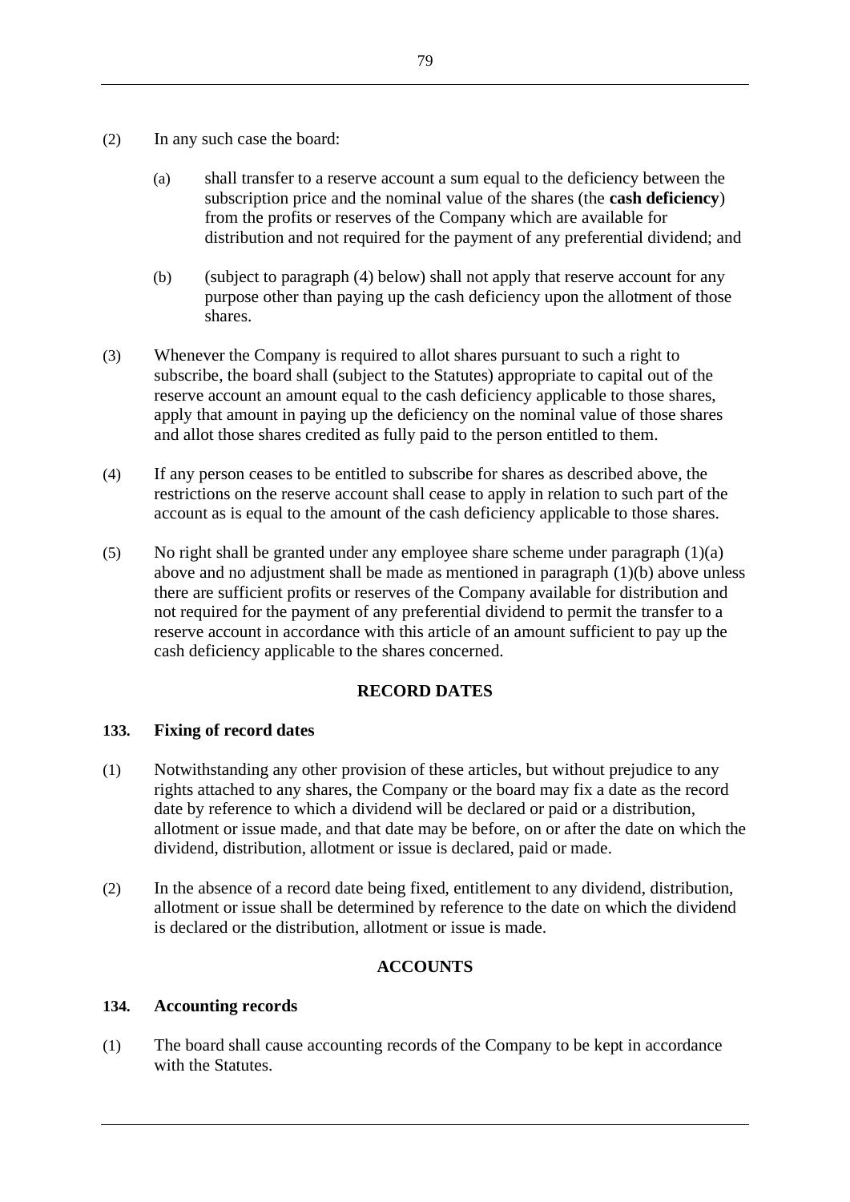(2) In any such case the board:

   (a) shall transfer to a reserve account a sum equal to the deficiency between the subscription price and the nominal value of the shares (the **cash deficiency**) from the profits or reserves of the Company which are available for distribution and not required for the payment of any preferential dividend; and

   (b) (subject to paragraph (4) below) shall not apply that reserve account for any purpose other than paying up the cash deficiency upon the allotment of those shares.

(3) Whenever the Company is required to allot shares pursuant to such a right to subscribe, the board shall (subject to the Statutes) appropriate to capital out of the reserve account an amount equal to the cash deficiency applicable to those shares, apply that amount in paying up the deficiency on the nominal value of those shares and allot those shares credited as fully paid to the person entitled to them.

(4) If any person ceases to be entitled to subscribe for shares as described above, the restrictions on the reserve account shall cease to apply in relation to such part of the account as is equal to the amount of the cash deficiency applicable to those shares.

(5) No right shall be granted under any employee share scheme under paragraph (1)(a) above and no adjustment shall be made as mentioned in paragraph (1)(b) above unless there are sufficient profits or reserves of the Company available for distribution and not required for the payment of any preferential dividend to permit the transfer to a reserve account in accordance with this article of an amount sufficient to pay up the cash deficiency applicable to the shares concerned.

## RECORD DATES

### 133. Fixing of record dates

(1) Notwithstanding any other provision of these articles, but without prejudice to any rights attached to any shares, the Company or the board may fix a date as the record date by reference to which a dividend will be declared or paid or a distribution, allotment or issue made, and that date may be before, on or after the date on which the dividend, distribution, allotment or issue is declared, paid or made.

(2) In the absence of a record date being fixed, entitlement to any dividend, distribution, allotment or issue shall be determined by reference to the date on which the dividend is declared or the distribution, allotment or issue is made.

## ACCOUNTS

### 134. Accounting records

(1) The board shall cause accounting records of the Company to be kept in accordance with the Statutes.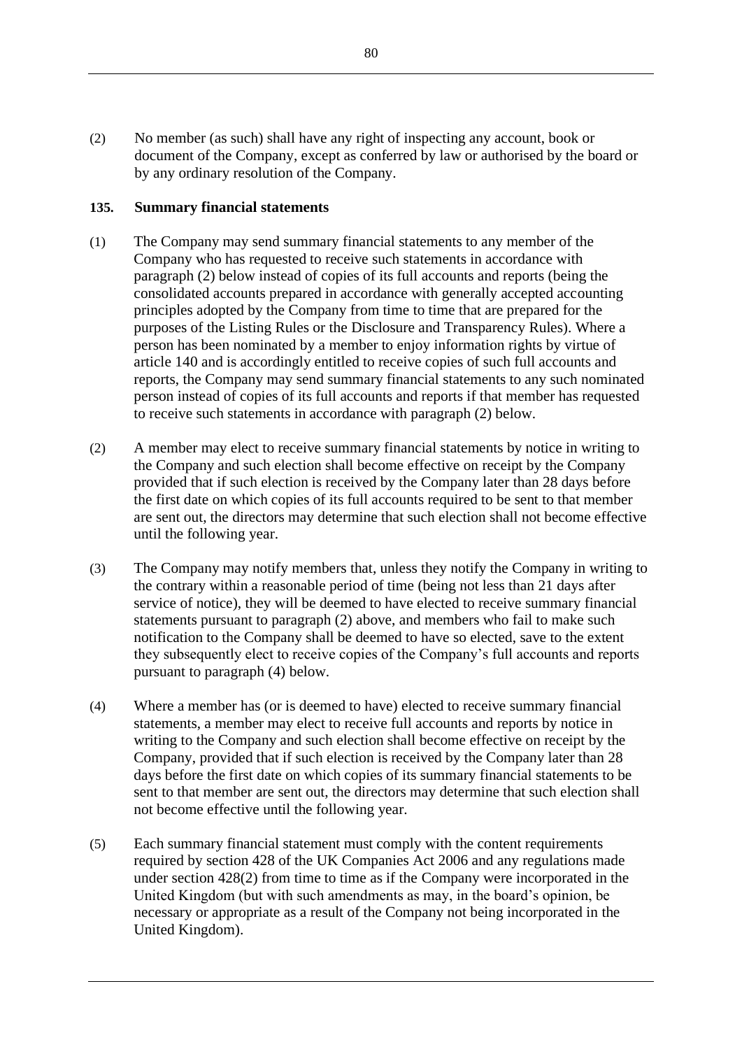(2) No member (as such) shall have any right of inspecting any account, book or document of the Company, except as conferred by law or authorised by the board or by any ordinary resolution of the Company.

## 135. Summary financial statements

(1) The Company may send summary financial statements to any member of the Company who has requested to receive such statements in accordance with paragraph (2) below instead of copies of its full accounts and reports (being the consolidated accounts prepared in accordance with generally accepted accounting principles adopted by the Company from time to time that are prepared for the purposes of the Listing Rules or the Disclosure and Transparency Rules). Where a person has been nominated by a member to enjoy information rights by virtue of article 140 and is accordingly entitled to receive copies of such full accounts and reports, the Company may send summary financial statements to any such nominated person instead of copies of its full accounts and reports if that member has requested to receive such statements in accordance with paragraph (2) below.

(2) A member may elect to receive summary financial statements by notice in writing to the Company and such election shall become effective on receipt by the Company provided that if such election is received by the Company later than 28 days before the first date on which copies of its full accounts required to be sent to that member are sent out, the directors may determine that such election shall not become effective until the following year.

(3) The Company may notify members that, unless they notify the Company in writing to the contrary within a reasonable period of time (being not less than 21 days after service of notice), they will be deemed to have elected to receive summary financial statements pursuant to paragraph (2) above, and members who fail to make such notification to the Company shall be deemed to have so elected, save to the extent they subsequently elect to receive copies of the Company's full accounts and reports pursuant to paragraph (4) below.

(4) Where a member has (or is deemed to have) elected to receive summary financial statements, a member may elect to receive full accounts and reports by notice in writing to the Company and such election shall become effective on receipt by the Company, provided that if such election is received by the Company later than 28 days before the first date on which copies of its summary financial statements to be sent to that member are sent out, the directors may determine that such election shall not become effective until the following year.

(5) Each summary financial statement must comply with the content requirements required by section 428 of the UK Companies Act 2006 and any regulations made under section 428(2) from time to time as if the Company were incorporated in the United Kingdom (but with such amendments as may, in the board's opinion, be necessary or appropriate as a result of the Company not being incorporated in the United Kingdom).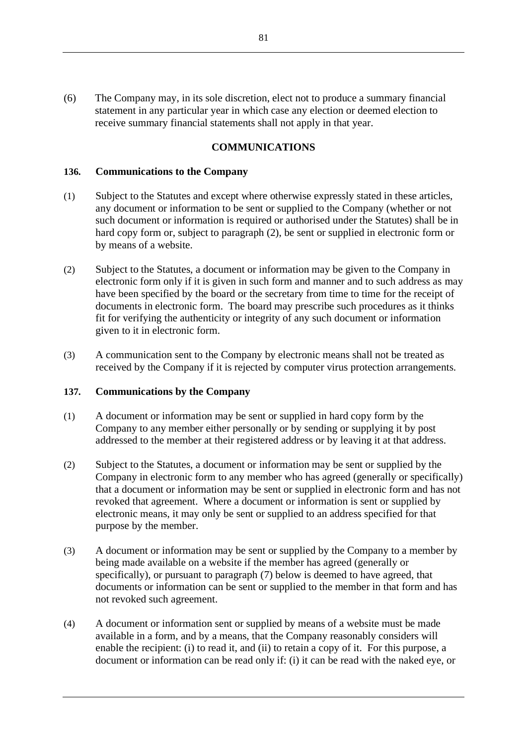(6) The Company may, in its sole discretion, elect not to produce a summary financial statement in any particular year in which case any election or deemed election to receive summary financial statements shall not apply in that year.

## COMMUNICATIONS

### 136. Communications to the Company

(1) Subject to the Statutes and except where otherwise expressly stated in these articles, any document or information to be sent or supplied to the Company (whether or not such document or information is required or authorised under the Statutes) shall be in hard copy form or, subject to paragraph (2), be sent or supplied in electronic form or by means of a website.

(2) Subject to the Statutes, a document or information may be given to the Company in electronic form only if it is given in such form and manner and to such address as may have been specified by the board or the secretary from time to time for the receipt of documents in electronic form. The board may prescribe such procedures as it thinks fit for verifying the authenticity or integrity of any such document or information given to it in electronic form.

(3) A communication sent to the Company by electronic means shall not be treated as received by the Company if it is rejected by computer virus protection arrangements.

### 137. Communications by the Company

(1) A document or information may be sent or supplied in hard copy form by the Company to any member either personally or by sending or supplying it by post addressed to the member at their registered address or by leaving it at that address.

(2) Subject to the Statutes, a document or information may be sent or supplied by the Company in electronic form to any member who has agreed (generally or specifically) that a document or information may be sent or supplied in electronic form and has not revoked that agreement. Where a document or information is sent or supplied by electronic means, it may only be sent or supplied to an address specified for that purpose by the member.

(3) A document or information may be sent or supplied by the Company to a member by being made available on a website if the member has agreed (generally or specifically), or pursuant to paragraph (7) below is deemed to have agreed, that documents or information can be sent or supplied to the member in that form and has not revoked such agreement.

(4) A document or information sent or supplied by means of a website must be made available in a form, and by a means, that the Company reasonably considers will enable the recipient: (i) to read it, and (ii) to retain a copy of it. For this purpose, a document or information can be read only if: (i) it can be read with the naked eye, or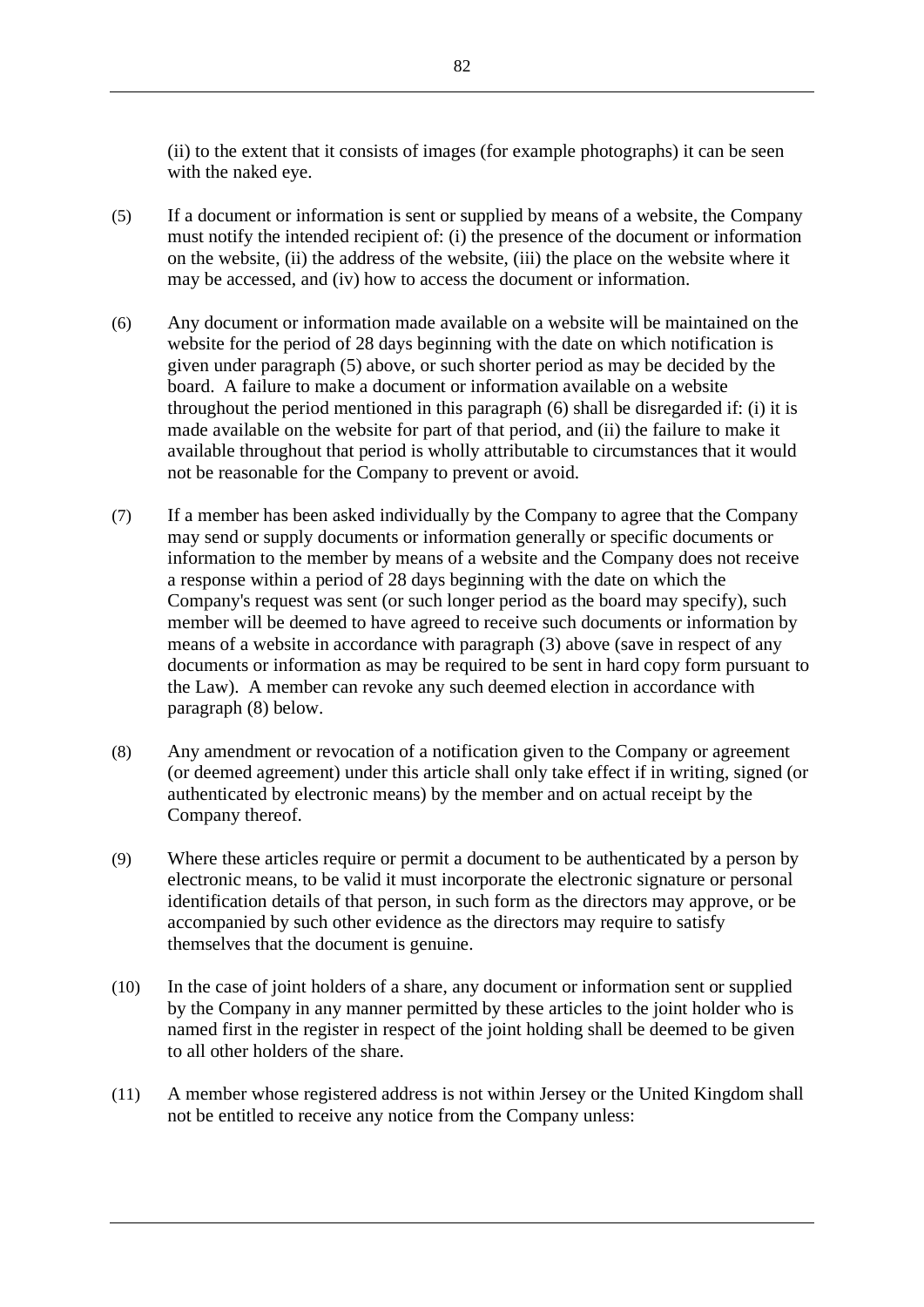(ii) to the extent that it consists of images (for example photographs) it can be seen with the naked eye.

(5) If a document or information is sent or supplied by means of a website, the Company must notify the intended recipient of: (i) the presence of the document or information on the website, (ii) the address of the website, (iii) the place on the website where it may be accessed, and (iv) how to access the document or information.

(6) Any document or information made available on a website will be maintained on the website for the period of 28 days beginning with the date on which notification is given under paragraph (5) above, or such shorter period as may be decided by the board. A failure to make a document or information available on a website throughout the period mentioned in this paragraph (6) shall be disregarded if: (i) it is made available on the website for part of that period, and (ii) the failure to make it available throughout that period is wholly attributable to circumstances that it would not be reasonable for the Company to prevent or avoid.

(7) If a member has been asked individually by the Company to agree that the Company may send or supply documents or information generally or specific documents or information to the member by means of a website and the Company does not receive a response within a period of 28 days beginning with the date on which the Company's request was sent (or such longer period as the board may specify), such member will be deemed to have agreed to receive such documents or information by means of a website in accordance with paragraph (3) above (save in respect of any documents or information as may be required to be sent in hard copy form pursuant to the Law). A member can revoke any such deemed election in accordance with paragraph (8) below.

(8) Any amendment or revocation of a notification given to the Company or agreement (or deemed agreement) under this article shall only take effect if in writing, signed (or authenticated by electronic means) by the member and on actual receipt by the Company thereof.

(9) Where these articles require or permit a document to be authenticated by a person by electronic means, to be valid it must incorporate the electronic signature or personal identification details of that person, in such form as the directors may approve, or be accompanied by such other evidence as the directors may require to satisfy themselves that the document is genuine.

(10) In the case of joint holders of a share, any document or information sent or supplied by the Company in any manner permitted by these articles to the joint holder who is named first in the register in respect of the joint holding shall be deemed to be given to all other holders of the share.

(11) A member whose registered address is not within Jersey or the United Kingdom shall not be entitled to receive any notice from the Company unless: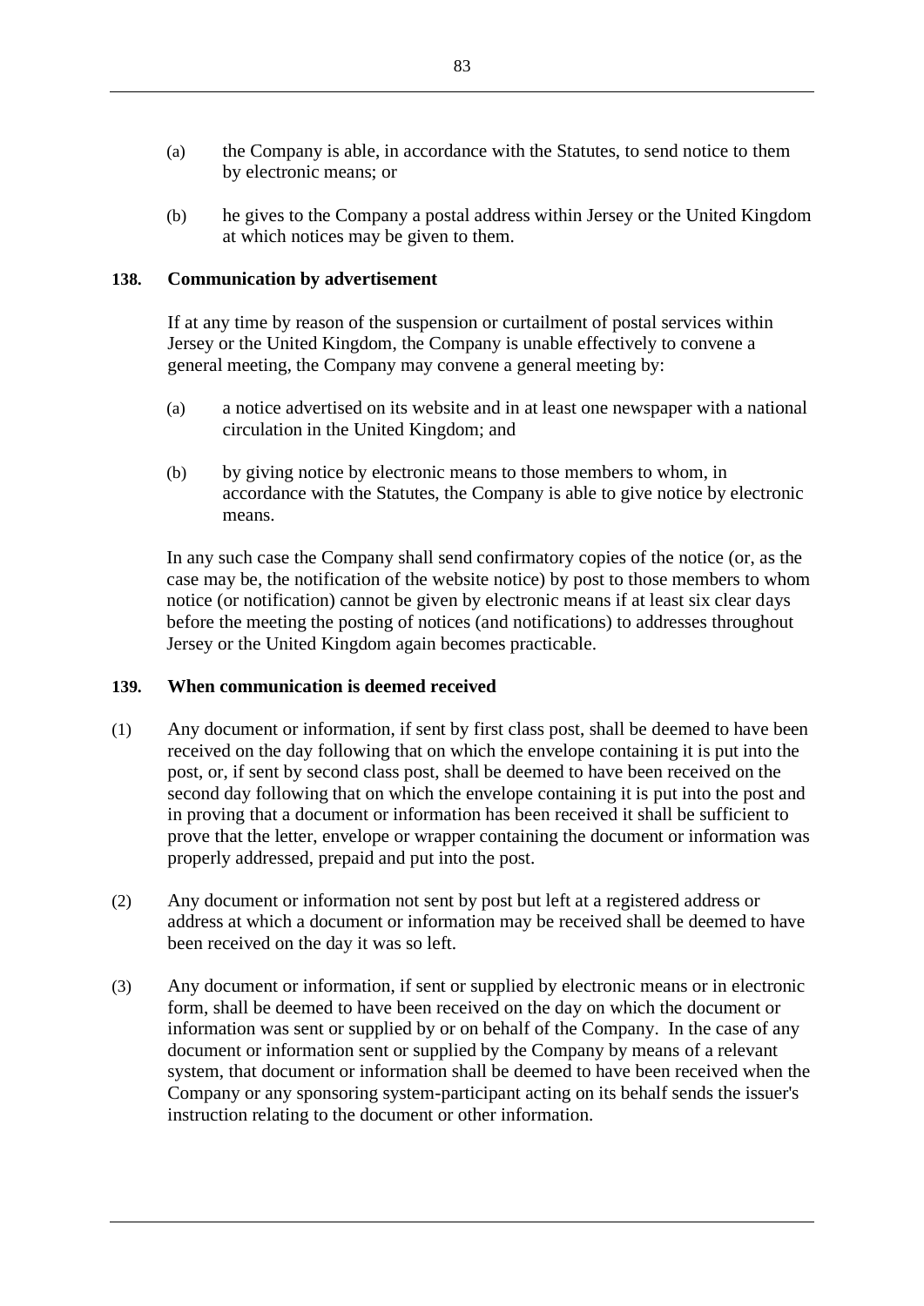(a) the Company is able, in accordance with the Statutes, to send notice to them by electronic means; or

(b) he gives to the Company a postal address within Jersey or the United Kingdom at which notices may be given to them.

**138. Communication by advertisement**

If at any time by reason of the suspension or curtailment of postal services within Jersey or the United Kingdom, the Company is unable effectively to convene a general meeting, the Company may convene a general meeting by:

(a) a notice advertised on its website and in at least one newspaper with a national circulation in the United Kingdom; and

(b) by giving notice by electronic means to those members to whom, in accordance with the Statutes, the Company is able to give notice by electronic means.

In any such case the Company shall send confirmatory copies of the notice (or, as the case may be, the notification of the website notice) by post to those members to whom notice (or notification) cannot be given by electronic means if at least six clear days before the meeting the posting of notices (and notifications) to addresses throughout Jersey or the United Kingdom again becomes practicable.

**139. When communication is deemed received**

(1) Any document or information, if sent by first class post, shall be deemed to have been received on the day following that on which the envelope containing it is put into the post, or, if sent by second class post, shall be deemed to have been received on the second day following that on which the envelope containing it is put into the post and in proving that a document or information has been received it shall be sufficient to prove that the letter, envelope or wrapper containing the document or information was properly addressed, prepaid and put into the post.

(2) Any document or information not sent by post but left at a registered address or address at which a document or information may be received shall be deemed to have been received on the day it was so left.

(3) Any document or information, if sent or supplied by electronic means or in electronic form, shall be deemed to have been received on the day on which the document or information was sent or supplied by or on behalf of the Company. In the case of any document or information sent or supplied by the Company by means of a relevant system, that document or information shall be deemed to have been received when the Company or any sponsoring system-participant acting on its behalf sends the issuer's instruction relating to the document or other information.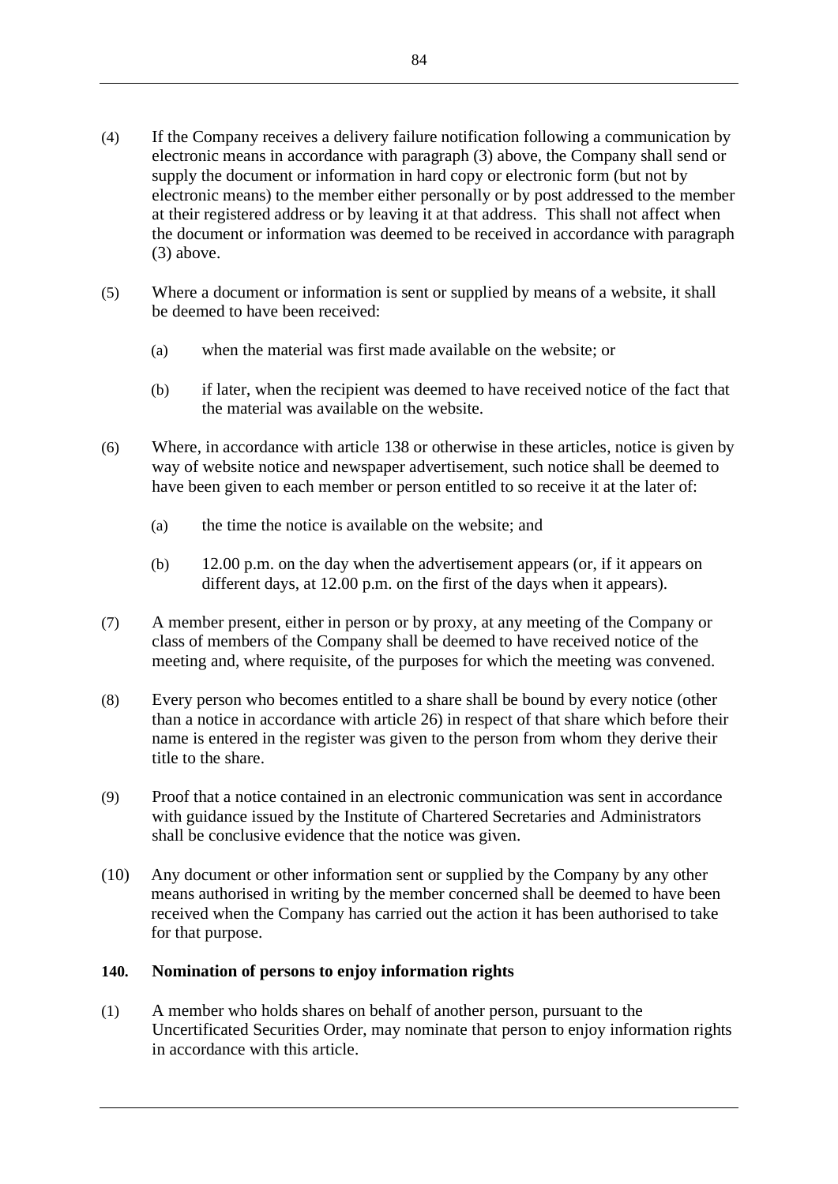(4) If the Company receives a delivery failure notification following a communication by electronic means in accordance with paragraph (3) above, the Company shall send or supply the document or information in hard copy or electronic form (but not by electronic means) to the member either personally or by post addressed to the member at their registered address or by leaving it at that address. This shall not affect when the document or information was deemed to be received in accordance with paragraph (3) above.

(5) Where a document or information is sent or supplied by means of a website, it shall be deemed to have been received:

(a) when the material was first made available on the website; or

(b) if later, when the recipient was deemed to have received notice of the fact that the material was available on the website.

(6) Where, in accordance with article 138 or otherwise in these articles, notice is given by way of website notice and newspaper advertisement, such notice shall be deemed to have been given to each member or person entitled to so receive it at the later of:

(a) the time the notice is available on the website; and

(b) 12.00 p.m. on the day when the advertisement appears (or, if it appears on different days, at 12.00 p.m. on the first of the days when it appears).

(7) A member present, either in person or by proxy, at any meeting of the Company or class of members of the Company shall be deemed to have received notice of the meeting and, where requisite, of the purposes for which the meeting was convened.

(8) Every person who becomes entitled to a share shall be bound by every notice (other than a notice in accordance with article 26) in respect of that share which before their name is entered in the register was given to the person from whom they derive their title to the share.

(9) Proof that a notice contained in an electronic communication was sent in accordance with guidance issued by the Institute of Chartered Secretaries and Administrators shall be conclusive evidence that the notice was given.

(10) Any document or other information sent or supplied by the Company by any other means authorised in writing by the member concerned shall be deemed to have been received when the Company has carried out the action it has been authorised to take for that purpose.

**140. Nomination of persons to enjoy information rights**

(1) A member who holds shares on behalf of another person, pursuant to the Uncertificated Securities Order, may nominate that person to enjoy information rights in accordance with this article.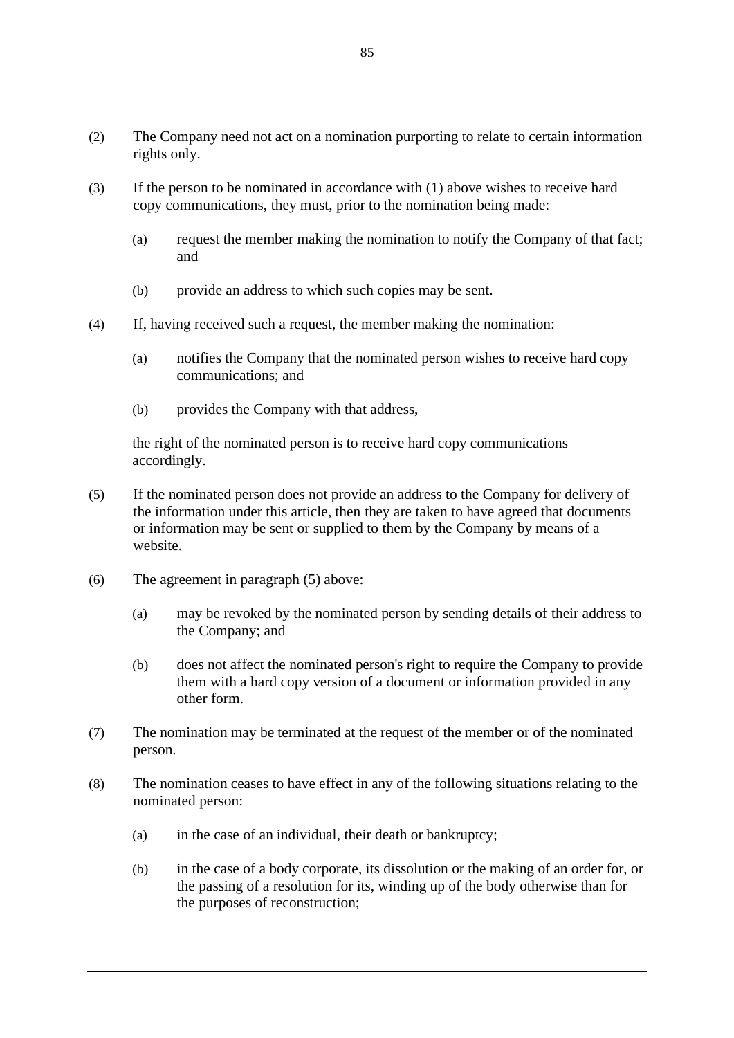(2) The Company need not act on a nomination purporting to relate to certain information rights only.

(3) If the person to be nominated in accordance with (1) above wishes to receive hard copy communications, they must, prior to the nomination being made:

  (a) request the member making the nomination to notify the Company of that fact; and

  (b) provide an address to which such copies may be sent.

(4) If, having received such a request, the member making the nomination:

  (a) notifies the Company that the nominated person wishes to receive hard copy communications; and

  (b) provides the Company with that address,

  the right of the nominated person is to receive hard copy communications accordingly.

(5) If the nominated person does not provide an address to the Company for delivery of the information under this article, then they are taken to have agreed that documents or information may be sent or supplied to them by the Company by means of a website.

(6) The agreement in paragraph (5) above:

  (a) may be revoked by the nominated person by sending details of their address to the Company; and

  (b) does not affect the nominated person's right to require the Company to provide them with a hard copy version of a document or information provided in any other form.

(7) The nomination may be terminated at the request of the member or of the nominated person.

(8) The nomination ceases to have effect in any of the following situations relating to the nominated person:

  (a) in the case of an individual, their death or bankruptcy;

  (b) in the case of a body corporate, its dissolution or the making of an order for, or the passing of a resolution for its, winding up of the body otherwise than for the purposes of reconstruction;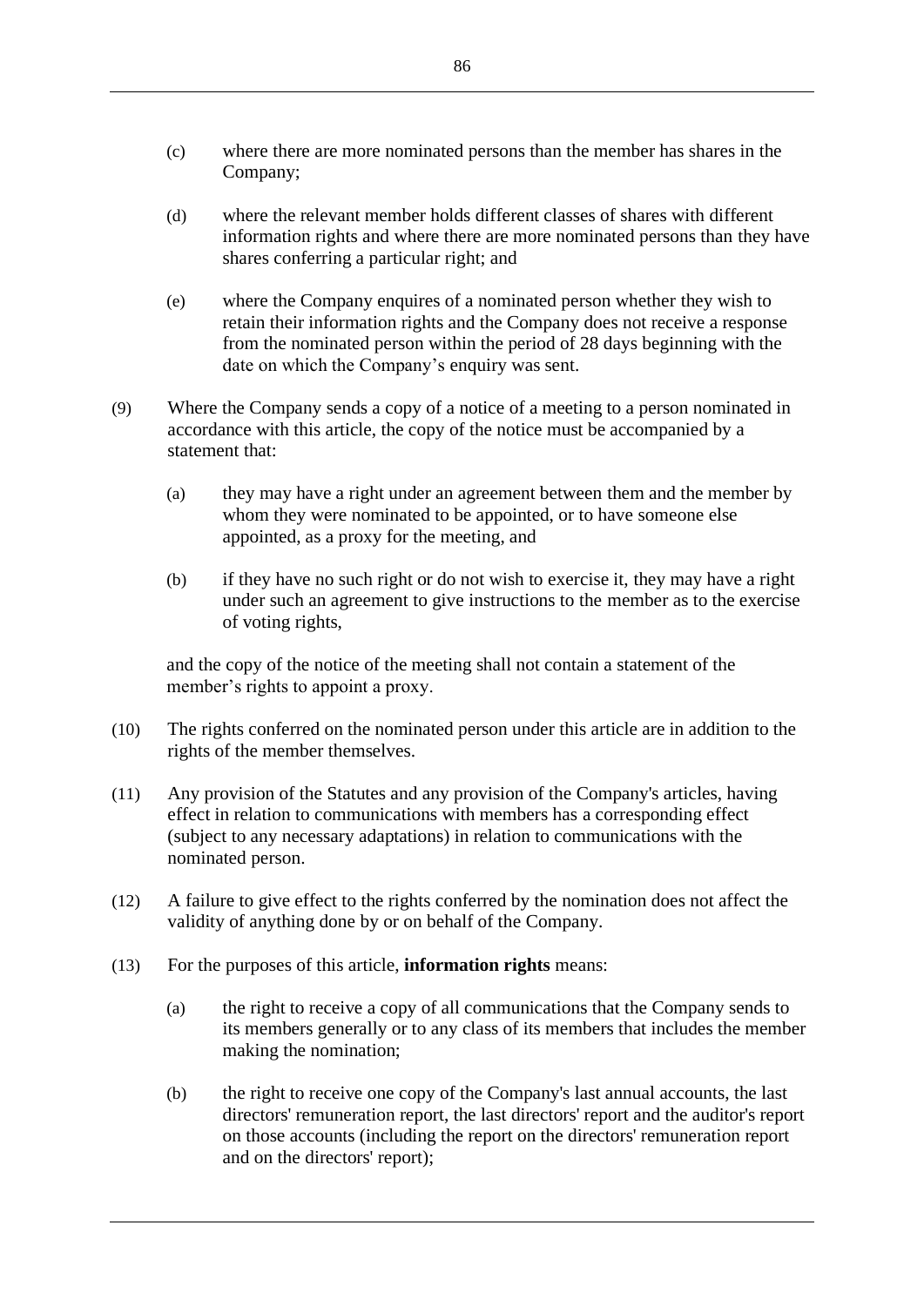(c) where there are more nominated persons than the member has shares in the Company;

(d) where the relevant member holds different classes of shares with different information rights and where there are more nominated persons than they have shares conferring a particular right; and

(e) where the Company enquires of a nominated person whether they wish to retain their information rights and the Company does not receive a response from the nominated person within the period of 28 days beginning with the date on which the Company's enquiry was sent.

(9) Where the Company sends a copy of a notice of a meeting to a person nominated in accordance with this article, the copy of the notice must be accompanied by a statement that:

(a) they may have a right under an agreement between them and the member by whom they were nominated to be appointed, or to have someone else appointed, as a proxy for the meeting, and

(b) if they have no such right or do not wish to exercise it, they may have a right under such an agreement to give instructions to the member as to the exercise of voting rights,

and the copy of the notice of the meeting shall not contain a statement of the member's rights to appoint a proxy.

(10) The rights conferred on the nominated person under this article are in addition to the rights of the member themselves.

(11) Any provision of the Statutes and any provision of the Company's articles, having effect in relation to communications with members has a corresponding effect (subject to any necessary adaptations) in relation to communications with the nominated person.

(12) A failure to give effect to the rights conferred by the nomination does not affect the validity of anything done by or on behalf of the Company.

(13) For the purposes of this article, **information rights** means:

(a) the right to receive a copy of all communications that the Company sends to its members generally or to any class of its members that includes the member making the nomination;

(b) the right to receive one copy of the Company's last annual accounts, the last directors' remuneration report, the last directors' report and the auditor's report on those accounts (including the report on the directors' remuneration report and on the directors' report);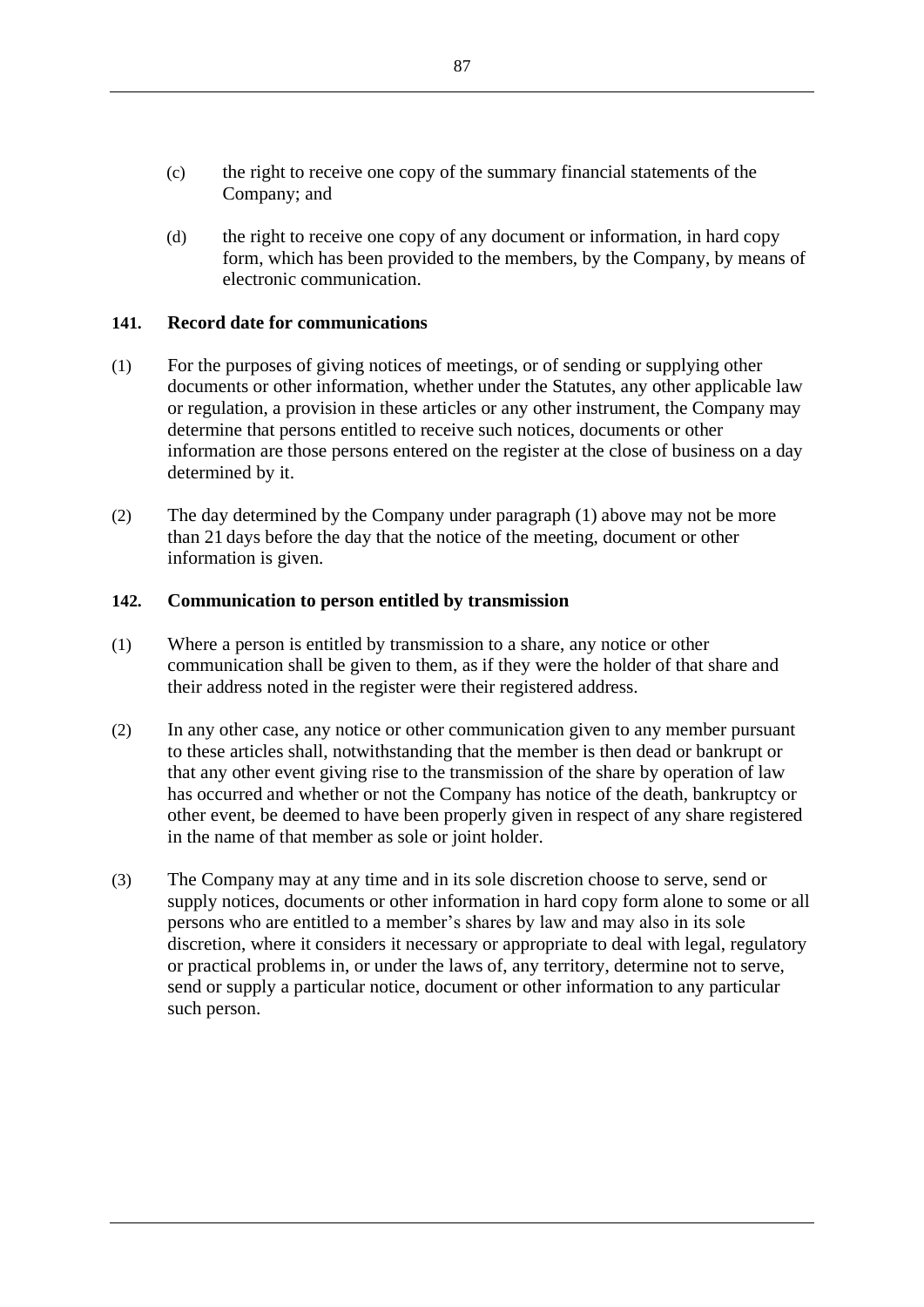(c) the right to receive one copy of the summary financial statements of the Company; and

(d) the right to receive one copy of any document or information, in hard copy form, which has been provided to the members, by the Company, by means of electronic communication.

### 141. Record date for communications

(1) For the purposes of giving notices of meetings, or of sending or supplying other documents or other information, whether under the Statutes, any other applicable law or regulation, a provision in these articles or any other instrument, the Company may determine that persons entitled to receive such notices, documents or other information are those persons entered on the register at the close of business on a day determined by it.

(2) The day determined by the Company under paragraph (1) above may not be more than 21 days before the day that the notice of the meeting, document or other information is given.

### 142. Communication to person entitled by transmission

(1) Where a person is entitled by transmission to a share, any notice or other communication shall be given to them, as if they were the holder of that share and their address noted in the register were their registered address.

(2) In any other case, any notice or other communication given to any member pursuant to these articles shall, notwithstanding that the member is then dead or bankrupt or that any other event giving rise to the transmission of the share by operation of law has occurred and whether or not the Company has notice of the death, bankruptcy or other event, be deemed to have been properly given in respect of any share registered in the name of that member as sole or joint holder.

(3) The Company may at any time and in its sole discretion choose to serve, send or supply notices, documents or other information in hard copy form alone to some or all persons who are entitled to a member's shares by law and may also in its sole discretion, where it considers it necessary or appropriate to deal with legal, regulatory or practical problems in, or under the laws of, any territory, determine not to serve, send or supply a particular notice, document or other information to any particular such person.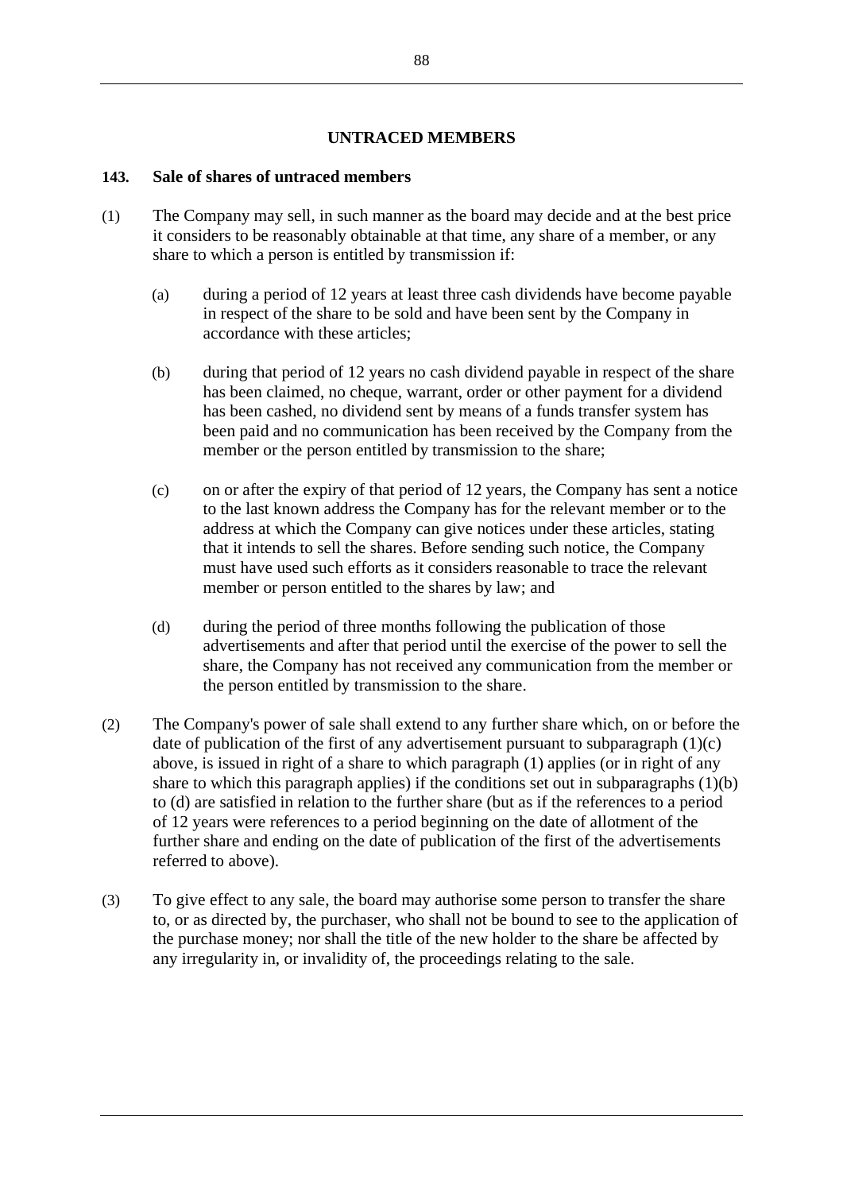## UNTRACED MEMBERS

### 143. Sale of shares of untraced members

(1) The Company may sell, in such manner as the board may decide and at the best price it considers to be reasonably obtainable at that time, any share of a member, or any share to which a person is entitled by transmission if:

(a) during a period of 12 years at least three cash dividends have become payable in respect of the share to be sold and have been sent by the Company in accordance with these articles;

(b) during that period of 12 years no cash dividend payable in respect of the share has been claimed, no cheque, warrant, order or other payment for a dividend has been cashed, no dividend sent by means of a funds transfer system has been paid and no communication has been received by the Company from the member or the person entitled by transmission to the share;

(c) on or after the expiry of that period of 12 years, the Company has sent a notice to the last known address the Company has for the relevant member or to the address at which the Company can give notices under these articles, stating that it intends to sell the shares. Before sending such notice, the Company must have used such efforts as it considers reasonable to trace the relevant member or person entitled to the shares by law; and

(d) during the period of three months following the publication of those advertisements and after that period until the exercise of the power to sell the share, the Company has not received any communication from the member or the person entitled by transmission to the share.

(2) The Company's power of sale shall extend to any further share which, on or before the date of publication of the first of any advertisement pursuant to subparagraph (1)(c) above, is issued in right of a share to which paragraph (1) applies (or in right of any share to which this paragraph applies) if the conditions set out in subparagraphs (1)(b) to (d) are satisfied in relation to the further share (but as if the references to a period of 12 years were references to a period beginning on the date of allotment of the further share and ending on the date of publication of the first of the advertisements referred to above).

(3) To give effect to any sale, the board may authorise some person to transfer the share to, or as directed by, the purchaser, who shall not be bound to see to the application of the purchase money; nor shall the title of the new holder to the share be affected by any irregularity in, or invalidity of, the proceedings relating to the sale.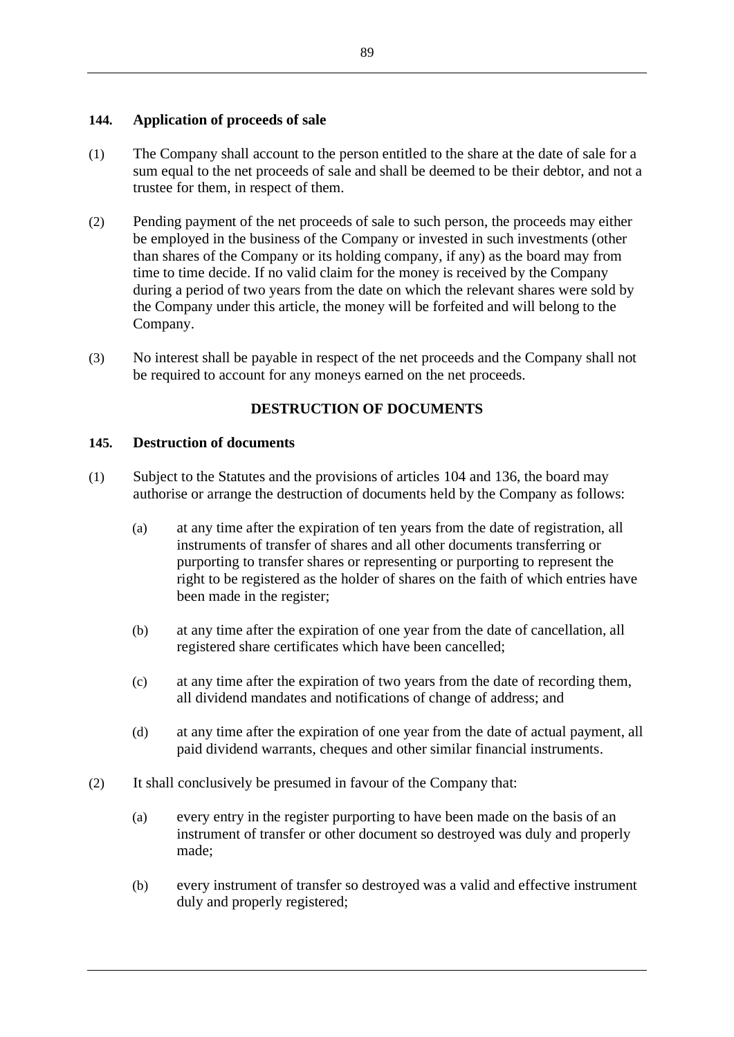### 144. Application of proceeds of sale

(1) The Company shall account to the person entitled to the share at the date of sale for a sum equal to the net proceeds of sale and shall be deemed to be their debtor, and not a trustee for them, in respect of them.

(2) Pending payment of the net proceeds of sale to such person, the proceeds may either be employed in the business of the Company or invested in such investments (other than shares of the Company or its holding company, if any) as the board may from time to time decide. If no valid claim for the money is received by the Company during a period of two years from the date on which the relevant shares were sold by the Company under this article, the money will be forfeited and will belong to the Company.

(3) No interest shall be payable in respect of the net proceeds and the Company shall not be required to account for any moneys earned on the net proceeds.

## DESTRUCTION OF DOCUMENTS

### 145. Destruction of documents

(1) Subject to the Statutes and the provisions of articles 104 and 136, the board may authorise or arrange the destruction of documents held by the Company as follows:

- (a) at any time after the expiration of ten years from the date of registration, all instruments of transfer of shares and all other documents transferring or purporting to transfer shares or representing or purporting to represent the right to be registered as the holder of shares on the faith of which entries have been made in the register;
- (b) at any time after the expiration of one year from the date of cancellation, all registered share certificates which have been cancelled;
- (c) at any time after the expiration of two years from the date of recording them, all dividend mandates and notifications of change of address; and
- (d) at any time after the expiration of one year from the date of actual payment, all paid dividend warrants, cheques and other similar financial instruments.

(2) It shall conclusively be presumed in favour of the Company that:

- (a) every entry in the register purporting to have been made on the basis of an instrument of transfer or other document so destroyed was duly and properly made;
- (b) every instrument of transfer so destroyed was a valid and effective instrument duly and properly registered;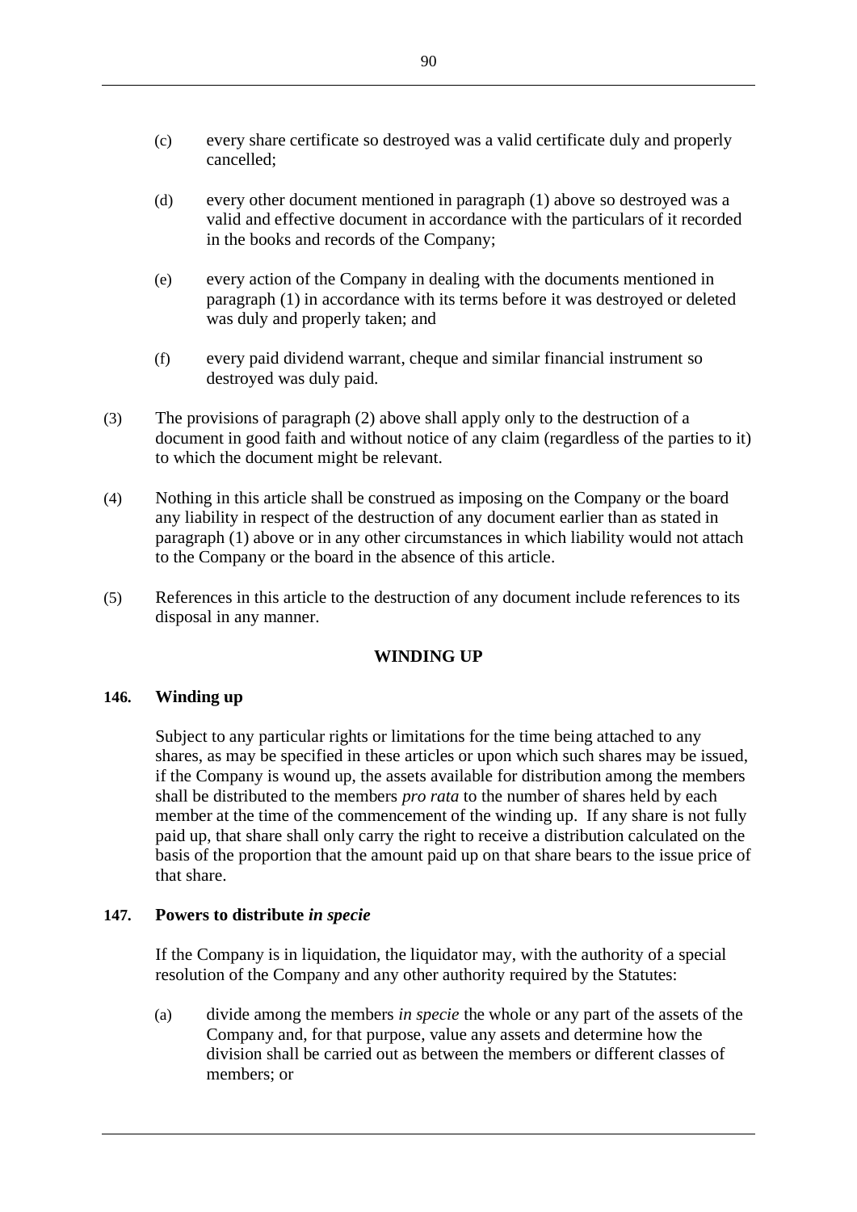(c) every share certificate so destroyed was a valid certificate duly and properly cancelled;

(d) every other document mentioned in paragraph (1) above so destroyed was a valid and effective document in accordance with the particulars of it recorded in the books and records of the Company;

(e) every action of the Company in dealing with the documents mentioned in paragraph (1) in accordance with its terms before it was destroyed or deleted was duly and properly taken; and

(f) every paid dividend warrant, cheque and similar financial instrument so destroyed was duly paid.

(3) The provisions of paragraph (2) above shall apply only to the destruction of a document in good faith and without notice of any claim (regardless of the parties to it) to which the document might be relevant.

(4) Nothing in this article shall be construed as imposing on the Company or the board any liability in respect of the destruction of any document earlier than as stated in paragraph (1) above or in any other circumstances in which liability would not attach to the Company or the board in the absence of this article.

(5) References in this article to the destruction of any document include references to its disposal in any manner.

## WINDING UP

### 146. Winding up

Subject to any particular rights or limitations for the time being attached to any shares, as may be specified in these articles or upon which such shares may be issued, if the Company is wound up, the assets available for distribution among the members shall be distributed to the members *pro rata* to the number of shares held by each member at the time of the commencement of the winding up. If any share is not fully paid up, that share shall only carry the right to receive a distribution calculated on the basis of the proportion that the amount paid up on that share bears to the issue price of that share.

### 147. Powers to distribute *in specie*

If the Company is in liquidation, the liquidator may, with the authority of a special resolution of the Company and any other authority required by the Statutes:

(a) divide among the members *in specie* the whole or any part of the assets of the Company and, for that purpose, value any assets and determine how the division shall be carried out as between the members or different classes of members; or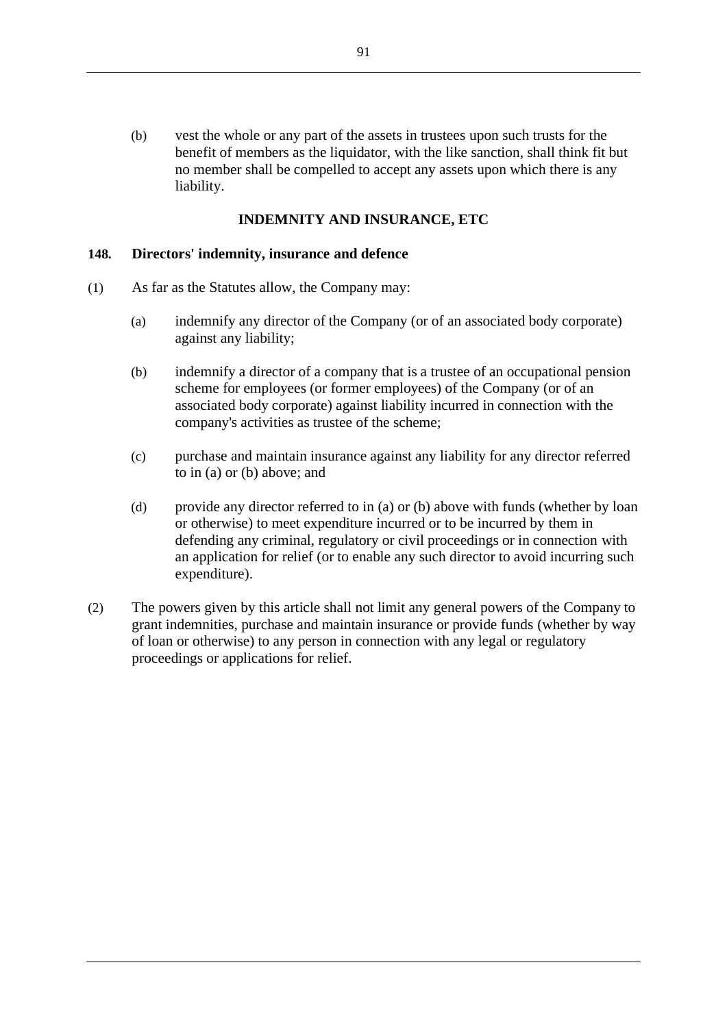(b) vest the whole or any part of the assets in trustees upon such trusts for the benefit of members as the liquidator, with the like sanction, shall think fit but no member shall be compelled to accept any assets upon which there is any liability.

## INDEMNITY AND INSURANCE, ETC

### 148. Directors' indemnity, insurance and defence

(1) As far as the Statutes allow, the Company may:

(a) indemnify any director of the Company (or of an associated body corporate) against any liability;

(b) indemnify a director of a company that is a trustee of an occupational pension scheme for employees (or former employees) of the Company (or of an associated body corporate) against liability incurred in connection with the company's activities as trustee of the scheme;

(c) purchase and maintain insurance against any liability for any director referred to in (a) or (b) above; and

(d) provide any director referred to in (a) or (b) above with funds (whether by loan or otherwise) to meet expenditure incurred or to be incurred by them in defending any criminal, regulatory or civil proceedings or in connection with an application for relief (or to enable any such director to avoid incurring such expenditure).

(2) The powers given by this article shall not limit any general powers of the Company to grant indemnities, purchase and maintain insurance or provide funds (whether by way of loan or otherwise) to any person in connection with any legal or regulatory proceedings or applications for relief.